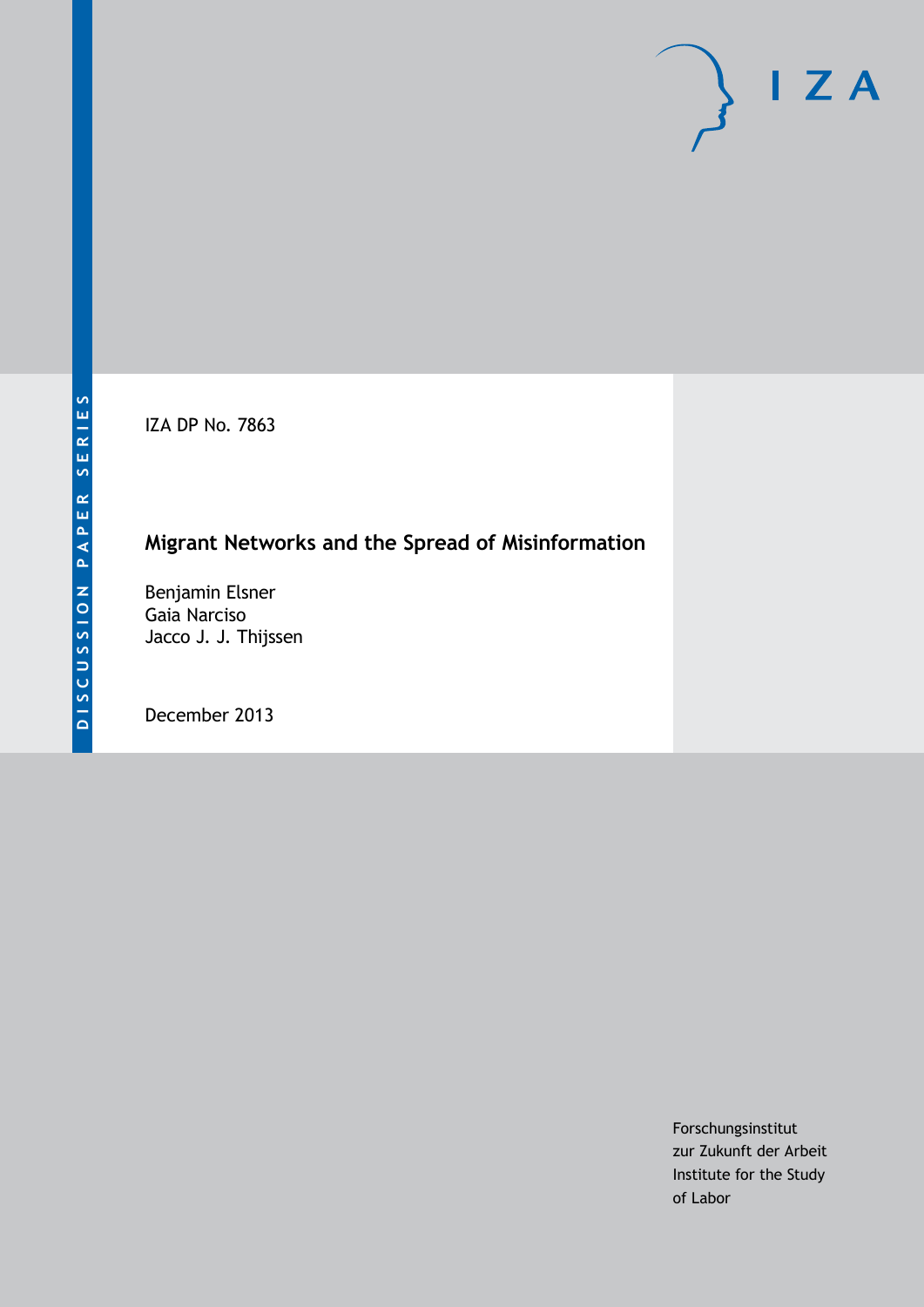DISCUSSION PAPER SERIES

IZA

IZA DP No. 7863

# Migrant Networks and the Spread of Misinformation

Benjamin Elsner
Gaia Narciso
Jacco J. J. Thijssen

December 2013

Forschungsinstitut
zur Zukunft der Arbeit
Institute for the Study
of Labor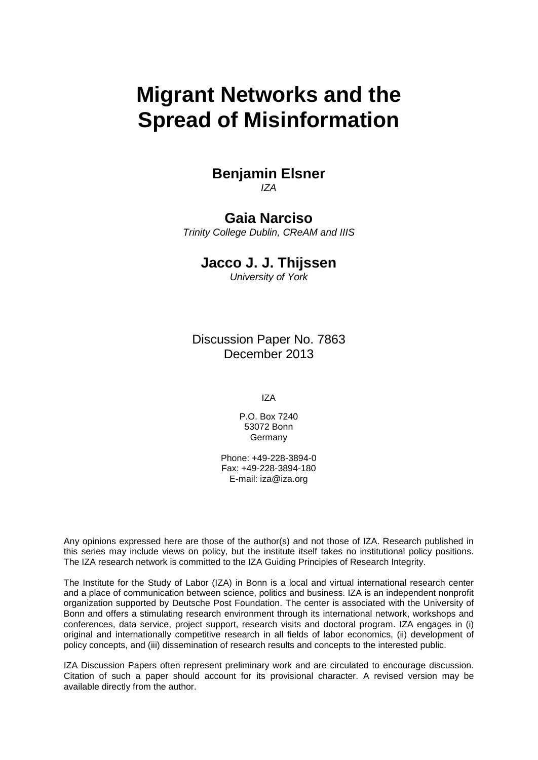# Migrant Networks and the Spread of Misinformation

**Benjamin Elsner**
*IZA*

**Gaia Narciso**
*Trinity College Dublin, CReAM and IIIS*

**Jacco J. J. Thijssen**
*University of York*

Discussion Paper No. 7863
December 2013

IZA

P.O. Box 7240
53072 Bonn
Germany

Phone: +49-228-3894-0
Fax: +49-228-3894-180
E-mail: iza@iza.org

Any opinions expressed here are those of the author(s) and not those of IZA. Research published in this series may include views on policy, but the institute itself takes no institutional policy positions. The IZA research network is committed to the IZA Guiding Principles of Research Integrity.

The Institute for the Study of Labor (IZA) in Bonn is a local and virtual international research center and a place of communication between science, politics and business. IZA is an independent nonprofit organization supported by Deutsche Post Foundation. The center is associated with the University of Bonn and offers a stimulating research environment through its international network, workshops and conferences, data service, project support, research visits and doctoral program. IZA engages in (i) original and internationally competitive research in all fields of labor economics, (ii) development of policy concepts, and (iii) dissemination of research results and concepts to the interested public.

IZA Discussion Papers often represent preliminary work and are circulated to encourage discussion. Citation of such a paper should account for its provisional character. A revised version may be available directly from the author.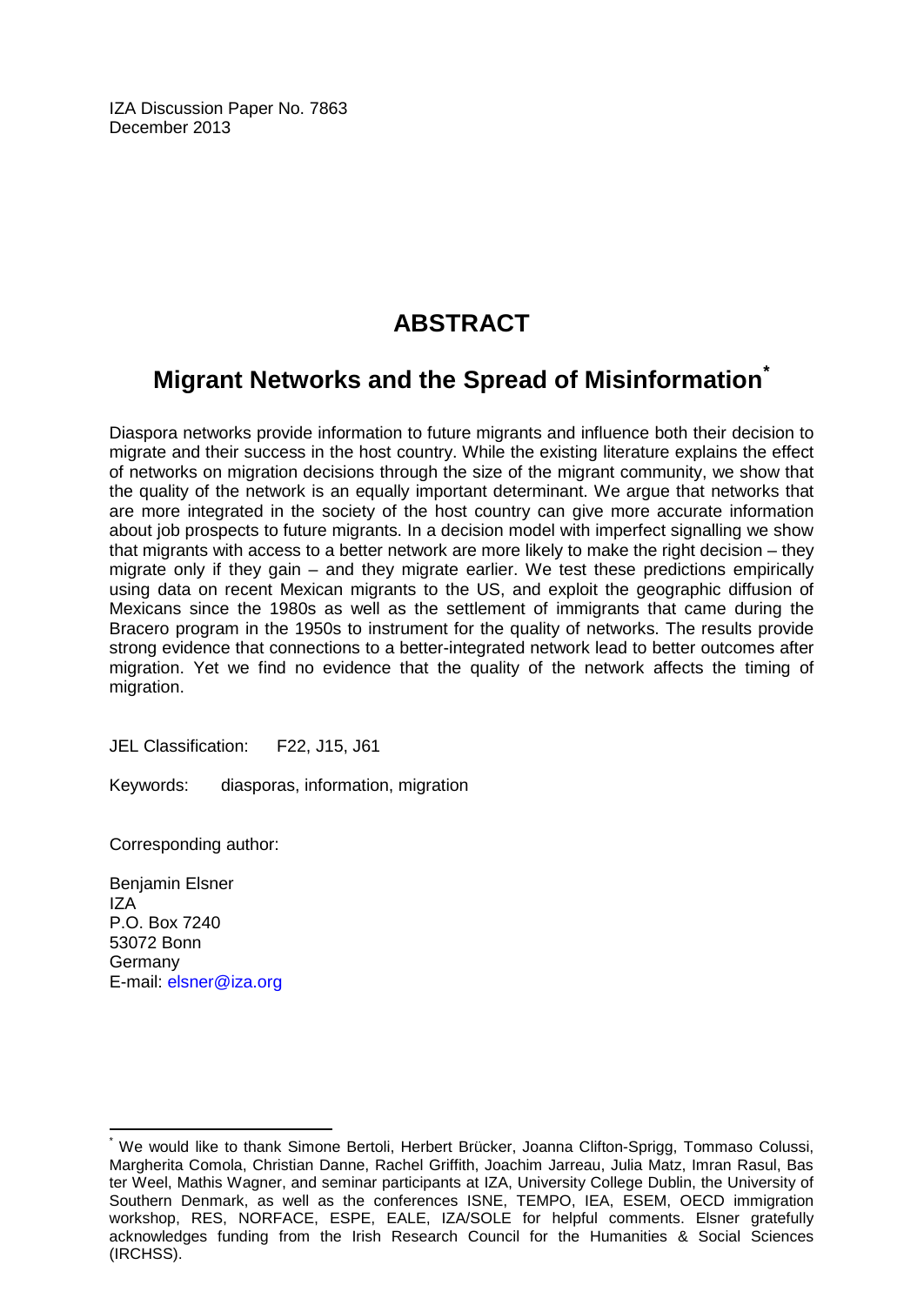IZA Discussion Paper No. 7863
December 2013

# ABSTRACT

## Migrant Networks and the Spread of Misinformation*

Diaspora networks provide information to future migrants and influence both their decision to migrate and their success in the host country. While the existing literature explains the effect of networks on migration decisions through the size of the migrant community, we show that the quality of the network is an equally important determinant. We argue that networks that are more integrated in the society of the host country can give more accurate information about job prospects to future migrants. In a decision model with imperfect signalling we show that migrants with access to a better network are more likely to make the right decision – they migrate only if they gain – and they migrate earlier. We test these predictions empirically using data on recent Mexican migrants to the US, and exploit the geographic diffusion of Mexicans since the 1980s as well as the settlement of immigrants that came during the Bracero program in the 1950s to instrument for the quality of networks. The results provide strong evidence that connections to a better-integrated network lead to better outcomes after migration. Yet we find no evidence that the quality of the network affects the timing of migration.

JEL Classification: F22, J15, J61

Keywords: diasporas, information, migration

Corresponding author:

Benjamin Elsner
IZA
P.O. Box 7240
53072 Bonn
Germany
E-mail: elsner@iza.org

---

* We would like to thank Simone Bertoli, Herbert Brücker, Joanna Clifton-Sprigg, Tommaso Colussi, Margherita Comola, Christian Danne, Rachel Griffith, Joachim Jarreau, Julia Matz, Imran Rasul, Bas ter Weel, Mathis Wagner, and seminar participants at IZA, University College Dublin, the University of Southern Denmark, as well as the conferences ISNE, TEMPO, IEA, ESEM, OECD immigration workshop, RES, NORFACE, ESPE, EALE, IZA/SOLE for helpful comments. Elsner gratefully acknowledges funding from the Irish Research Council for the Humanities & Social Sciences (IRCHSS).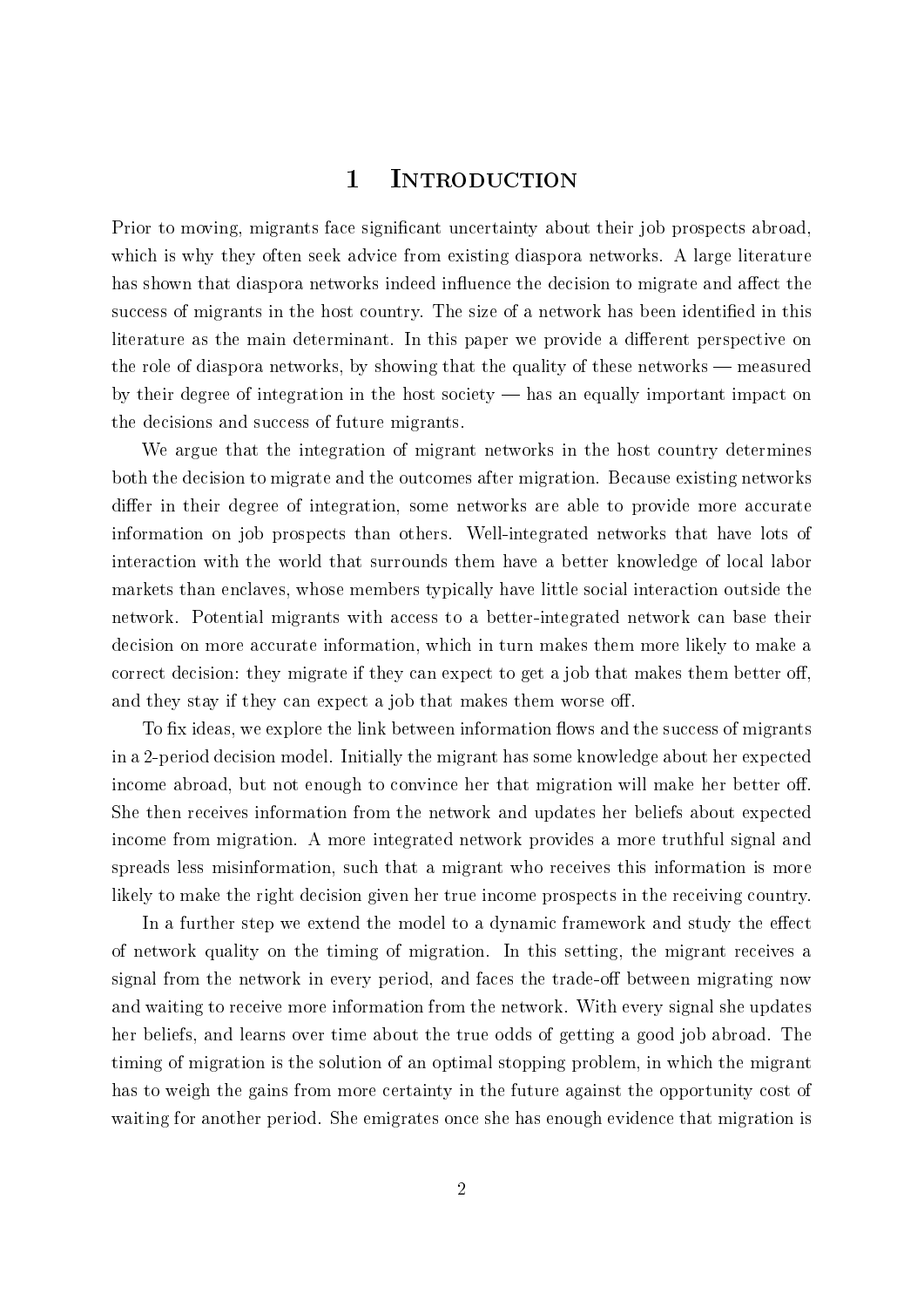# 1 Introduction

Prior to moving, migrants face significant uncertainty about their job prospects abroad, which is why they often seek advice from existing diaspora networks. A large literature has shown that diaspora networks indeed influence the decision to migrate and affect the success of migrants in the host country. The size of a network has been identified in this literature as the main determinant. In this paper we provide a different perspective on the role of diaspora networks, by showing that the quality of these networks — measured by their degree of integration in the host society — has an equally important impact on the decisions and success of future migrants.

We argue that the integration of migrant networks in the host country determines both the decision to migrate and the outcomes after migration. Because existing networks differ in their degree of integration, some networks are able to provide more accurate information on job prospects than others. Well-integrated networks that have lots of interaction with the world that surrounds them have a better knowledge of local labor markets than enclaves, whose members typically have little social interaction outside the network. Potential migrants with access to a better-integrated network can base their decision on more accurate information, which in turn makes them more likely to make a correct decision: they migrate if they can expect to get a job that makes them better off, and they stay if they can expect a job that makes them worse off.

To fix ideas, we explore the link between information flows and the success of migrants in a 2-period decision model. Initially the migrant has some knowledge about her expected income abroad, but not enough to convince her that migration will make her better off. She then receives information from the network and updates her beliefs about expected income from migration. A more integrated network provides a more truthful signal and spreads less misinformation, such that a migrant who receives this information is more likely to make the right decision given her true income prospects in the receiving country.

In a further step we extend the model to a dynamic framework and study the effect of network quality on the timing of migration. In this setting, the migrant receives a signal from the network in every period, and faces the trade-off between migrating now and waiting to receive more information from the network. With every signal she updates her beliefs, and learns over time about the true odds of getting a good job abroad. The timing of migration is the solution of an optimal stopping problem, in which the migrant has to weigh the gains from more certainty in the future against the opportunity cost of waiting for another period. She emigrates once she has enough evidence that migration is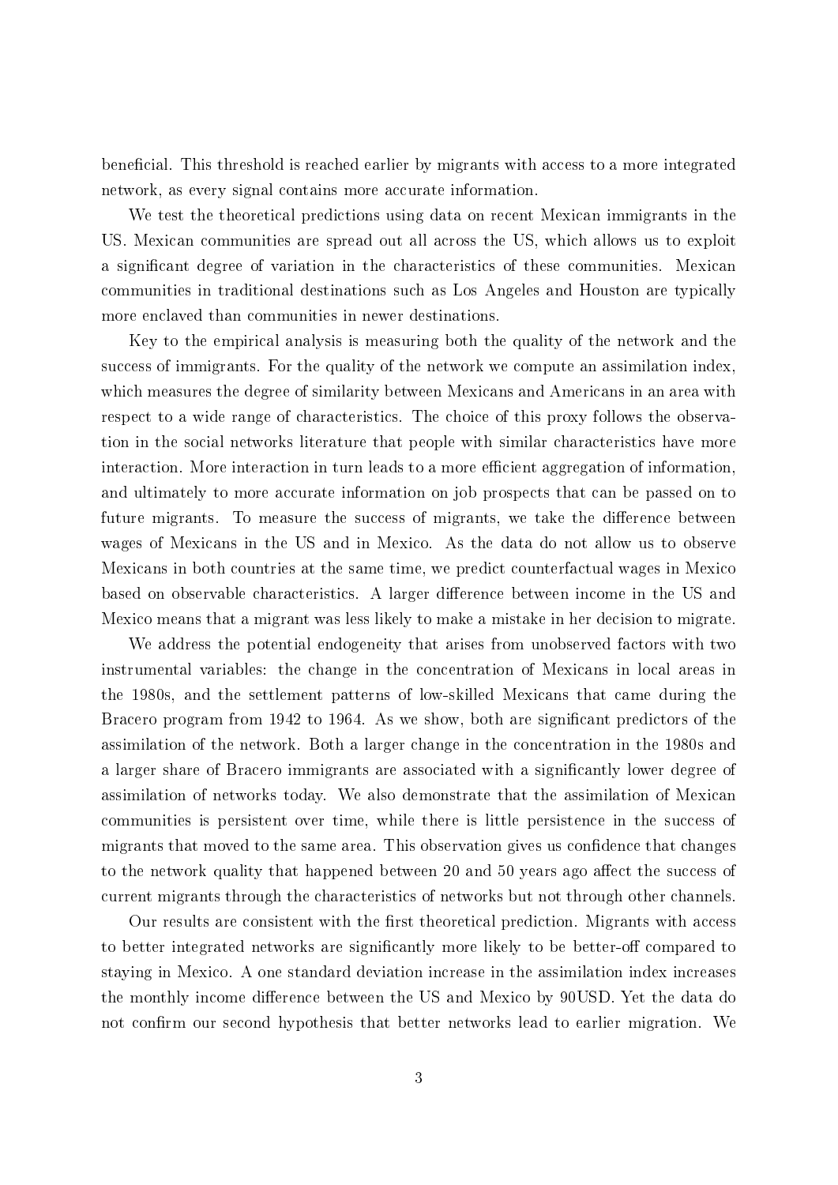beneficial. This threshold is reached earlier by migrants with access to a more integrated network, as every signal contains more accurate information.

We test the theoretical predictions using data on recent Mexican immigrants in the US. Mexican communities are spread out all across the US, which allows us to exploit a significant degree of variation in the characteristics of these communities. Mexican communities in traditional destinations such as Los Angeles and Houston are typically more enclaved than communities in newer destinations.

Key to the empirical analysis is measuring both the quality of the network and the success of immigrants. For the quality of the network we compute an assimilation index, which measures the degree of similarity between Mexicans and Americans in an area with respect to a wide range of characteristics. The choice of this proxy follows the observation in the social networks literature that people with similar characteristics have more interaction. More interaction in turn leads to a more efficient aggregation of information, and ultimately to more accurate information on job prospects that can be passed on to future migrants. To measure the success of migrants, we take the difference between wages of Mexicans in the US and in Mexico. As the data do not allow us to observe Mexicans in both countries at the same time, we predict counterfactual wages in Mexico based on observable characteristics. A larger difference between income in the US and Mexico means that a migrant was less likely to make a mistake in her decision to migrate.

We address the potential endogeneity that arises from unobserved factors with two instrumental variables: the change in the concentration of Mexicans in local areas in the 1980s, and the settlement patterns of low-skilled Mexicans that came during the Bracero program from 1942 to 1964. As we show, both are significant predictors of the assimilation of the network. Both a larger change in the concentration in the 1980s and a larger share of Bracero immigrants are associated with a significantly lower degree of assimilation of networks today. We also demonstrate that the assimilation of Mexican communities is persistent over time, while there is little persistence in the success of migrants that moved to the same area. This observation gives us confidence that changes to the network quality that happened between 20 and 50 years ago affect the success of current migrants through the characteristics of networks but not through other channels.

Our results are consistent with the first theoretical prediction. Migrants with access to better integrated networks are significantly more likely to be better-off compared to staying in Mexico. A one standard deviation increase in the assimilation index increases the monthly income difference between the US and Mexico by 90USD. Yet the data do not confirm our second hypothesis that better networks lead to earlier migration. We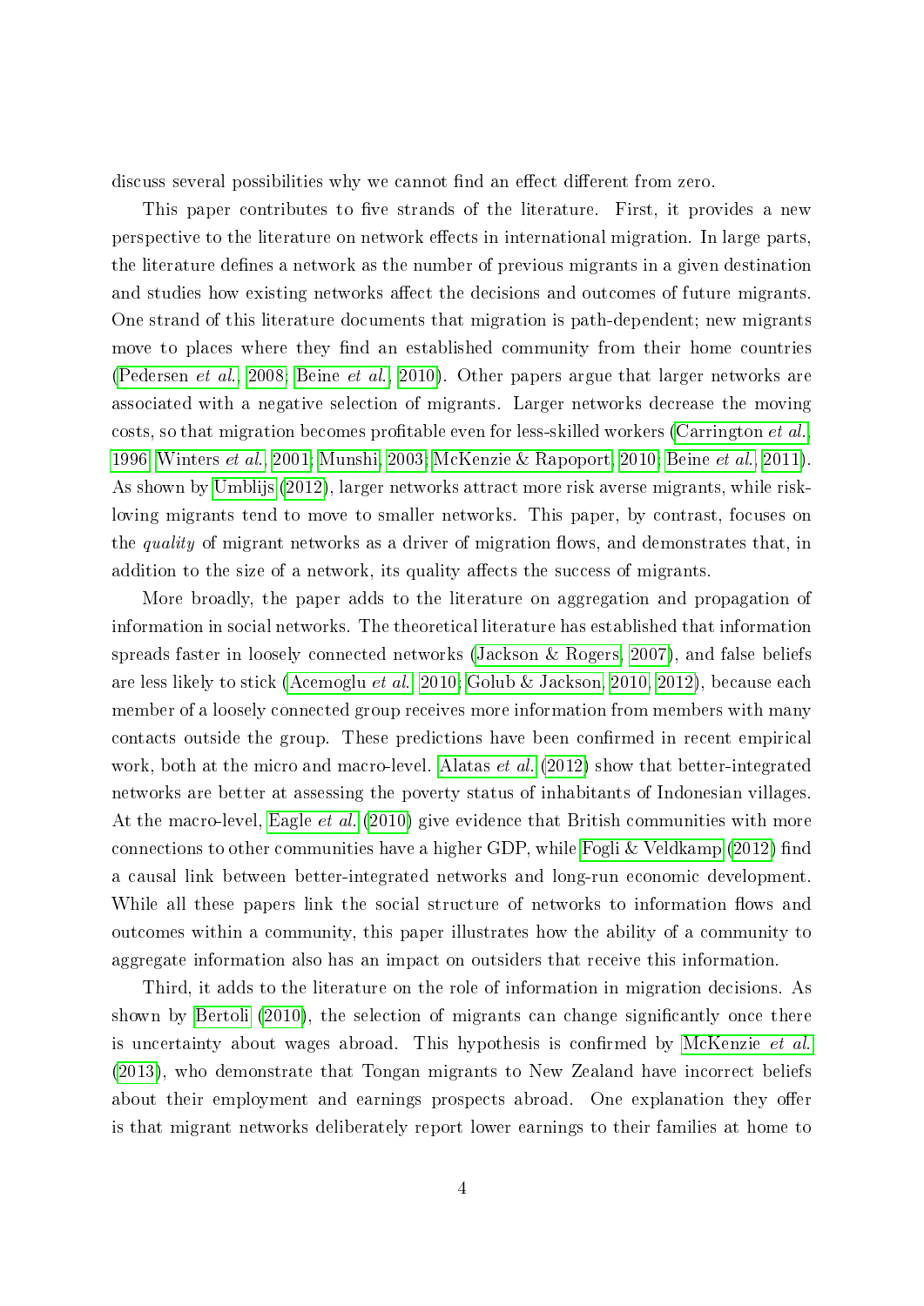discuss several possibilities why we cannot find an effect different from zero.

This paper contributes to five strands of the literature. First, it provides a new perspective to the literature on network effects in international migration. In large parts, the literature defines a network as the number of previous migrants in a given destination and studies how existing networks affect the decisions and outcomes of future migrants. One strand of this literature documents that migration is path-dependent; new migrants move to places where they find an established community from their home countries (Pedersen *et al.*, 2008; Beine *et al.*, 2010). Other papers argue that larger networks are associated with a negative selection of migrants. Larger networks decrease the moving costs, so that migration becomes profitable even for less-skilled workers (Carrington *et al.*, 1996; Winters *et al.*, 2001; Munshi, 2003; McKenzie & Rapoport, 2010; Beine *et al.*, 2011). As shown by Umblijs (2012), larger networks attract more risk averse migrants, while risk-loving migrants tend to move to smaller networks. This paper, by contrast, focuses on the *quality* of migrant networks as a driver of migration flows, and demonstrates that, in addition to the size of a network, its quality affects the success of migrants.

More broadly, the paper adds to the literature on aggregation and propagation of information in social networks. The theoretical literature has established that information spreads faster in loosely connected networks (Jackson & Rogers, 2007), and false beliefs are less likely to stick (Acemoglu *et al.*, 2010; Golub & Jackson, 2010, 2012), because each member of a loosely connected group receives more information from members with many contacts outside the group. These predictions have been confirmed in recent empirical work, both at the micro and macro-level. Alatas *et al.* (2012) show that better-integrated networks are better at assessing the poverty status of inhabitants of Indonesian villages. At the macro-level, Eagle *et al.* (2010) give evidence that British communities with more connections to other communities have a higher GDP, while Fogli & Veldkamp (2012) find a causal link between better-integrated networks and long-run economic development. While all these papers link the social structure of networks to information flows and outcomes within a community, this paper illustrates how the ability of a community to aggregate information also has an impact on outsiders that receive this information.

Third, it adds to the literature on the role of information in migration decisions. As shown by Bertoli (2010), the selection of migrants can change significantly once there is uncertainty about wages abroad. This hypothesis is confirmed by McKenzie *et al.* (2013), who demonstrate that Tongan migrants to New Zealand have incorrect beliefs about their employment and earnings prospects abroad. One explanation they offer is that migrant networks deliberately report lower earnings to their families at home to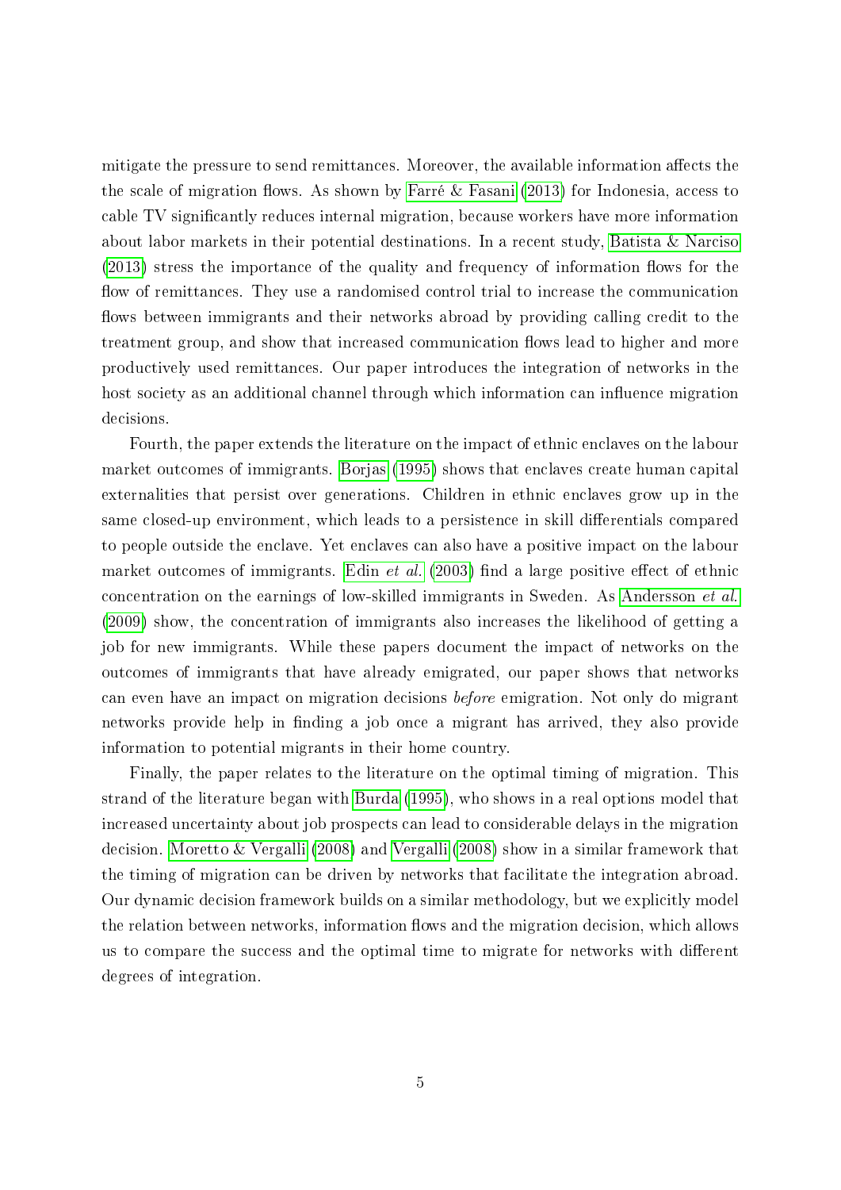mitigate the pressure to send remittances. Moreover, the available information affects the the scale of migration flows. As shown by Farré & Fasani (2013) for Indonesia, access to cable TV significantly reduces internal migration, because workers have more information about labor markets in their potential destinations. In a recent study, Batista & Narciso (2013) stress the importance of the quality and frequency of information flows for the flow of remittances. They use a randomised control trial to increase the communication flows between immigrants and their networks abroad by providing calling credit to the treatment group, and show that increased communication flows lead to higher and more productively used remittances. Our paper introduces the integration of networks in the host society as an additional channel through which information can influence migration decisions.

Fourth, the paper extends the literature on the impact of ethnic enclaves on the labour market outcomes of immigrants. Borjas (1995) shows that enclaves create human capital externalities that persist over generations. Children in ethnic enclaves grow up in the same closed-up environment, which leads to a persistence in skill differentials compared to people outside the enclave. Yet enclaves can also have a positive impact on the labour market outcomes of immigrants. Edin *et al.* (2003) find a large positive effect of ethnic concentration on the earnings of low-skilled immigrants in Sweden. As Andersson *et al.* (2009) show, the concentration of immigrants also increases the likelihood of getting a job for new immigrants. While these papers document the impact of networks on the outcomes of immigrants that have already emigrated, our paper shows that networks can even have an impact on migration decisions *before* emigration. Not only do migrant networks provide help in finding a job once a migrant has arrived, they also provide information to potential migrants in their home country.

Finally, the paper relates to the literature on the optimal timing of migration. This strand of the literature began with Burda (1995), who shows in a real options model that increased uncertainty about job prospects can lead to considerable delays in the migration decision. Moretto & Vergalli (2008) and Vergalli (2008) show in a similar framework that the timing of migration can be driven by networks that facilitate the integration abroad. Our dynamic decision framework builds on a similar methodology, but we explicitly model the relation between networks, information flows and the migration decision, which allows us to compare the success and the optimal time to migrate for networks with different degrees of integration.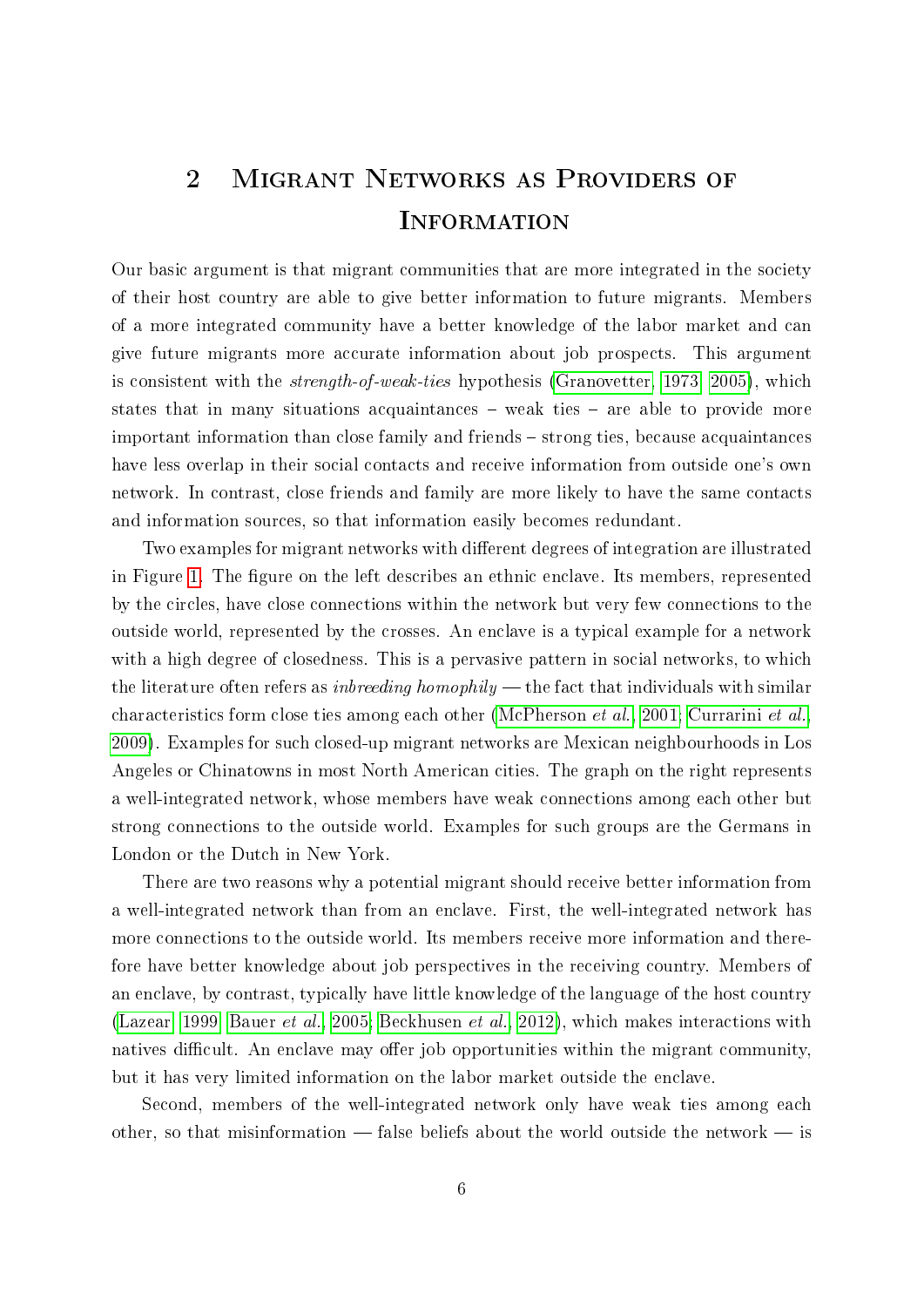# 2 Migrant Networks as Providers of Information

Our basic argument is that migrant communities that are more integrated in the society of their host country are able to give better information to future migrants. Members of a more integrated community have a better knowledge of the labor market and can give future migrants more accurate information about job prospects. This argument is consistent with the *strength-of-weak-ties* hypothesis (Granovetter, 1973, 2005), which states that in many situations acquaintances – weak ties – are able to provide more important information than close family and friends – strong ties, because acquaintances have less overlap in their social contacts and receive information from outside one's own network. In contrast, close friends and family are more likely to have the same contacts and information sources, so that information easily becomes redundant.

Two examples for migrant networks with different degrees of integration are illustrated in Figure 1. The figure on the left describes an ethnic enclave. Its members, represented by the circles, have close connections within the network but very few connections to the outside world, represented by the crosses. An enclave is a typical example for a network with a high degree of closedness. This is a pervasive pattern in social networks, to which the literature often refers as *inbreeding homophily* — the fact that individuals with similar characteristics form close ties among each other (McPherson *et al.*, 2001; Currarini *et al.*, 2009). Examples for such closed-up migrant networks are Mexican neighbourhoods in Los Angeles or Chinatowns in most North American cities. The graph on the right represents a well-integrated network, whose members have weak connections among each other but strong connections to the outside world. Examples for such groups are the Germans in London or the Dutch in New York.

There are two reasons why a potential migrant should receive better information from a well-integrated network than from an enclave. First, the well-integrated network has more connections to the outside world. Its members receive more information and therefore have better knowledge about job perspectives in the receiving country. Members of an enclave, by contrast, typically have little knowledge of the language of the host country (Lazear, 1999; Bauer *et al.*, 2005; Beckhusen *et al.*, 2012), which makes interactions with natives difficult. An enclave may offer job opportunities within the migrant community, but it has very limited information on the labor market outside the enclave.

Second, members of the well-integrated network only have weak ties among each other, so that misinformation — false beliefs about the world outside the network — is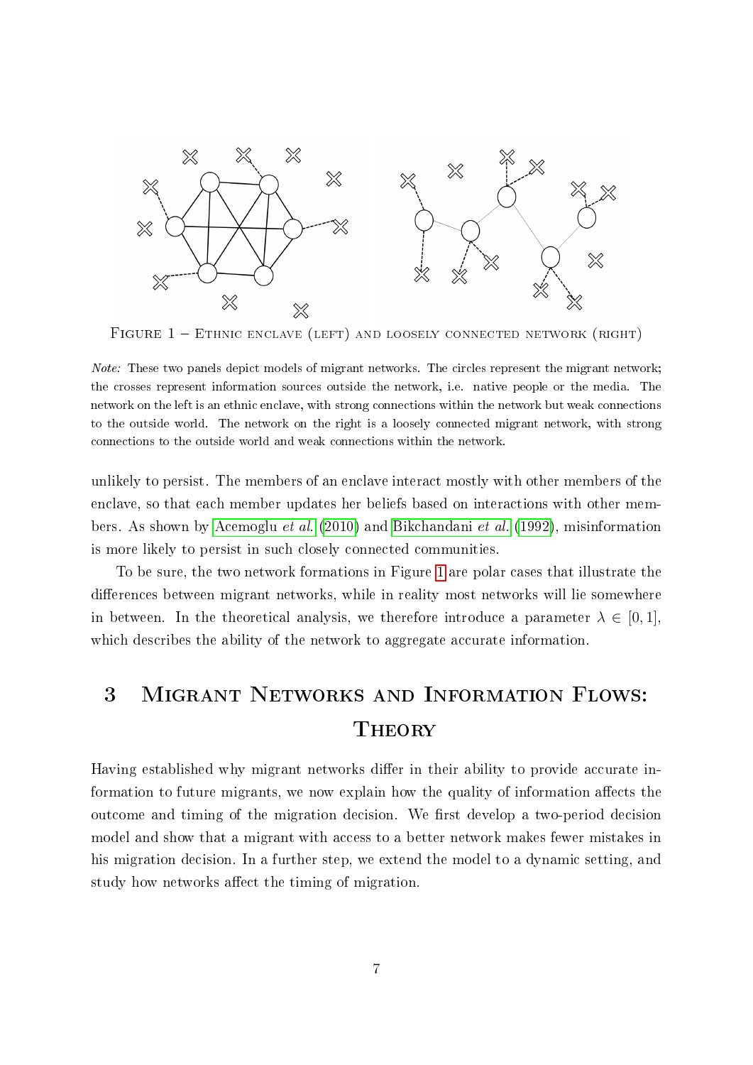Figure 1 – Ethnic enclave (left) and loosely connected network (right)

*Note:* These two panels depict models of migrant networks. The circles represent the migrant network; the crosses represent information sources outside the network, i.e. native people or the media. The network on the left is an ethnic enclave, with strong connections within the network but weak connections to the outside world. The network on the right is a loosely connected migrant network, with strong connections to the outside world and weak connections within the network.

unlikely to persist. The members of an enclave interact mostly with other members of the enclave, so that each member updates her beliefs based on interactions with other members. As shown by Acemoglu *et al.* (2010) and Bikchandani *et al.* (1992), misinformation is more likely to persist in such closely connected communities.

To be sure, the two network formations in Figure 1 are polar cases that illustrate the differences between migrant networks, while in reality most networks will lie somewhere in between. In the theoretical analysis, we therefore introduce a parameter $\lambda \in [0, 1]$, which describes the ability of the network to aggregate accurate information.

# 3 Migrant Networks and Information Flows: Theory

Having established why migrant networks differ in their ability to provide accurate information to future migrants, we now explain how the quality of information affects the outcome and timing of the migration decision. We first develop a two-period decision model and show that a migrant with access to a better network makes fewer mistakes in his migration decision. In a further step, we extend the model to a dynamic setting, and study how networks affect the timing of migration.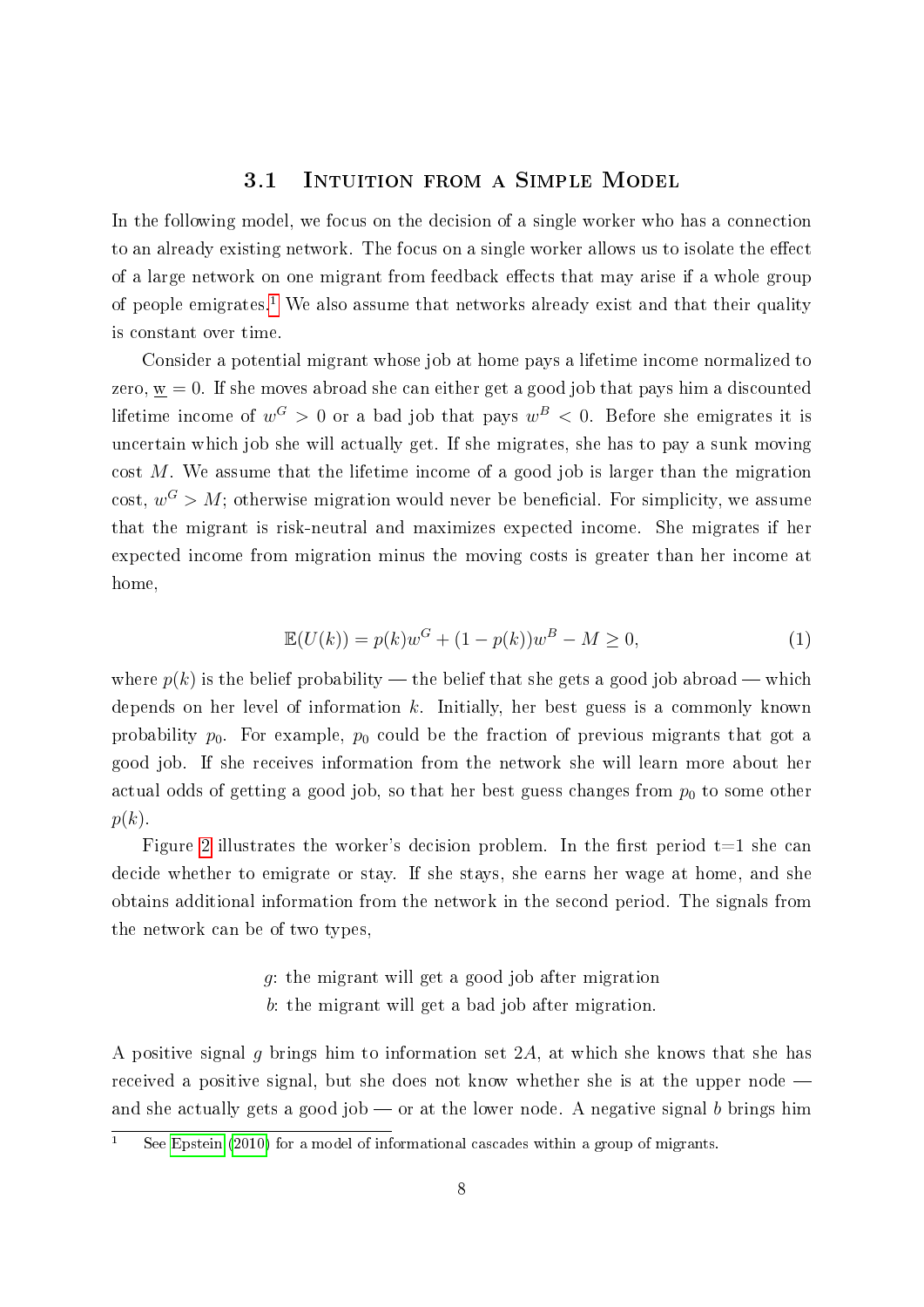### 3.1 Intuition from a Simple Model

In the following model, we focus on the decision of a single worker who has a connection to an already existing network. The focus on a single worker allows us to isolate the effect of a large network on one migrant from feedback effects that may arise if a whole group of people emigrates.[1] We also assume that networks already exist and that their quality is constant over time.

Consider a potential migrant whose job at home pays a lifetime income normalized to zero, $\underline{w} = 0$. If she moves abroad she can either get a good job that pays him a discounted lifetime income of $w^G > 0$ or a bad job that pays $w^B < 0$. Before she emigrates it is uncertain which job she will actually get. If she migrates, she has to pay a sunk moving cost $M$. We assume that the lifetime income of a good job is larger than the migration cost, $w^G > M$; otherwise migration would never be beneficial. For simplicity, we assume that the migrant is risk-neutral and maximizes expected income. She migrates if her expected income from migration minus the moving costs is greater than her income at home,

$$\mathbb{E}(U(k)) = p(k)w^G + (1 - p(k))w^B - M \geq 0, \tag{1}$$

where $p(k)$ is the belief probability — the belief that she gets a good job abroad — which depends on her level of information $k$. Initially, her best guess is a commonly known probability $p_0$. For example, $p_0$ could be the fraction of previous migrants that got a good job. If she receives information from the network she will learn more about her actual odds of getting a good job, so that her best guess changes from $p_0$ to some other $p(k)$.

Figure 2 illustrates the worker's decision problem. In the first period t=1 she can decide whether to emigrate or stay. If she stays, she earns her wage at home, and she obtains additional information from the network in the second period. The signals from the network can be of two types,

$g$: the migrant will get a good job after migration
$b$: the migrant will get a bad job after migration.

A positive signal $g$ brings him to information set $2A$, at which she knows that she has received a positive signal, but she does not know whether she is at the upper node — and she actually gets a good job — or at the lower node. A negative signal $b$ brings him

[1] See Epstein (2010) for a model of informational cascades within a group of migrants.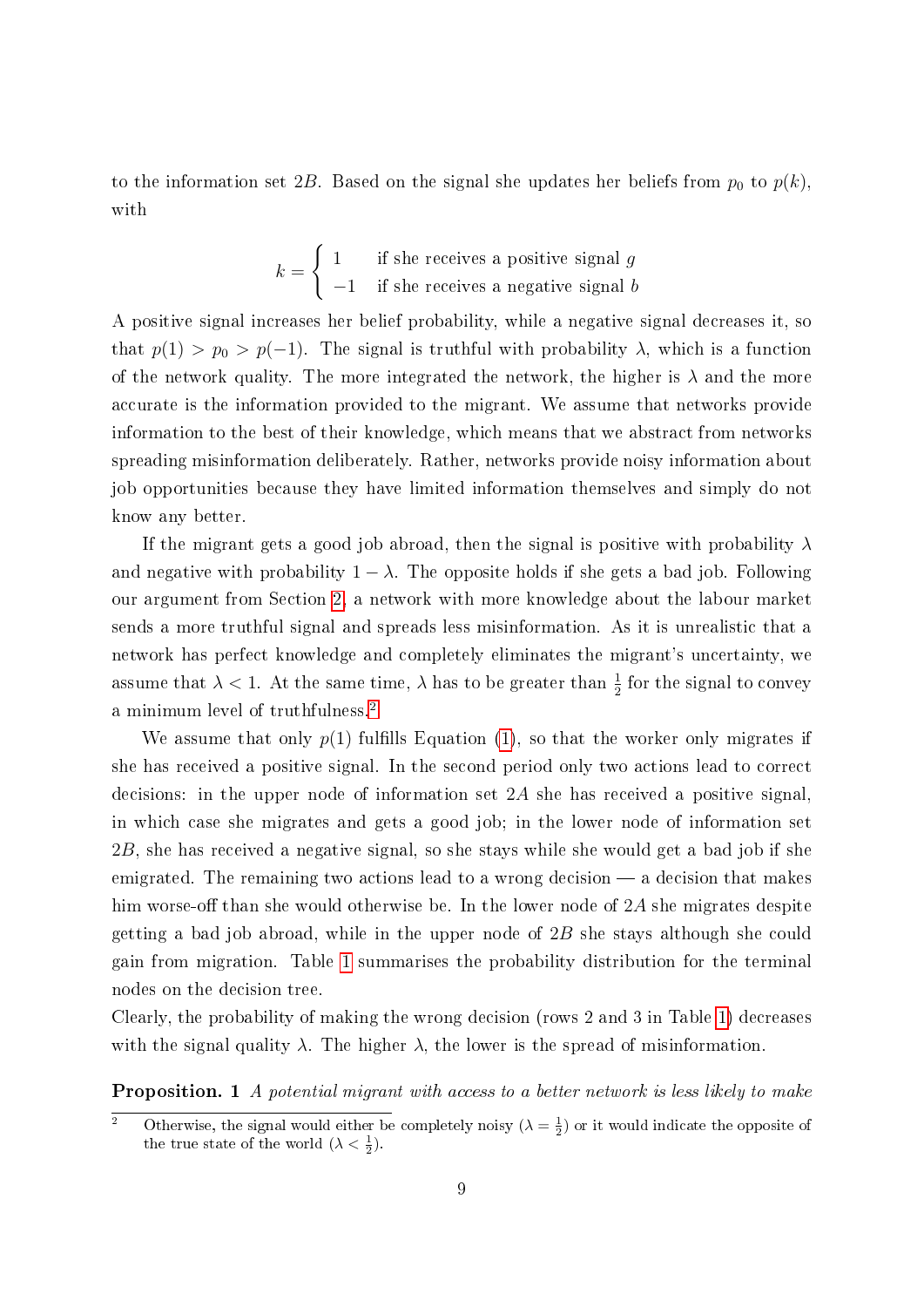to the information set $2B$. Based on the signal she updates her beliefs from $p_0$ to $p(k)$, with

$$k = \begin{cases} 1 & \text{if she receives a positive signal } g \\ -1 & \text{if she receives a negative signal } b \end{cases}$$

A positive signal increases her belief probability, while a negative signal decreases it, so that $p(1) > p_0 > p(-1)$. The signal is truthful with probability $\lambda$, which is a function of the network quality. The more integrated the network, the higher is $\lambda$ and the more accurate is the information provided to the migrant. We assume that networks provide information to the best of their knowledge, which means that we abstract from networks spreading misinformation deliberately. Rather, networks provide noisy information about job opportunities because they have limited information themselves and simply do not know any better.

If the migrant gets a good job abroad, then the signal is positive with probability $\lambda$ and negative with probability $1 - \lambda$. The opposite holds if she gets a bad job. Following our argument from Section 2, a network with more knowledge about the labour market sends a more truthful signal and spreads less misinformation. As it is unrealistic that a network has perfect knowledge and completely eliminates the migrant's uncertainty, we assume that $\lambda < 1$. At the same time, $\lambda$ has to be greater than $\frac{1}{2}$ for the signal to convey a minimum level of truthfulness.[2]

We assume that only $p(1)$ fulfills Equation (1), so that the worker only migrates if she has received a positive signal. In the second period only two actions lead to correct decisions: in the upper node of information set $2A$ she has received a positive signal, in which case she migrates and gets a good job; in the lower node of information set $2B$, she has received a negative signal, so she stays while she would get a bad job if she emigrated. The remaining two actions lead to a wrong decision — a decision that makes him worse-off than she would otherwise be. In the lower node of $2A$ she migrates despite getting a bad job abroad, while in the upper node of $2B$ she stays although she could gain from migration. Table 1 summarises the probability distribution for the terminal nodes on the decision tree.

Clearly, the probability of making the wrong decision (rows 2 and 3 in Table 1) decreases with the signal quality $\lambda$. The higher $\lambda$, the lower is the spread of misinformation.

**Proposition. 1** *A potential migrant with access to a better network is less likely to make*

[2] Otherwise, the signal would either be completely noisy ($\lambda = \frac{1}{2}$) or it would indicate the opposite of the true state of the world ($\lambda < \frac{1}{2}$).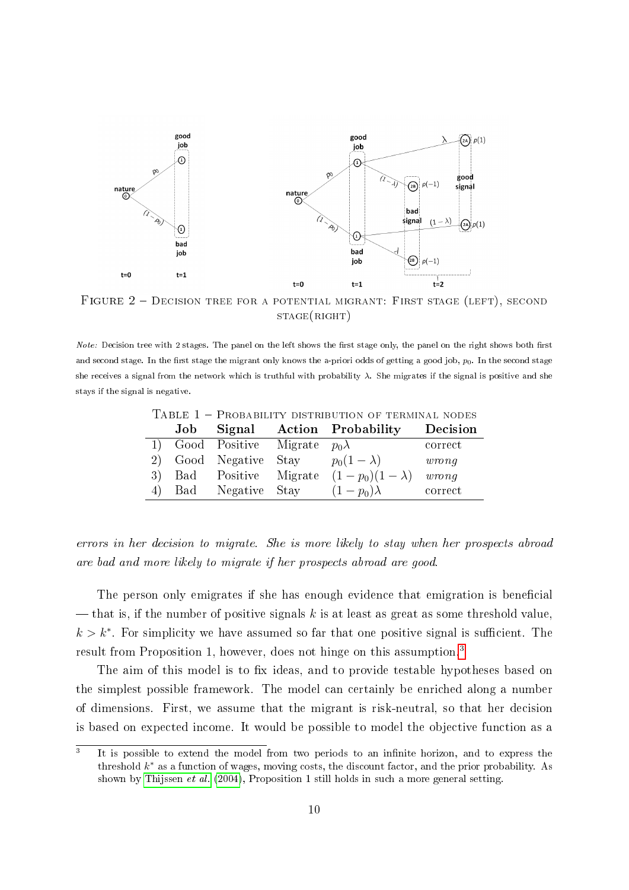FIGURE 2 – DECISION TREE FOR A POTENTIAL MIGRANT: FIRST STAGE (LEFT), SECOND STAGE(RIGHT)

*Note:* Decision tree with 2 stages. The panel on the left shows the first stage only, the panel on the right shows both first and second stage. In the first stage the migrant only knows the a-priori odds of getting a good job, $p_0$. In the second stage she receives a signal from the network which is truthful with probability $\lambda$. She migrates if the signal is positive and she stays if the signal is negative.

TABLE 1 – PROBABILITY DISTRIBUTION OF TERMINAL NODES

| | **Job** | **Signal** | **Action** | **Probability** | **Decision** |
|---|---|---|---|---|---|
| 1) | Good | Positive | Migrate | $p_0\lambda$ | correct |
| 2) | Good | Negative | Stay | $p_0(1-\lambda)$ | *wrong* |
| 3) | Bad | Positive | Migrate | $(1-p_0)(1-\lambda)$ | *wrong* |
| 4) | Bad | Negative | Stay | $(1-p_0)\lambda$ | correct |

*errors in her decision to migrate. She is more likely to stay when her prospects abroad are bad and more likely to migrate if her prospects abroad are good.*

The person only emigrates if she has enough evidence that emigration is beneficial — that is, if the number of positive signals $k$ is at least as great as some threshold value, $k > k^*$. For simplicity we have assumed so far that one positive signal is sufficient. The result from Proposition 1, however, does not hinge on this assumption.[3]

The aim of this model is to fix ideas, and to provide testable hypotheses based on the simplest possible framework. The model can certainly be enriched along a number of dimensions. First, we assume that the migrant is risk-neutral, so that her decision is based on expected income. It would be possible to model the objective function as a

[3] It is possible to extend the model from two periods to an infinite horizon, and to express the threshold $k^*$ as a function of wages, moving costs, the discount factor, and the prior probability. As shown by Thijssen *et al.* (2004), Proposition 1 still holds in such a more general setting.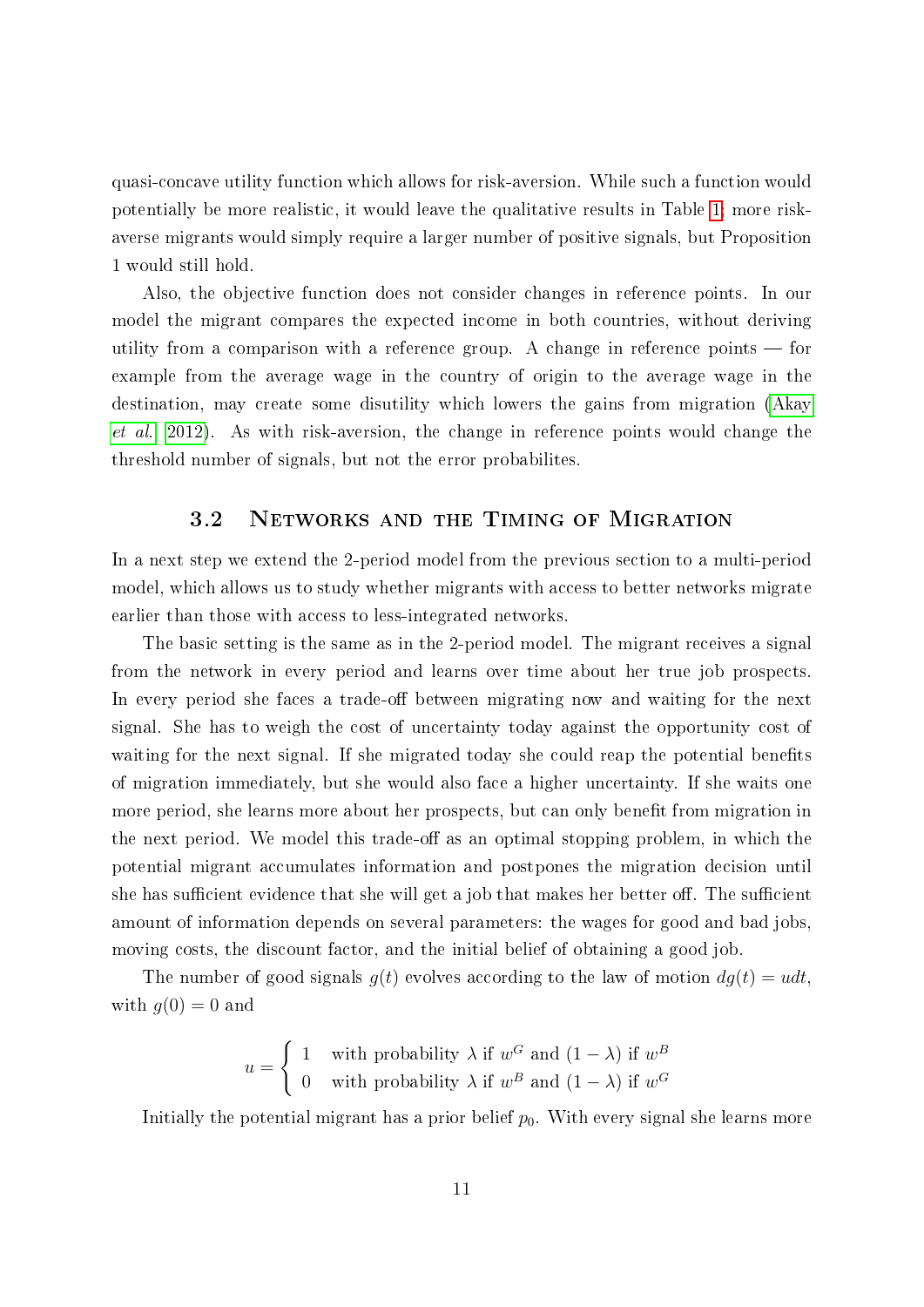quasi-concave utility function which allows for risk-aversion. While such a function would potentially be more realistic, it would leave the qualitative results in Table 1; more risk-averse migrants would simply require a larger number of positive signals, but Proposition 1 would still hold.

Also, the objective function does not consider changes in reference points. In our model the migrant compares the expected income in both countries, without deriving utility from a comparison with a reference group. A change in reference points — for example from the average wage in the country of origin to the average wage in the destination, may create some disutility which lowers the gains from migration (Akay *et al.* 2012). As with risk-aversion, the change in reference points would change the threshold number of signals, but not the error probabilites.

## 3.2 Networks and the Timing of Migration

In a next step we extend the 2-period model from the previous section to a multi-period model, which allows us to study whether migrants with access to better networks migrate earlier than those with access to less-integrated networks.

The basic setting is the same as in the 2-period model. The migrant receives a signal from the network in every period and learns over time about her true job prospects. In every period she faces a trade-off between migrating now and waiting for the next signal. She has to weigh the cost of uncertainty today against the opportunity cost of waiting for the next signal. If she migrated today she could reap the potential benefits of migration immediately, but she would also face a higher uncertainty. If she waits one more period, she learns more about her prospects, but can only benefit from migration in the next period. We model this trade-off as an optimal stopping problem, in which the potential migrant accumulates information and postpones the migration decision until she has sufficient evidence that she will get a job that makes her better off. The sufficient amount of information depends on several parameters: the wages for good and bad jobs, moving costs, the discount factor, and the initial belief of obtaining a good job.

The number of good signals $g(t)$ evolves according to the law of motion $dg(t) = udt$, with $g(0) = 0$ and

$$u = \begin{cases} 1 & \text{with probability } \lambda \text{ if } w^G \text{ and } (1-\lambda) \text{ if } w^B \\ 0 & \text{with probability } \lambda \text{ if } w^B \text{ and } (1-\lambda) \text{ if } w^G \end{cases}$$

Initially the potential migrant has a prior belief $p_0$. With every signal she learns more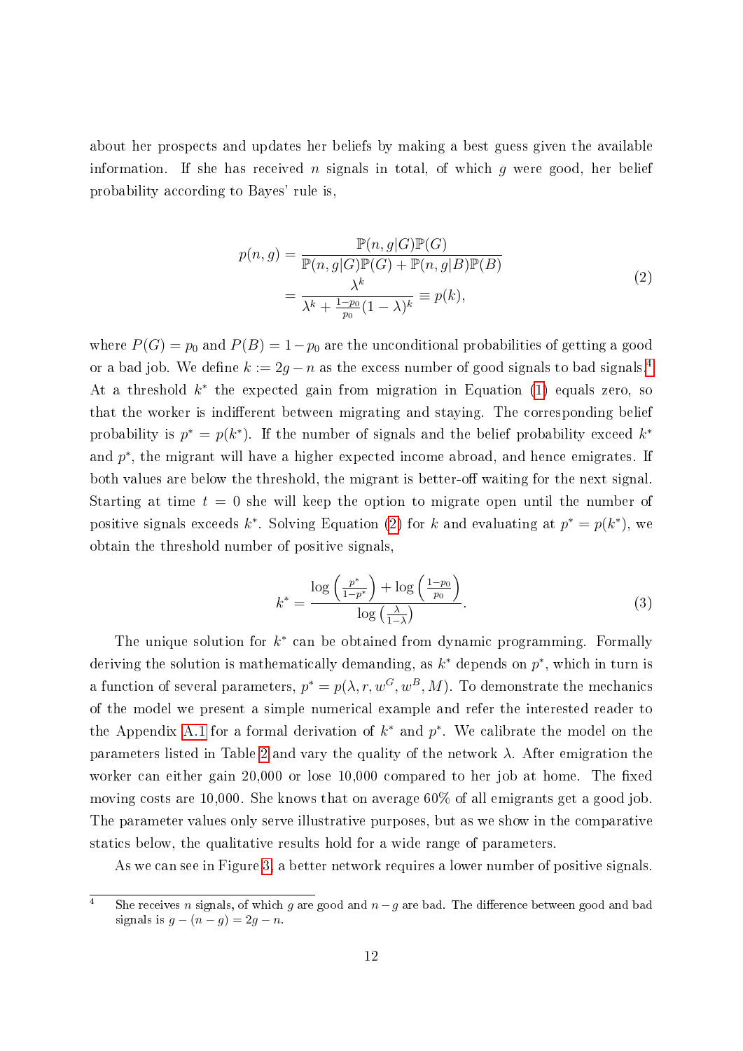about her prospects and updates her beliefs by making a best guess given the available information. If she has received $n$ signals in total, of which $g$ were good, her belief probability according to Bayes' rule is,

$$
\begin{aligned}
p(n,g) &= \frac{\mathbb{P}(n,g|G)\mathbb{P}(G)}{\mathbb{P}(n,g|G)\mathbb{P}(G) + \mathbb{P}(n,g|B)\mathbb{P}(B)} \\
&= \frac{\lambda^k}{\lambda^k + \frac{1-p_0}{p_0}(1-\lambda)^k} \equiv p(k),
\end{aligned}
\tag{2}
$$

where $P(G) = p_0$ and $P(B) = 1 - p_0$ are the unconditional probabilities of getting a good or a bad job. We define $k := 2g - n$ as the excess number of good signals to bad signals.[4] At a threshold $k^*$ the expected gain from migration in Equation (1) equals zero, so that the worker is indifferent between migrating and staying. The corresponding belief probability is $p^* = p(k^*)$. If the number of signals and the belief probability exceed $k^*$ and $p^*$, the migrant will have a higher expected income abroad, and hence emigrates. If both values are below the threshold, the migrant is better-off waiting for the next signal. Starting at time $t = 0$ she will keep the option to migrate open until the number of positive signals exceeds $k^*$. Solving Equation (2) for $k$ and evaluating at $p^* = p(k^*)$, we obtain the threshold number of positive signals,

$$
k^* = \frac{\log\left(\frac{p^*}{1-p^*}\right) + \log\left(\frac{1-p_0}{p_0}\right)}{\log\left(\frac{\lambda}{1-\lambda}\right)}.
\tag{3}
$$

The unique solution for $k^*$ can be obtained from dynamic programming. Formally deriving the solution is mathematically demanding, as $k^*$ depends on $p^*$, which in turn is a function of several parameters, $p^* = p(\lambda, r, w^G, w^B, M)$. To demonstrate the mechanics of the model we present a simple numerical example and refer the interested reader to the Appendix A.1 for a formal derivation of $k^*$ and $p^*$. We calibrate the model on the parameters listed in Table 2 and vary the quality of the network $\lambda$. After emigration the worker can either gain 20,000 or lose 10,000 compared to her job at home. The fixed moving costs are 10,000. She knows that on average 60% of all emigrants get a good job. The parameter values only serve illustrative purposes, but as we show in the comparative statics below, the qualitative results hold for a wide range of parameters.

As we can see in Figure 3, a better network requires a lower number of positive signals.

[4] She receives $n$ signals, of which $g$ are good and $n - g$ are bad. The difference between good and bad signals is $g - (n - g) = 2g - n$.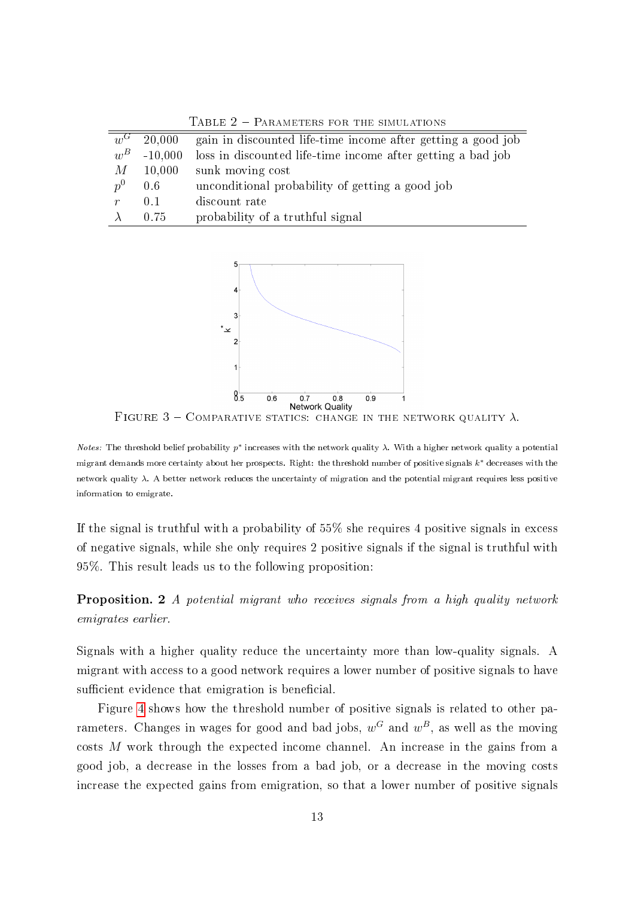Table 2 – Parameters for the simulations

| | | |
|---|---|---|
| $w^G$ | 20,000 | gain in discounted life-time income after getting a good job |
| $w^B$ | -10,000 | loss in discounted life-time income after getting a bad job |
| $M$ | 10,000 | sunk moving cost |
| $p^0$ | 0.6 | unconditional probability of getting a good job |
| $r$ | 0.1 | discount rate |
| $\lambda$ | 0.75 | probability of a truthful signal |

Figure 3 – Comparative statics: change in the network quality $\lambda$.

*Notes:* The threshold belief probability $p^*$ increases with the network quality $\lambda$. With a higher network quality a potential migrant demands more certainty about her prospects. Right: the threshold number of positive signals $k^*$ decreases with the network quality $\lambda$. A better network reduces the uncertainty of migration and the potential migrant requires less positive information to emigrate.

If the signal is truthful with a probability of 55% she requires 4 positive signals in excess of negative signals, while she only requires 2 positive signals if the signal is truthful with 95%. This result leads us to the following proposition:

**Proposition. 2** *A potential migrant who receives signals from a high quality network emigrates earlier.*

Signals with a higher quality reduce the uncertainty more than low-quality signals. A migrant with access to a good network requires a lower number of positive signals to have sufficient evidence that emigration is beneficial.

Figure 4 shows how the threshold number of positive signals is related to other parameters. Changes in wages for good and bad jobs, $w^G$ and $w^B$, as well as the moving costs $M$ work through the expected income channel. An increase in the gains from a good job, a decrease in the losses from a bad job, or a decrease in the moving costs increase the expected gains from emigration, so that a lower number of positive signals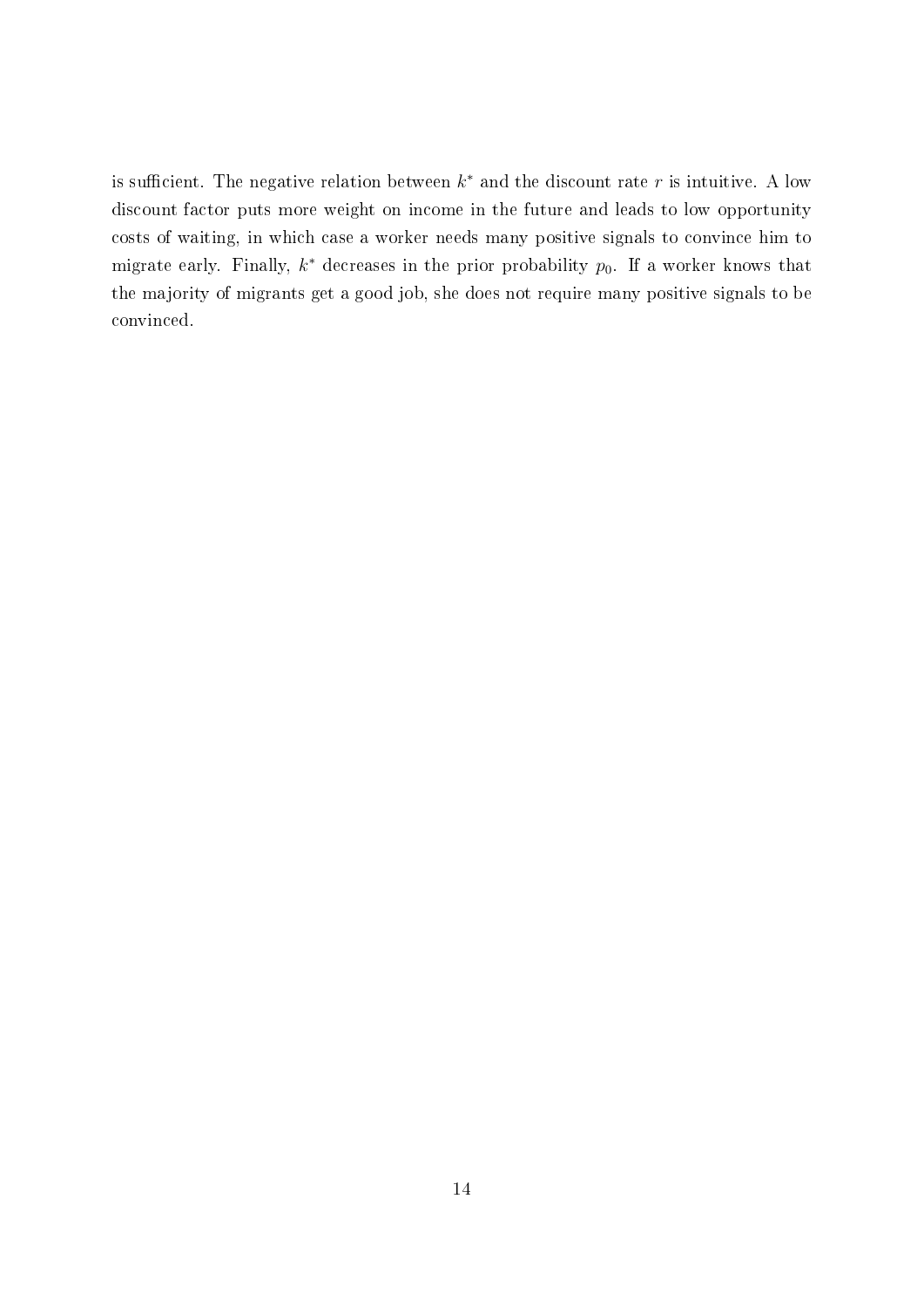is sufficient. The negative relation between $k^*$ and the discount rate $r$ is intuitive. A low discount factor puts more weight on income in the future and leads to low opportunity costs of waiting, in which case a worker needs many positive signals to convince him to migrate early. Finally, $k^*$ decreases in the prior probability $p_0$. If a worker knows that the majority of migrants get a good job, she does not require many positive signals to be convinced.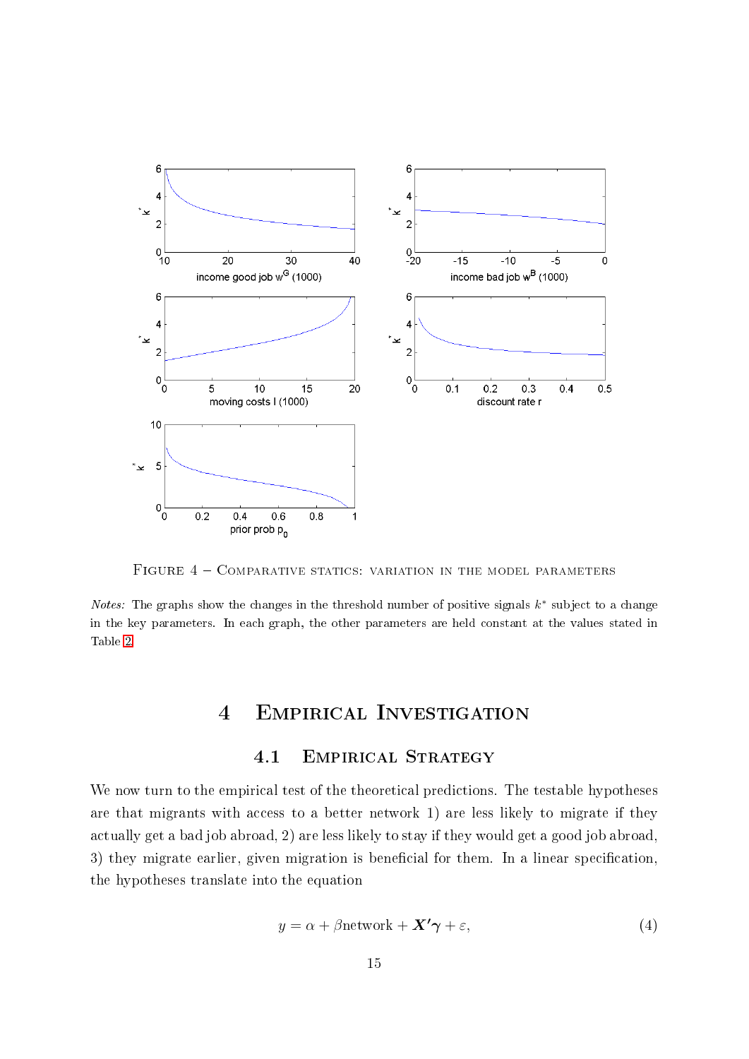FIGURE 4 – COMPARATIVE STATICS: VARIATION IN THE MODEL PARAMETERS

*Notes:* The graphs show the changes in the threshold number of positive signals $k^*$ subject to a change in the key parameters. In each graph, the other parameters are held constant at the values stated in Table 2.

# 4 Empirical Investigation

## 4.1 Empirical Strategy

We now turn to the empirical test of the theoretical predictions. The testable hypotheses are that migrants with access to a better network 1) are less likely to migrate if they actually get a bad job abroad, 2) are less likely to stay if they would get a good job abroad, 3) they migrate earlier, given migration is beneficial for them. In a linear specification, the hypotheses translate into the equation

$$y = \alpha + \beta \text{network} + \boldsymbol{X'\gamma} + \varepsilon, \tag{4}$$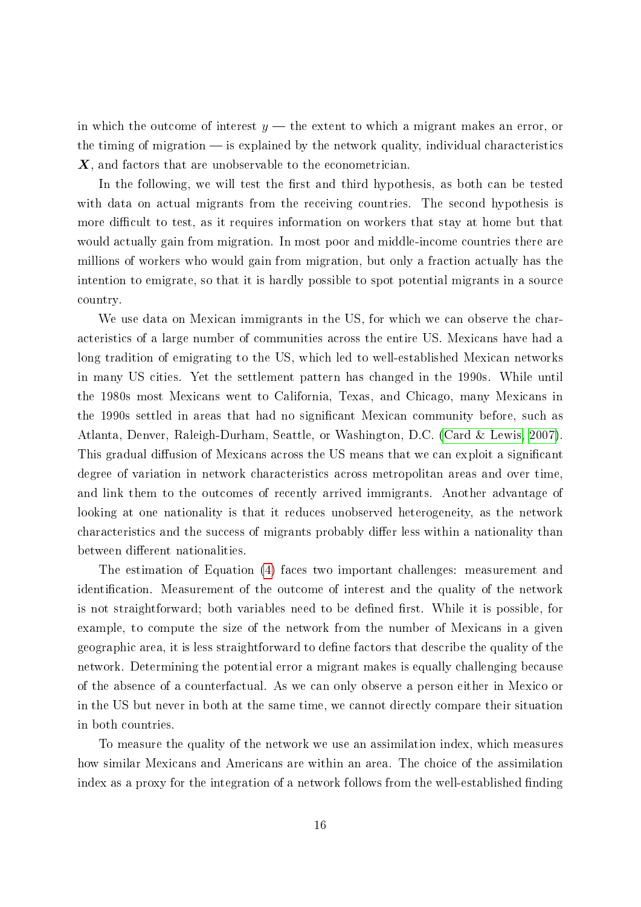in which the outcome of interest $y$ — the extent to which a migrant makes an error, or the timing of migration — is explained by the network quality, individual characteristics $\boldsymbol{X}$, and factors that are unobservable to the econometrician.

In the following, we will test the first and third hypothesis, as both can be tested with data on actual migrants from the receiving countries. The second hypothesis is more difficult to test, as it requires information on workers that stay at home but that would actually gain from migration. In most poor and middle-income countries there are millions of workers who would gain from migration, but only a fraction actually has the intention to emigrate, so that it is hardly possible to spot potential migrants in a source country.

We use data on Mexican immigrants in the US, for which we can observe the characteristics of a large number of communities across the entire US. Mexicans have had a long tradition of emigrating to the US, which led to well-established Mexican networks in many US cities. Yet the settlement pattern has changed in the 1990s. While until the 1980s most Mexicans went to California, Texas, and Chicago, many Mexicans in the 1990s settled in areas that had no significant Mexican community before, such as Atlanta, Denver, Raleigh-Durham, Seattle, or Washington, D.C. (Card & Lewis, 2007). This gradual diffusion of Mexicans across the US means that we can exploit a significant degree of variation in network characteristics across metropolitan areas and over time, and link them to the outcomes of recently arrived immigrants. Another advantage of looking at one nationality is that it reduces unobserved heterogeneity, as the network characteristics and the success of migrants probably differ less within a nationality than between different nationalities.

The estimation of Equation (4) faces two important challenges: measurement and identification. Measurement of the outcome of interest and the quality of the network is not straightforward; both variables need to be defined first. While it is possible, for example, to compute the size of the network from the number of Mexicans in a given geographic area, it is less straightforward to define factors that describe the quality of the network. Determining the potential error a migrant makes is equally challenging because of the absence of a counterfactual. As we can only observe a person either in Mexico or in the US but never in both at the same time, we cannot directly compare their situation in both countries.

To measure the quality of the network we use an assimilation index, which measures how similar Mexicans and Americans are within an area. The choice of the assimilation index as a proxy for the integration of a network follows from the well-established finding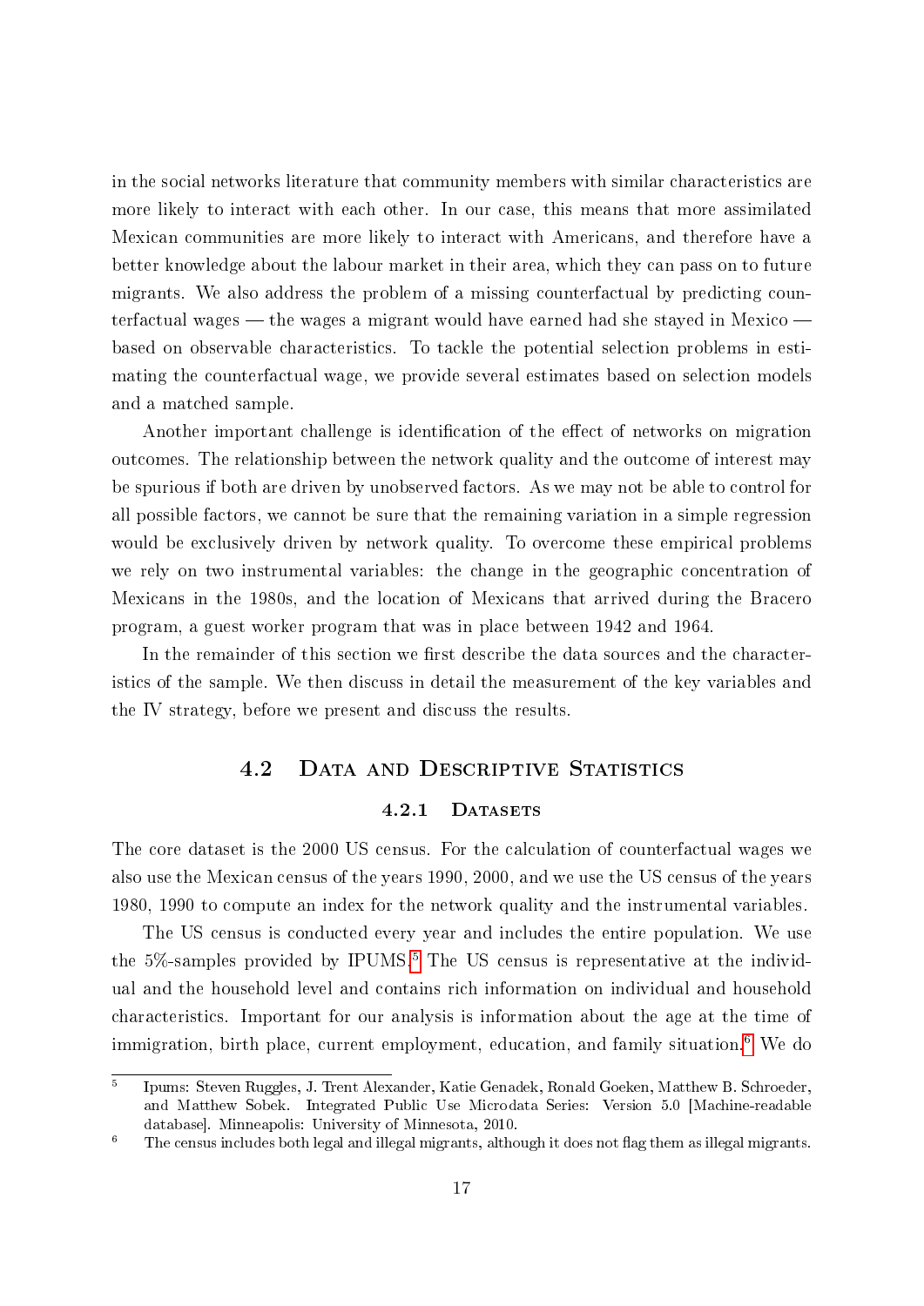in the social networks literature that community members with similar characteristics are more likely to interact with each other. In our case, this means that more assimilated Mexican communities are more likely to interact with Americans, and therefore have a better knowledge about the labour market in their area, which they can pass on to future migrants. We also address the problem of a missing counterfactual by predicting counterfactual wages — the wages a migrant would have earned had she stayed in Mexico — based on observable characteristics. To tackle the potential selection problems in estimating the counterfactual wage, we provide several estimates based on selection models and a matched sample.

Another important challenge is identification of the effect of networks on migration outcomes. The relationship between the network quality and the outcome of interest may be spurious if both are driven by unobserved factors. As we may not be able to control for all possible factors, we cannot be sure that the remaining variation in a simple regression would be exclusively driven by network quality. To overcome these empirical problems we rely on two instrumental variables: the change in the geographic concentration of Mexicans in the 1980s, and the location of Mexicans that arrived during the Bracero program, a guest worker program that was in place between 1942 and 1964.

In the remainder of this section we first describe the data sources and the characteristics of the sample. We then discuss in detail the measurement of the key variables and the IV strategy, before we present and discuss the results.

## 4.2 Data and Descriptive Statistics

### 4.2.1 Datasets

The core dataset is the 2000 US census. For the calculation of counterfactual wages we also use the Mexican census of the years 1990, 2000, and we use the US census of the years 1980, 1990 to compute an index for the network quality and the instrumental variables.

The US census is conducted every year and includes the entire population. We use the 5%-samples provided by IPUMS.[5] The US census is representative at the individual and the household level and contains rich information on individual and household characteristics. Important for our analysis is information about the age at the time of immigration, birth place, current employment, education, and family situation.[6] We do

[5] Ipums: Steven Ruggles, J. Trent Alexander, Katie Genadek, Ronald Goeken, Matthew B. Schroeder, and Matthew Sobek. Integrated Public Use Microdata Series: Version 5.0 [Machine-readable database]. Minneapolis: University of Minnesota, 2010.

[6] The census includes both legal and illegal migrants, although it does not flag them as illegal migrants.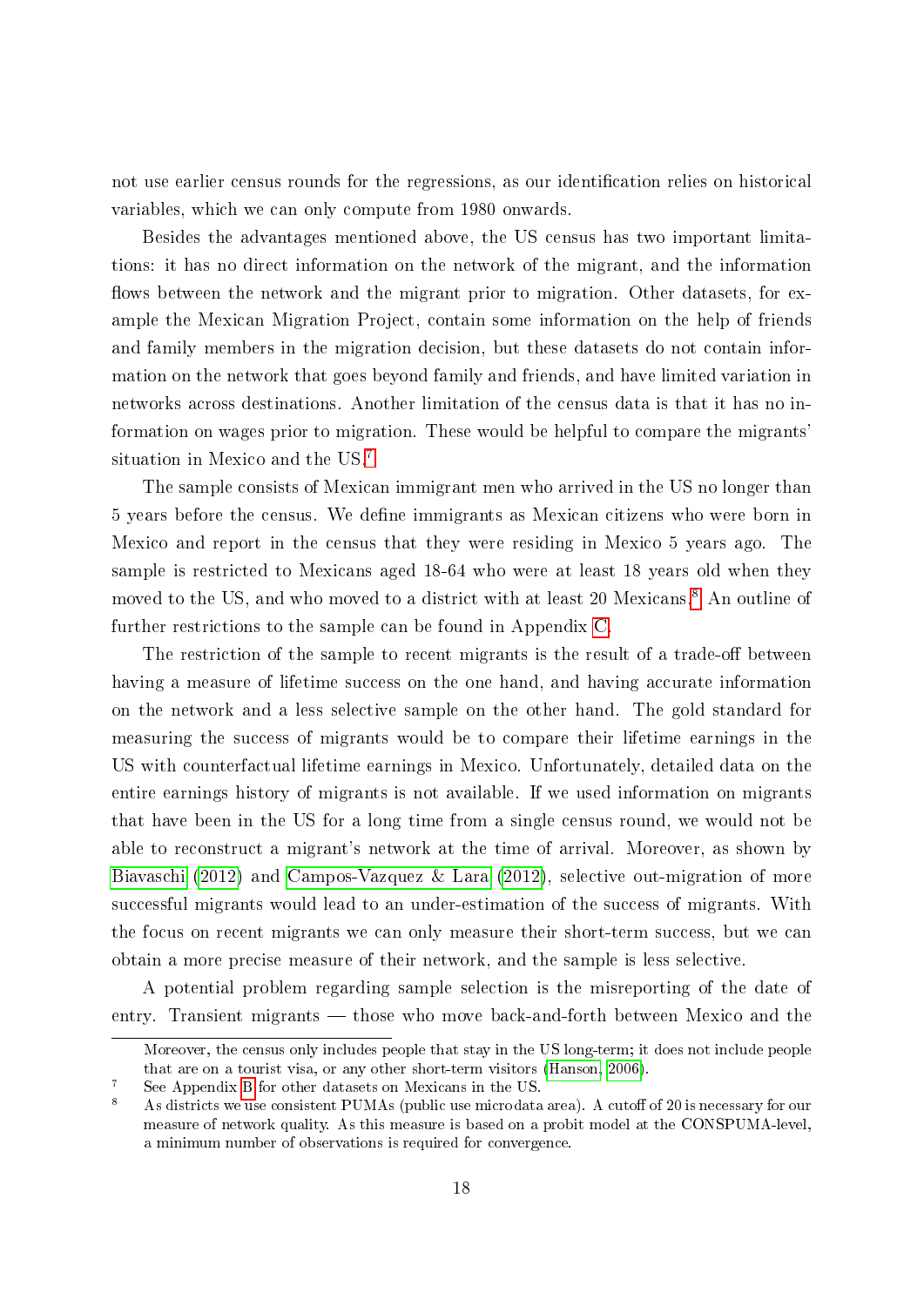not use earlier census rounds for the regressions, as our identification relies on historical variables, which we can only compute from 1980 onwards.

Besides the advantages mentioned above, the US census has two important limitations: it has no direct information on the network of the migrant, and the information flows between the network and the migrant prior to migration. Other datasets, for example the Mexican Migration Project, contain some information on the help of friends and family members in the migration decision, but these datasets do not contain information on the network that goes beyond family and friends, and have limited variation in networks across destinations. Another limitation of the census data is that it has no information on wages prior to migration. These would be helpful to compare the migrants' situation in Mexico and the US.[7]

The sample consists of Mexican immigrant men who arrived in the US no longer than 5 years before the census. We define immigrants as Mexican citizens who were born in Mexico and report in the census that they were residing in Mexico 5 years ago. The sample is restricted to Mexicans aged 18-64 who were at least 18 years old when they moved to the US, and who moved to a district with at least 20 Mexicans.[8] An outline of further restrictions to the sample can be found in Appendix C.

The restriction of the sample to recent migrants is the result of a trade-off between having a measure of lifetime success on the one hand, and having accurate information on the network and a less selective sample on the other hand. The gold standard for measuring the success of migrants would be to compare their lifetime earnings in the US with counterfactual lifetime earnings in Mexico. Unfortunately, detailed data on the entire earnings history of migrants is not available. If we used information on migrants that have been in the US for a long time from a single census round, we would not be able to reconstruct a migrant's network at the time of arrival. Moreover, as shown by Biavaschi (2012) and Campos-Vazquez & Lara (2012), selective out-migration of more successful migrants would lead to an under-estimation of the success of migrants. With the focus on recent migrants we can only measure their short-term success, but we can obtain a more precise measure of their network, and the sample is less selective.

A potential problem regarding sample selection is the misreporting of the date of entry. Transient migrants — those who move back-and-forth between Mexico and the

Moreover, the census only includes people that stay in the US long-term; it does not include people that are on a tourist visa, or any other short-term visitors (Hanson, 2006).

[7] See Appendix B for other datasets on Mexicans in the US.

[8] As districts we use consistent PUMAs (public use microdata area). A cutoff of 20 is necessary for our measure of network quality. As this measure is based on a probit model at the CONSPUMA-level, a minimum number of observations is required for convergence.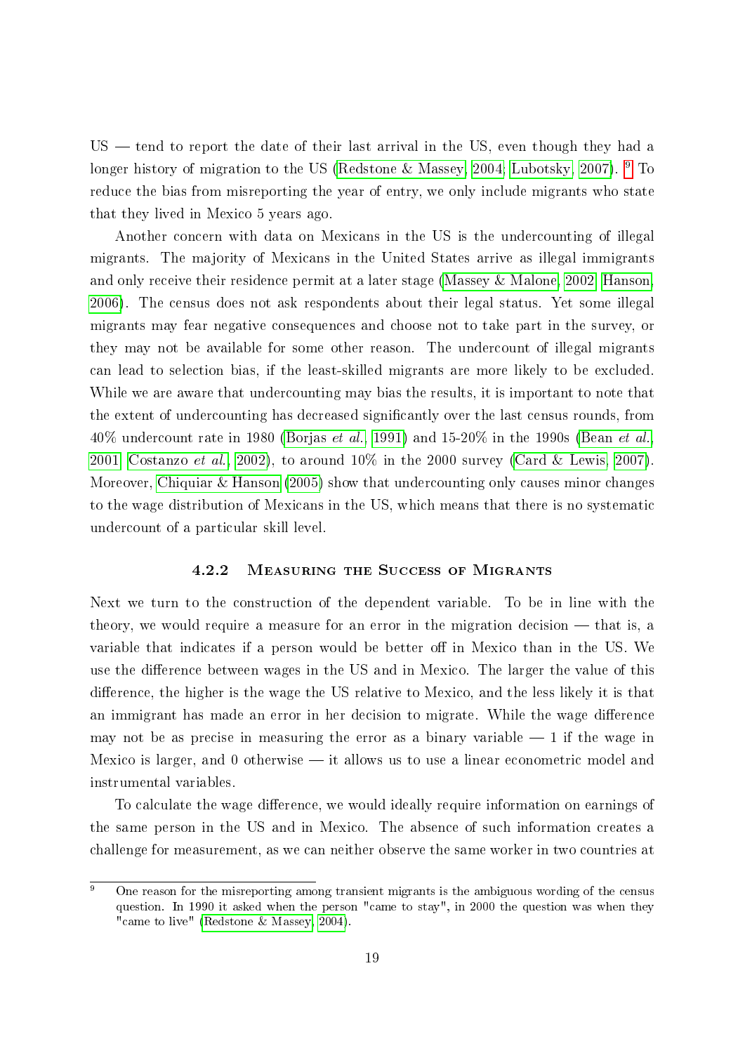US — tend to report the date of their last arrival in the US, even though they had a longer history of migration to the US (Redstone & Massey, 2004; Lubotsky, 2007). [9] To reduce the bias from misreporting the year of entry, we only include migrants who state that they lived in Mexico 5 years ago.

Another concern with data on Mexicans in the US is the undercounting of illegal migrants. The majority of Mexicans in the United States arrive as illegal immigrants and only receive their residence permit at a later stage (Massey & Malone, 2002; Hanson, 2006). The census does not ask respondents about their legal status. Yet some illegal migrants may fear negative consequences and choose not to take part in the survey, or they may not be available for some other reason. The undercount of illegal migrants can lead to selection bias, if the least-skilled migrants are more likely to be excluded. While we are aware that undercounting may bias the results, it is important to note that the extent of undercounting has decreased significantly over the last census rounds, from 40% undercount rate in 1980 (Borjas *et al.*, 1991) and 15-20% in the 1990s (Bean *et al.*, 2001; Costanzo *et al.*, 2002), to around 10% in the 2000 survey (Card & Lewis, 2007). Moreover, Chiquiar & Hanson (2005) show that undercounting only causes minor changes to the wage distribution of Mexicans in the US, which means that there is no systematic undercount of a particular skill level.

### 4.2.2 Measuring the Success of Migrants

Next we turn to the construction of the dependent variable. To be in line with the theory, we would require a measure for an error in the migration decision — that is, a variable that indicates if a person would be better off in Mexico than in the US. We use the difference between wages in the US and in Mexico. The larger the value of this difference, the higher is the wage the US relative to Mexico, and the less likely it is that an immigrant has made an error in her decision to migrate. While the wage difference may not be as precise in measuring the error as a binary variable — 1 if the wage in Mexico is larger, and 0 otherwise — it allows us to use a linear econometric model and instrumental variables.

To calculate the wage difference, we would ideally require information on earnings of the same person in the US and in Mexico. The absence of such information creates a challenge for measurement, as we can neither observe the same worker in two countries at

---

[9] One reason for the misreporting among transient migrants is the ambiguous wording of the census question. In 1990 it asked when the person "came to stay", in 2000 the question was when they "came to live" (Redstone & Massey, 2004).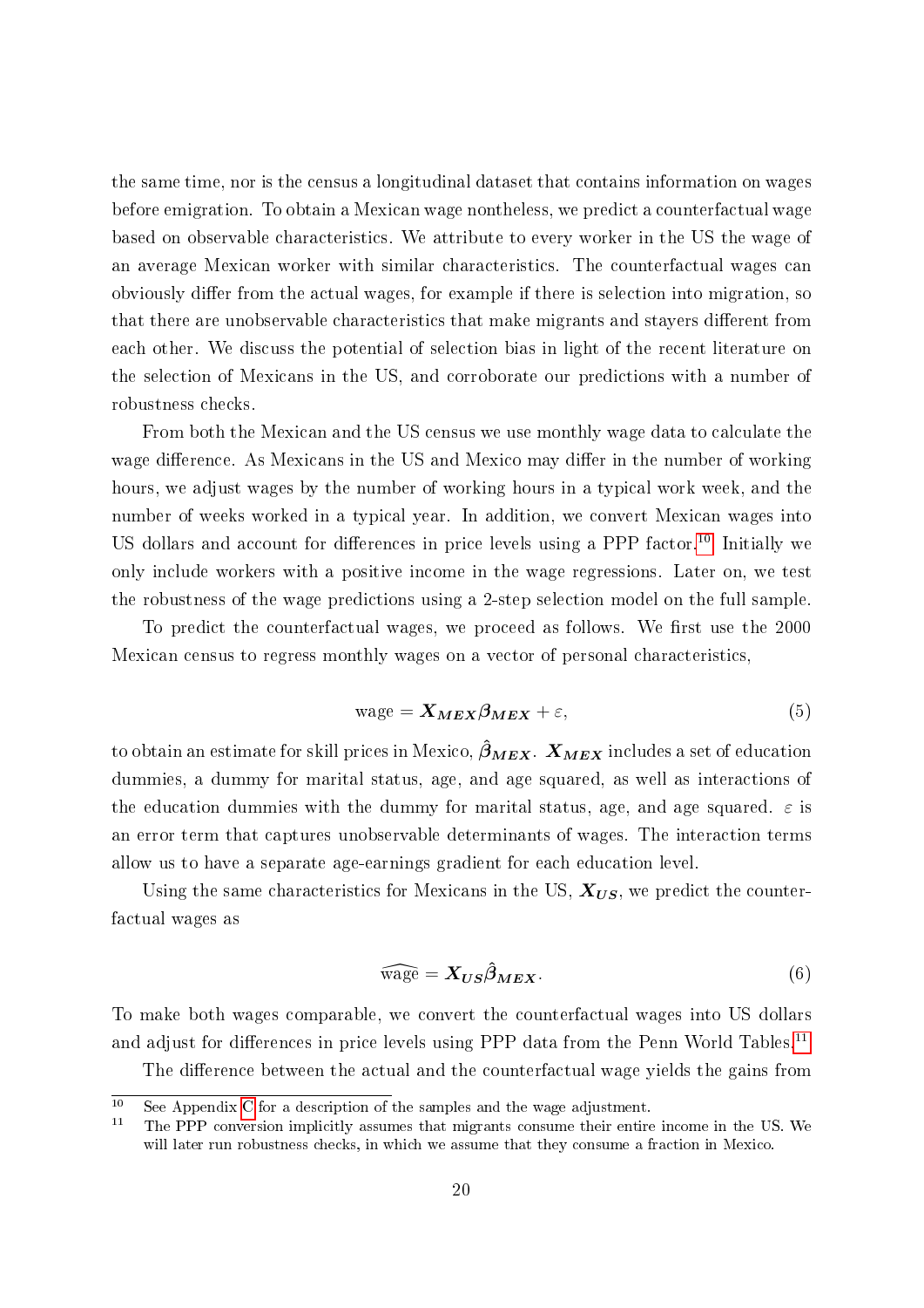the same time, nor is the census a longitudinal dataset that contains information on wages before emigration. To obtain a Mexican wage nontheless, we predict a counterfactual wage based on observable characteristics. We attribute to every worker in the US the wage of an average Mexican worker with similar characteristics. The counterfactual wages can obviously differ from the actual wages, for example if there is selection into migration, so that there are unobservable characteristics that make migrants and stayers different from each other. We discuss the potential of selection bias in light of the recent literature on the selection of Mexicans in the US, and corroborate our predictions with a number of robustness checks.

From both the Mexican and the US census we use monthly wage data to calculate the wage difference. As Mexicans in the US and Mexico may differ in the number of working hours, we adjust wages by the number of working hours in a typical work week, and the number of weeks worked in a typical year. In addition, we convert Mexican wages into US dollars and account for differences in price levels using a PPP factor.[10] Initially we only include workers with a positive income in the wage regressions. Later on, we test the robustness of the wage predictions using a 2-step selection model on the full sample.

To predict the counterfactual wages, we proceed as follows. We first use the 2000 Mexican census to regress monthly wages on a vector of personal characteristics,

$$\text{wage} = \boldsymbol{X_{MEX}} \boldsymbol{\beta_{MEX}} + \varepsilon, \tag{5}$$

to obtain an estimate for skill prices in Mexico, $\hat{\boldsymbol{\beta}}_{\boldsymbol{MEX}}$. $\boldsymbol{X_{MEX}}$ includes a set of education dummies, a dummy for marital status, age, and age squared, as well as interactions of the education dummies with the dummy for marital status, age, and age squared. $\varepsilon$ is an error term that captures unobservable determinants of wages. The interaction terms allow us to have a separate age-earnings gradient for each education level.

Using the same characteristics for Mexicans in the US, $\boldsymbol{X_{US}}$, we predict the counterfactual wages as

$$\widehat{\text{wage}} = \boldsymbol{X_{US}} \hat{\boldsymbol{\beta}}_{\boldsymbol{MEX}}. \tag{6}$$

To make both wages comparable, we convert the counterfactual wages into US dollars and adjust for differences in price levels using PPP data from the Penn World Tables.[11]

The difference between the actual and the counterfactual wage yields the gains from

[10] See Appendix C for a description of the samples and the wage adjustment.

[11] The PPP conversion implicitly assumes that migrants consume their entire income in the US. We will later run robustness checks, in which we assume that they consume a fraction in Mexico.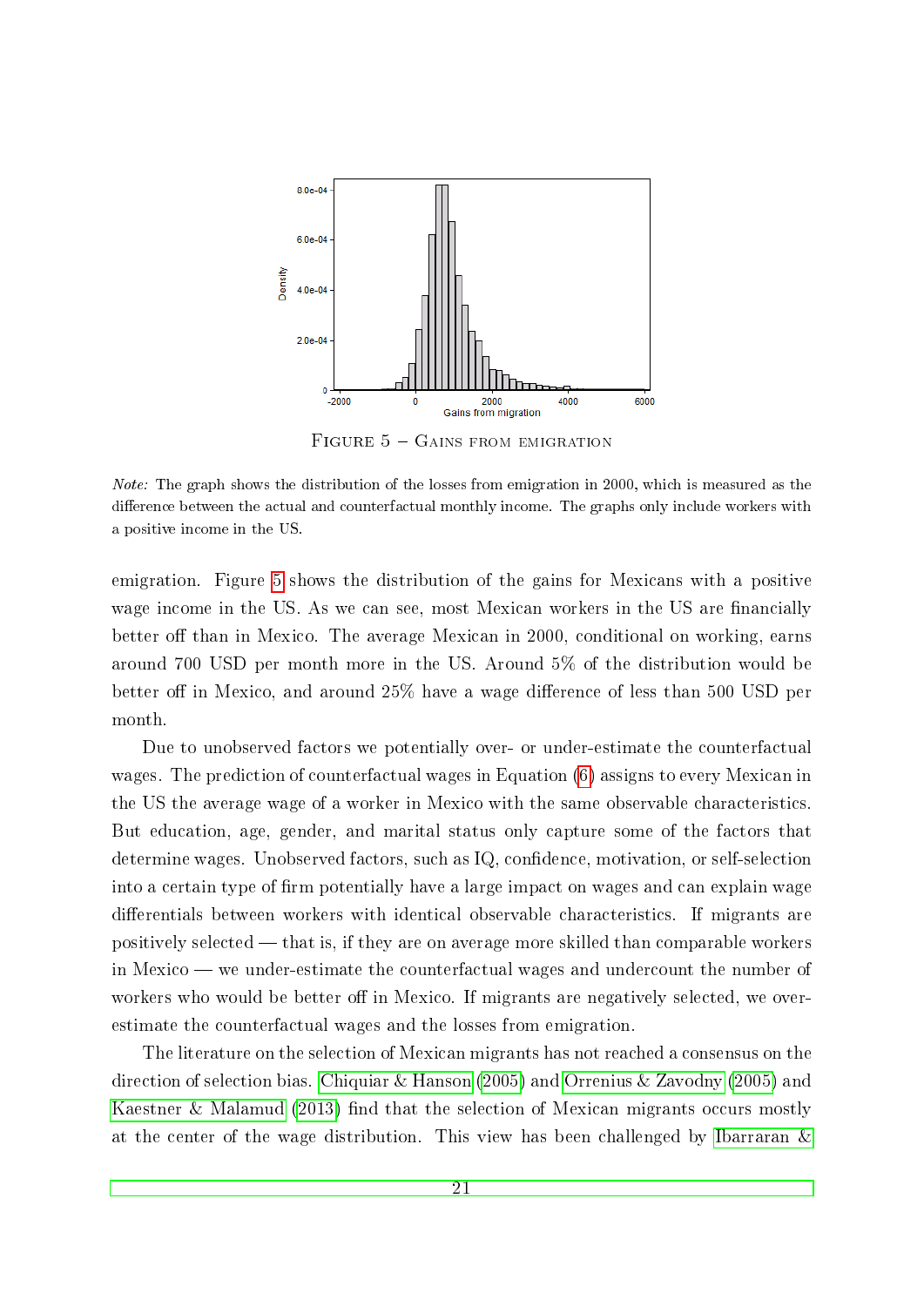Figure 5 – Gains from emigration

*Note:* The graph shows the distribution of the losses from emigration in 2000, which is measured as the difference between the actual and counterfactual monthly income. The graphs only include workers with a positive income in the US.

emigration. Figure 5 shows the distribution of the gains for Mexicans with a positive wage income in the US. As we can see, most Mexican workers in the US are financially better off than in Mexico. The average Mexican in 2000, conditional on working, earns around 700 USD per month more in the US. Around 5% of the distribution would be better off in Mexico, and around 25% have a wage difference of less than 500 USD per month.

Due to unobserved factors we potentially over- or under-estimate the counterfactual wages. The prediction of counterfactual wages in Equation (6) assigns to every Mexican in the US the average wage of a worker in Mexico with the same observable characteristics. But education, age, gender, and marital status only capture some of the factors that determine wages. Unobserved factors, such as IQ, confidence, motivation, or self-selection into a certain type of firm potentially have a large impact on wages and can explain wage differentials between workers with identical observable characteristics. If migrants are positively selected — that is, if they are on average more skilled than comparable workers in Mexico — we under-estimate the counterfactual wages and undercount the number of workers who would be better off in Mexico. If migrants are negatively selected, we over-estimate the counterfactual wages and the losses from emigration.

The literature on the selection of Mexican migrants has not reached a consensus on the direction of selection bias. Chiquiar & Hanson (2005) and Orrenius & Zavodny (2005) and Kaestner & Malamud (2013) find that the selection of Mexican migrants occurs mostly at the center of the wage distribution. This view has been challenged by Ibarraran &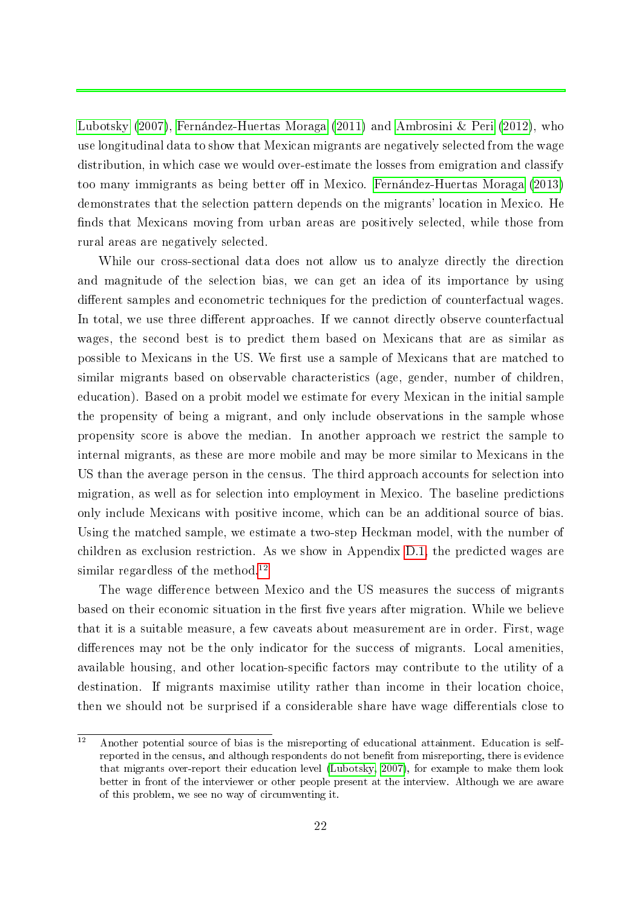Lubotsky (2007), Fernández-Huertas Moraga (2011) and Ambrosini & Peri (2012), who use longitudinal data to show that Mexican migrants are negatively selected from the wage distribution, in which case we would over-estimate the losses from emigration and classify too many immigrants as being better off in Mexico. Fernández-Huertas Moraga (2013) demonstrates that the selection pattern depends on the migrants' location in Mexico. He finds that Mexicans moving from urban areas are positively selected, while those from rural areas are negatively selected.

While our cross-sectional data does not allow us to analyze directly the direction and magnitude of the selection bias, we can get an idea of its importance by using different samples and econometric techniques for the prediction of counterfactual wages. In total, we use three different approaches. If we cannot directly observe counterfactual wages, the second best is to predict them based on Mexicans that are as similar as possible to Mexicans in the US. We first use a sample of Mexicans that are matched to similar migrants based on observable characteristics (age, gender, number of children, education). Based on a probit model we estimate for every Mexican in the initial sample the propensity of being a migrant, and only include observations in the sample whose propensity score is above the median. In another approach we restrict the sample to internal migrants, as these are more mobile and may be more similar to Mexicans in the US than the average person in the census. The third approach accounts for selection into migration, as well as for selection into employment in Mexico. The baseline predictions only include Mexicans with positive income, which can be an additional source of bias. Using the matched sample, we estimate a two-step Heckman model, with the number of children as exclusion restriction. As we show in Appendix D.1, the predicted wages are similar regardless of the method.[12]

The wage difference between Mexico and the US measures the success of migrants based on their economic situation in the first five years after migration. While we believe that it is a suitable measure, a few caveats about measurement are in order. First, wage differences may not be the only indicator for the success of migrants. Local amenities, available housing, and other location-specific factors may contribute to the utility of a destination. If migrants maximise utility rather than income in their location choice, then we should not be surprised if a considerable share have wage differentials close to

[12] Another potential source of bias is the misreporting of educational attainment. Education is self-reported in the census, and although respondents do not benefit from misreporting, there is evidence that migrants over-report their education level (Lubotsky, 2007), for example to make them look better in front of the interviewer or other people present at the interview. Although we are aware of this problem, we see no way of circumventing it.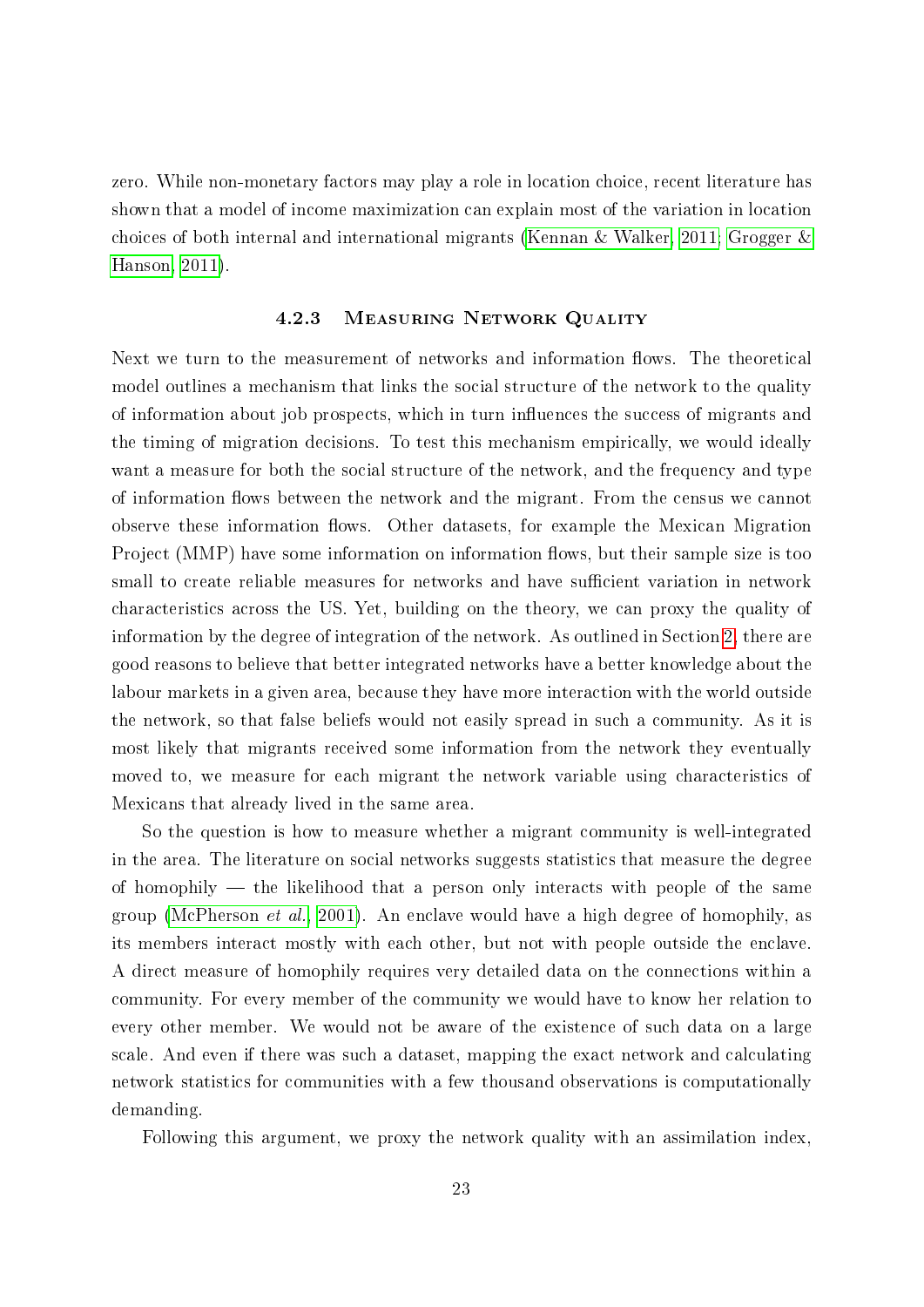zero. While non-monetary factors may play a role in location choice, recent literature has shown that a model of income maximization can explain most of the variation in location choices of both internal and international migrants (Kennan & Walker, 2011; Grogger & Hanson, 2011).

### 4.2.3 Measuring Network Quality

Next we turn to the measurement of networks and information flows. The theoretical model outlines a mechanism that links the social structure of the network to the quality of information about job prospects, which in turn influences the success of migrants and the timing of migration decisions. To test this mechanism empirically, we would ideally want a measure for both the social structure of the network, and the frequency and type of information flows between the network and the migrant. From the census we cannot observe these information flows. Other datasets, for example the Mexican Migration Project (MMP) have some information on information flows, but their sample size is too small to create reliable measures for networks and have sufficient variation in network characteristics across the US. Yet, building on the theory, we can proxy the quality of information by the degree of integration of the network. As outlined in Section 2, there are good reasons to believe that better integrated networks have a better knowledge about the labour markets in a given area, because they have more interaction with the world outside the network, so that false beliefs would not easily spread in such a community. As it is most likely that migrants received some information from the network they eventually moved to, we measure for each migrant the network variable using characteristics of Mexicans that already lived in the same area.

So the question is how to measure whether a migrant community is well-integrated in the area. The literature on social networks suggests statistics that measure the degree of homophily — the likelihood that a person only interacts with people of the same group (McPherson *et al.*, 2001). An enclave would have a high degree of homophily, as its members interact mostly with each other, but not with people outside the enclave. A direct measure of homophily requires very detailed data on the connections within a community. For every member of the community we would have to know her relation to every other member. We would not be aware of the existence of such data on a large scale. And even if there was such a dataset, mapping the exact network and calculating network statistics for communities with a few thousand observations is computationally demanding.

Following this argument, we proxy the network quality with an assimilation index,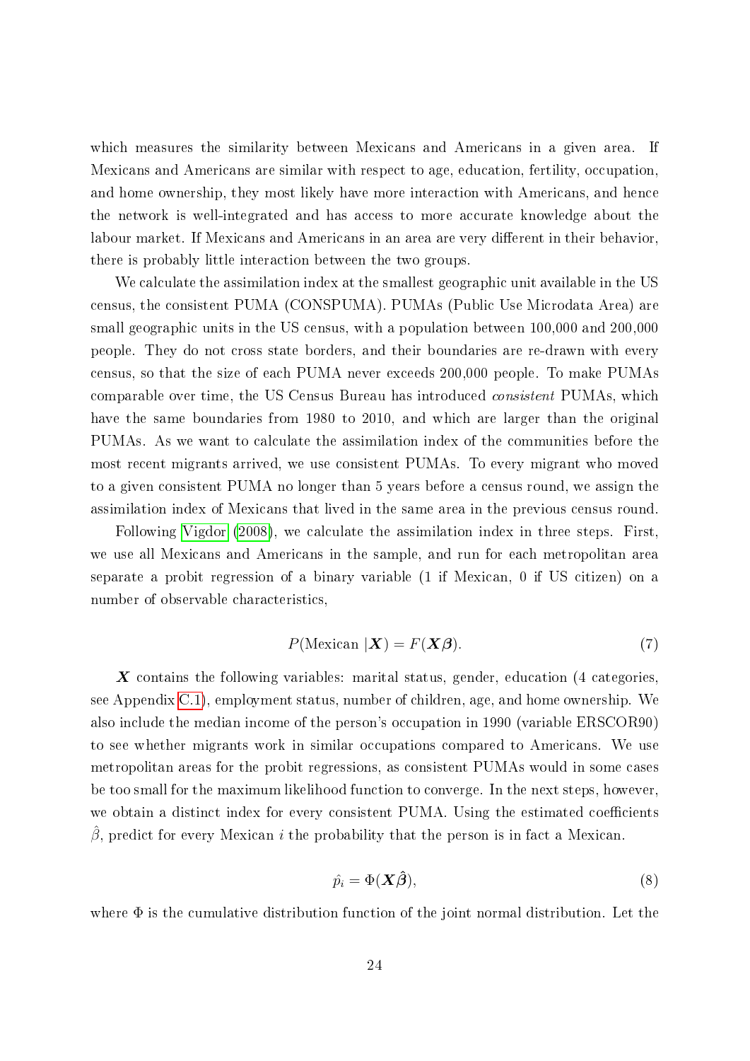which measures the similarity between Mexicans and Americans in a given area. If Mexicans and Americans are similar with respect to age, education, fertility, occupation, and home ownership, they most likely have more interaction with Americans, and hence the network is well-integrated and has access to more accurate knowledge about the labour market. If Mexicans and Americans in an area are very different in their behavior, there is probably little interaction between the two groups.

We calculate the assimilation index at the smallest geographic unit available in the US census, the consistent PUMA (CONSPUMA). PUMAs (Public Use Microdata Area) are small geographic units in the US census, with a population between 100,000 and 200,000 people. They do not cross state borders, and their boundaries are re-drawn with every census, so that the size of each PUMA never exceeds 200,000 people. To make PUMAs comparable over time, the US Census Bureau has introduced *consistent* PUMAs, which have the same boundaries from 1980 to 2010, and which are larger than the original PUMAs. As we want to calculate the assimilation index of the communities before the most recent migrants arrived, we use consistent PUMAs. To every migrant who moved to a given consistent PUMA no longer than 5 years before a census round, we assign the assimilation index of Mexicans that lived in the same area in the previous census round.

Following Vigdor (2008), we calculate the assimilation index in three steps. First, we use all Mexicans and Americans in the sample, and run for each metropolitan area separate a probit regression of a binary variable (1 if Mexican, 0 if US citizen) on a number of observable characteristics,

$$P(\text{Mexican } |\boldsymbol{X}) = F(\boldsymbol{X}\boldsymbol{\beta}). \tag{7}$$

$\boldsymbol{X}$ contains the following variables: marital status, gender, education (4 categories, see Appendix C.1), employment status, number of children, age, and home ownership. We also include the median income of the person's occupation in 1990 (variable ERSCOR90) to see whether migrants work in similar occupations compared to Americans. We use metropolitan areas for the probit regressions, as consistent PUMAs would in some cases be too small for the maximum likelihood function to converge. In the next steps, however, we obtain a distinct index for every consistent PUMA. Using the estimated coefficients $\hat{\beta}$, predict for every Mexican $i$ the probability that the person is in fact a Mexican.

$$\hat{p_i} = \Phi(\boldsymbol{X}\hat{\boldsymbol{\beta}}), \tag{8}$$

where $\Phi$ is the cumulative distribution function of the joint normal distribution. Let the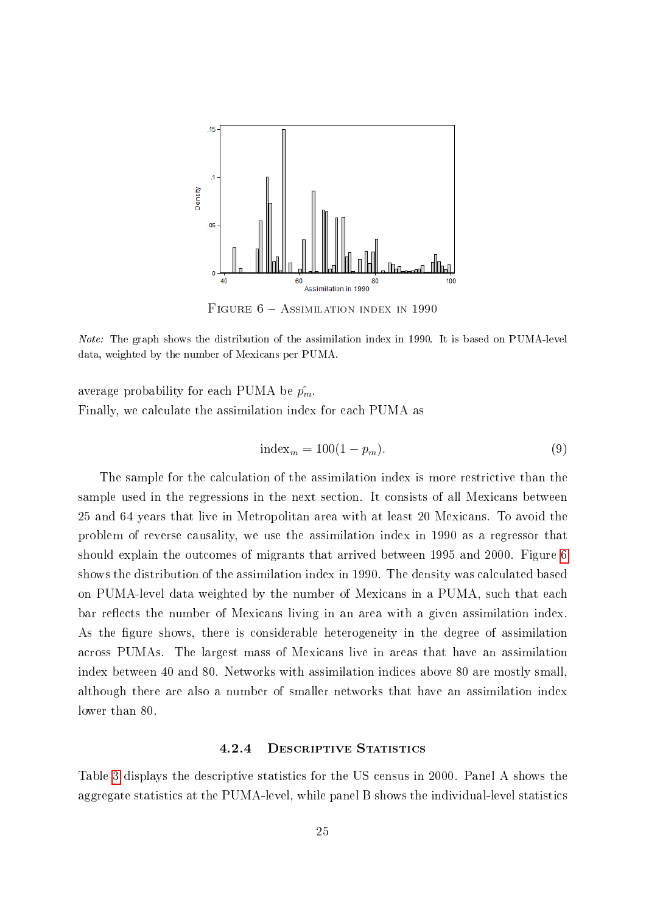FIGURE 6 – ASSIMILATION INDEX IN 1990

*Note:* The graph shows the distribution of the assimilation index in 1990. It is based on PUMA-level data, weighted by the number of Mexicans per PUMA.

average probability for each PUMA be $\hat{p_m}$.
Finally, we calculate the assimilation index for each PUMA as

$$\text{index}_m = 100(1 - p_m). \tag{9}$$

The sample for the calculation of the assimilation index is more restrictive than the sample used in the regressions in the next section. It consists of all Mexicans between 25 and 64 years that live in Metropolitan area with at least 20 Mexicans. To avoid the problem of reverse causality, we use the assimilation index in 1990 as a regressor that should explain the outcomes of migrants that arrived between 1995 and 2000. Figure 6 shows the distribution of the assimilation index in 1990. The density was calculated based on PUMA-level data weighted by the number of Mexicans in a PUMA, such that each bar reflects the number of Mexicans living in an area with a given assimilation index. As the figure shows, there is considerable heterogeneity in the degree of assimilation across PUMAs. The largest mass of Mexicans live in areas that have an assimilation index between 40 and 80. Networks with assimilation indices above 80 are mostly small, although there are also a number of smaller networks that have an assimilation index lower than 80.

#### 4.2.4 DESCRIPTIVE STATISTICS

Table 3 displays the descriptive statistics for the US census in 2000. Panel A shows the aggregate statistics at the PUMA-level, while panel B shows the individual-level statistics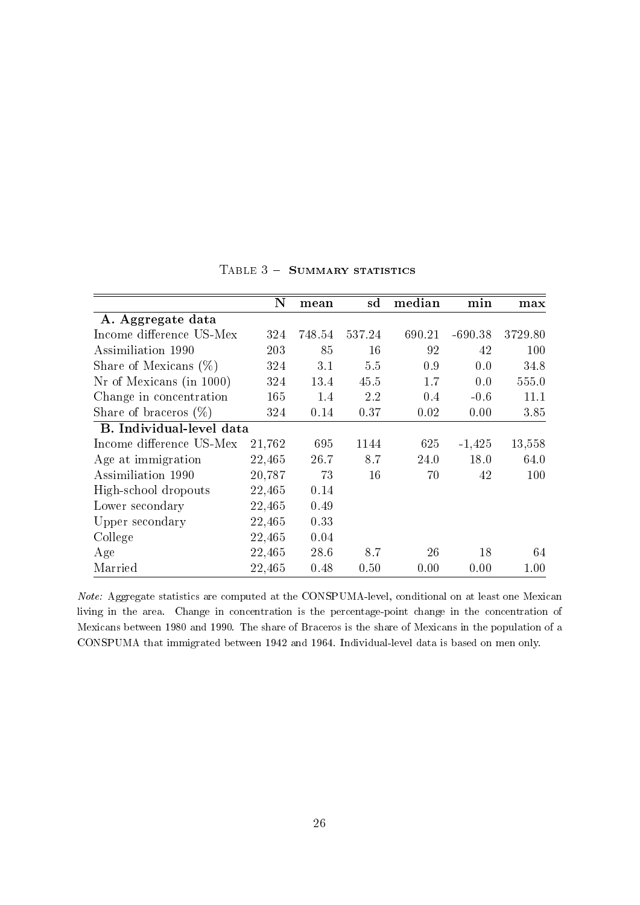Table 3 – **Summary statistics**

| | N | mean | sd | median | min | max |
|---|---|---|---|---|---|---|
| **A. Aggregate data** | | | | | | |
| Income difference US-Mex | 324 | 748.54 | 537.24 | 690.21 | -690.38 | 3729.80 |
| Assimiliation 1990 | 203 | 85 | 16 | 92 | 42 | 100 |
| Share of Mexicans (%) | 324 | 3.1 | 5.5 | 0.9 | 0.0 | 34.8 |
| Nr of Mexicans (in 1000) | 324 | 13.4 | 45.5 | 1.7 | 0.0 | 555.0 |
| Change in concentration | 165 | 1.4 | 2.2 | 0.4 | -0.6 | 11.1 |
| Share of braceros (%) | 324 | 0.14 | 0.37 | 0.02 | 0.00 | 3.85 |
| **B. Individual-level data** | | | | | | |
| Income difference US-Mex | 21,762 | 695 | 1144 | 625 | -1,425 | 13,558 |
| Age at immigration | 22,465 | 26.7 | 8.7 | 24.0 | 18.0 | 64.0 |
| Assimiliation 1990 | 20,787 | 73 | 16 | 70 | 42 | 100 |
| High-school dropouts | 22,465 | 0.14 | | | | |
| Lower secondary | 22,465 | 0.49 | | | | |
| Upper secondary | 22,465 | 0.33 | | | | |
| College | 22,465 | 0.04 | | | | |
| Age | 22,465 | 28.6 | 8.7 | 26 | 18 | 64 |
| Married | 22,465 | 0.48 | 0.50 | 0.00 | 0.00 | 1.00 |

*Note:* Aggregate statistics are computed at the CONSPUMA-level, conditional on at least one Mexican living in the area. Change in concentration is the percentage-point change in the concentration of Mexicans between 1980 and 1990. The share of Braceros is the share of Mexicans in the population of a CONSPUMA that immigrated between 1942 and 1964. Individual-level data is based on men only.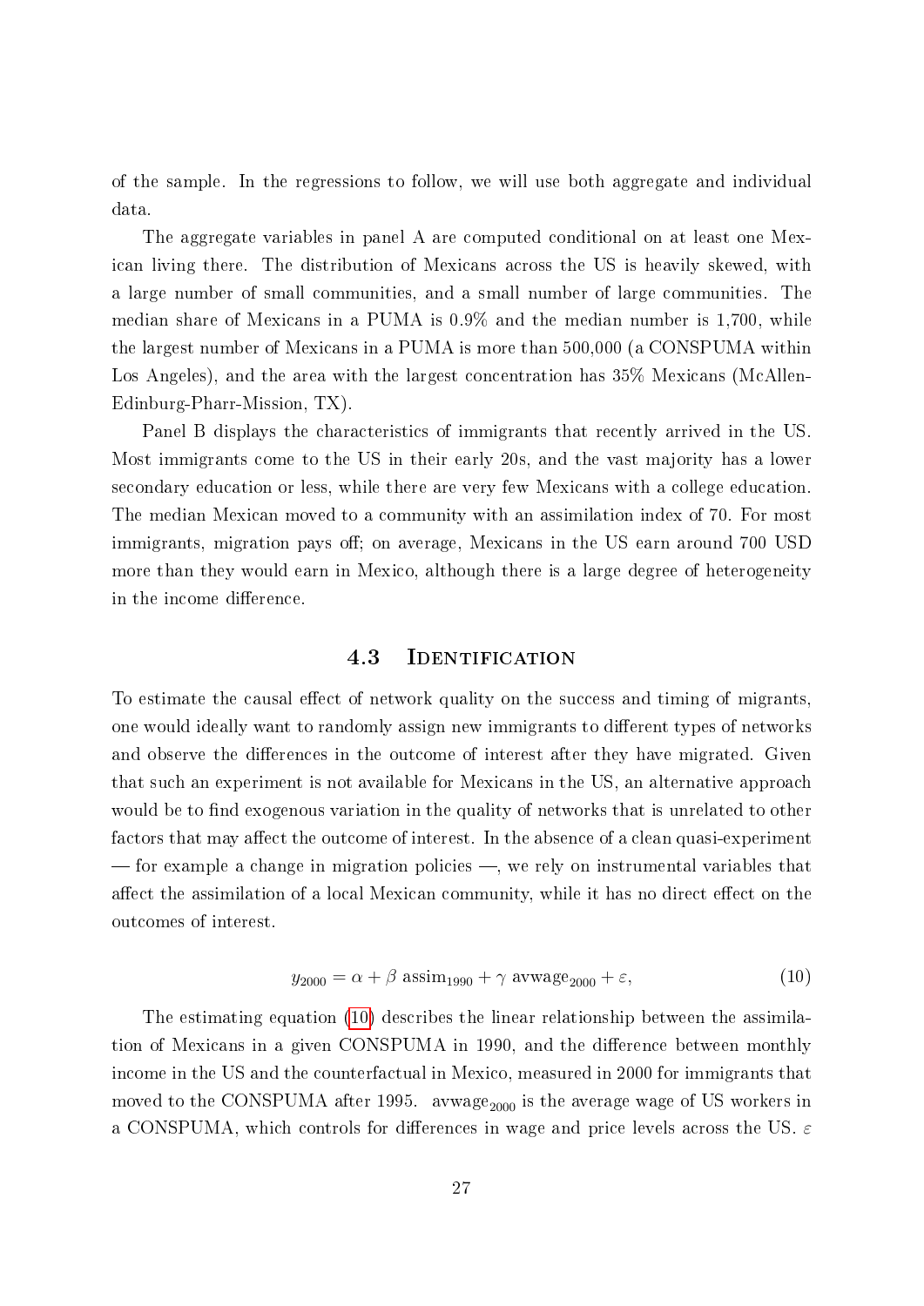of the sample. In the regressions to follow, we will use both aggregate and individual data.

The aggregate variables in panel A are computed conditional on at least one Mexican living there. The distribution of Mexicans across the US is heavily skewed, with a large number of small communities, and a small number of large communities. The median share of Mexicans in a PUMA is 0.9% and the median number is 1,700, while the largest number of Mexicans in a PUMA is more than 500,000 (a CONSPUMA within Los Angeles), and the area with the largest concentration has 35% Mexicans (McAllen-Edinburg-Pharr-Mission, TX).

Panel B displays the characteristics of immigrants that recently arrived in the US. Most immigrants come to the US in their early 20s, and the vast majority has a lower secondary education or less, while there are very few Mexicans with a college education. The median Mexican moved to a community with an assimilation index of 70. For most immigrants, migration pays off; on average, Mexicans in the US earn around 700 USD more than they would earn in Mexico, although there is a large degree of heterogeneity in the income difference.

## 4.3 Identification

To estimate the causal effect of network quality on the success and timing of migrants, one would ideally want to randomly assign new immigrants to different types of networks and observe the differences in the outcome of interest after they have migrated. Given that such an experiment is not available for Mexicans in the US, an alternative approach would be to find exogenous variation in the quality of networks that is unrelated to other factors that may affect the outcome of interest. In the absence of a clean quasi-experiment — for example a change in migration policies —, we rely on instrumental variables that affect the assimilation of a local Mexican community, while it has no direct effect on the outcomes of interest.

$$y_{2000} = \alpha + \beta \text{ assim}_{1990} + \gamma \text{ avwage}_{2000} + \varepsilon, \tag{10}$$

The estimating equation (10) describes the linear relationship between the assimilation of Mexicans in a given CONSPUMA in 1990, and the difference between monthly income in the US and the counterfactual in Mexico, measured in 2000 for immigrants that moved to the CONSPUMA after 1995. $\text{avwage}_{2000}$ is the average wage of US workers in a CONSPUMA, which controls for differences in wage and price levels across the US. $\varepsilon$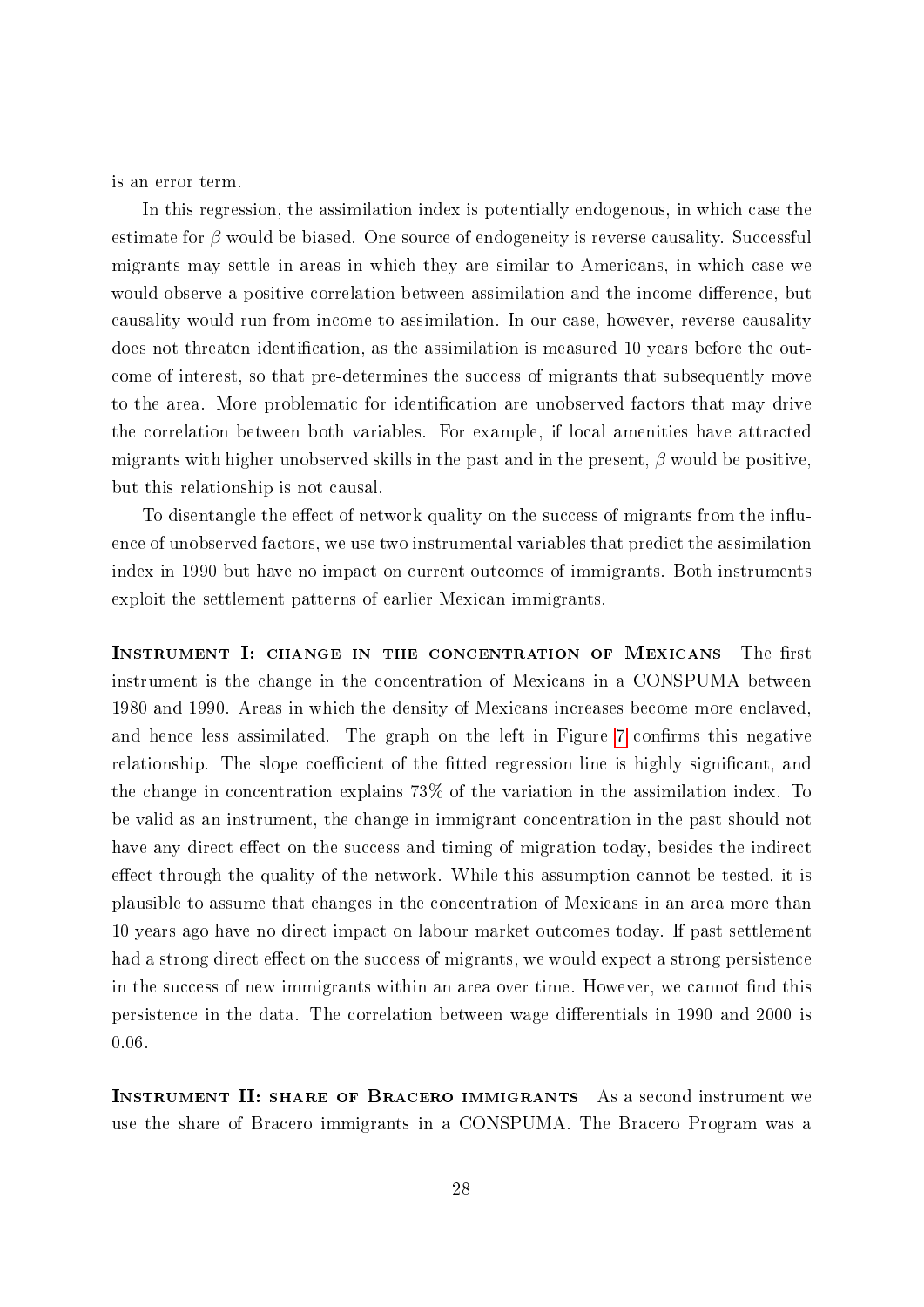is an error term.

In this regression, the assimilation index is potentially endogenous, in which case the estimate for $\beta$ would be biased. One source of endogeneity is reverse causality. Successful migrants may settle in areas in which they are similar to Americans, in which case we would observe a positive correlation between assimilation and the income difference, but causality would run from income to assimilation. In our case, however, reverse causality does not threaten identification, as the assimilation is measured 10 years before the outcome of interest, so that pre-determines the success of migrants that subsequently move to the area. More problematic for identification are unobserved factors that may drive the correlation between both variables. For example, if local amenities have attracted migrants with higher unobserved skills in the past and in the present, $\beta$ would be positive, but this relationship is not causal.

To disentangle the effect of network quality on the success of migrants from the influence of unobserved factors, we use two instrumental variables that predict the assimilation index in 1990 but have no impact on current outcomes of immigrants. Both instruments exploit the settlement patterns of earlier Mexican immigrants.

**Instrument I: change in the concentration of Mexicans** The first instrument is the change in the concentration of Mexicans in a CONSPUMA between 1980 and 1990. Areas in which the density of Mexicans increases become more enclaved, and hence less assimilated. The graph on the left in Figure 7 confirms this negative relationship. The slope coefficient of the fitted regression line is highly significant, and the change in concentration explains 73% of the variation in the assimilation index. To be valid as an instrument, the change in immigrant concentration in the past should not have any direct effect on the success and timing of migration today, besides the indirect effect through the quality of the network. While this assumption cannot be tested, it is plausible to assume that changes in the concentration of Mexicans in an area more than 10 years ago have no direct impact on labour market outcomes today. If past settlement had a strong direct effect on the success of migrants, we would expect a strong persistence in the success of new immigrants within an area over time. However, we cannot find this persistence in the data. The correlation between wage differentials in 1990 and 2000 is 0.06.

**Instrument II: share of Bracero immigrants** As a second instrument we use the share of Bracero immigrants in a CONSPUMA. The Bracero Program was a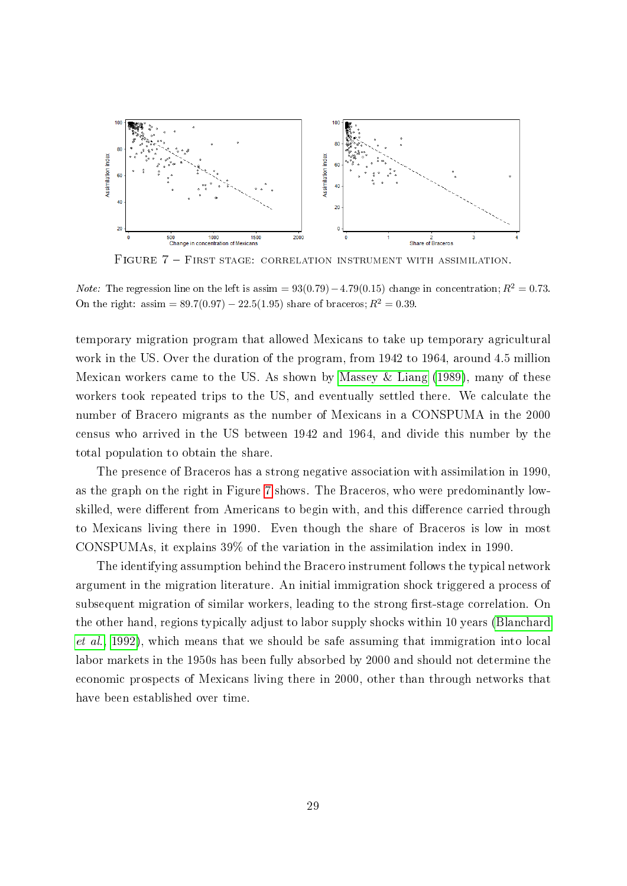FIGURE 7 – FIRST STAGE: CORRELATION INSTRUMENT WITH ASSIMILATION.

*Note:* The regression line on the left is assim = 93(0.79) − 4.79(0.15) change in concentration; $R^2 = 0.73$. On the right: assim = 89.7(0.97) − 22.5(1.95) share of braceros; $R^2 = 0.39$.

temporary migration program that allowed Mexicans to take up temporary agricultural work in the US. Over the duration of the program, from 1942 to 1964, around 4.5 million Mexican workers came to the US. As shown by Massey & Liang (1989), many of these workers took repeated trips to the US, and eventually settled there. We calculate the number of Bracero migrants as the number of Mexicans in a CONSPUMA in the 2000 census who arrived in the US between 1942 and 1964, and divide this number by the total population to obtain the share.

The presence of Braceros has a strong negative association with assimilation in 1990, as the graph on the right in Figure 7 shows. The Braceros, who were predominantly low-skilled, were different from Americans to begin with, and this difference carried through to Mexicans living there in 1990. Even though the share of Braceros is low in most CONSPUMAs, it explains 39% of the variation in the assimilation index in 1990.

The identifying assumption behind the Bracero instrument follows the typical network argument in the migration literature. An initial immigration shock triggered a process of subsequent migration of similar workers, leading to the strong first-stage correlation. On the other hand, regions typically adjust to labor supply shocks within 10 years (Blanchard *et al.*, 1992), which means that we should be safe assuming that immigration into local labor markets in the 1950s has been fully absorbed by 2000 and should not determine the economic prospects of Mexicans living there in 2000, other than through networks that have been established over time.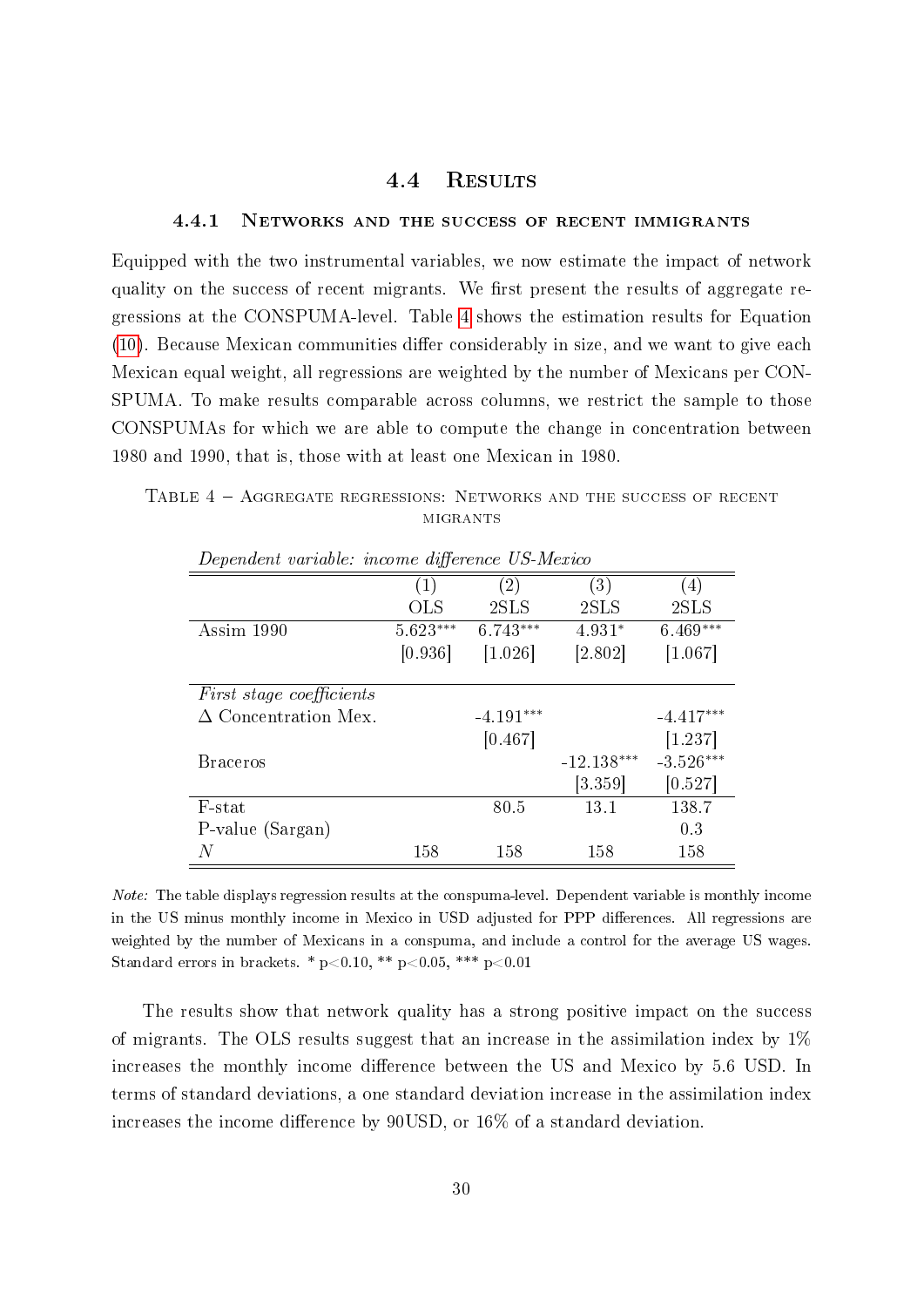## 4.4 Results

### 4.4.1 Networks and the success of recent immigrants

Equipped with the two instrumental variables, we now estimate the impact of network quality on the success of recent migrants. We first present the results of aggregate regressions at the CONSPUMA-level. Table 4 shows the estimation results for Equation (10). Because Mexican communities differ considerably in size, and we want to give each Mexican equal weight, all regressions are weighted by the number of Mexicans per CONSPUMA. To make results comparable across columns, we restrict the sample to those CONSPUMAs for which we are able to compute the change in concentration between 1980 and 1990, that is, those with at least one Mexican in 1980.

Table 4 – Aggregate regressions: Networks and the success of recent migrants

*Dependent variable: income difference US-Mexico*

| | (1) | (2) | (3) | (4) |
|---|---|---|---|---|
| | OLS | 2SLS | 2SLS | 2SLS |
| Assim 1990 | 5.623*** | 6.743*** | 4.931* | 6.469*** |
| | [0.936] | [1.026] | [2.802] | [1.067] |
| *First stage coefficients* | | | | |
| $\Delta$ Concentration Mex. | | -4.191*** | | -4.417*** |
| | | [0.467] | | [1.237] |
| Braceros | | | -12.138*** | -3.526*** |
| | | | [3.359] | [0.527] |
| F-stat | | 80.5 | 13.1 | 138.7 |
| P-value (Sargan) | | | | 0.3 |
| $N$ | 158 | 158 | 158 | 158 |

*Note:* The table displays regression results at the conspuma-level. Dependent variable is monthly income in the US minus monthly income in Mexico in USD adjusted for PPP differences. All regressions are weighted by the number of Mexicans in a conspuma, and include a control for the average US wages. Standard errors in brackets. * p<0.10, ** p<0.05, *** p<0.01

The results show that network quality has a strong positive impact on the success of migrants. The OLS results suggest that an increase in the assimilation index by 1% increases the monthly income difference between the US and Mexico by 5.6 USD. In terms of standard deviations, a one standard deviation increase in the assimilation index increases the income difference by 90USD, or 16% of a standard deviation.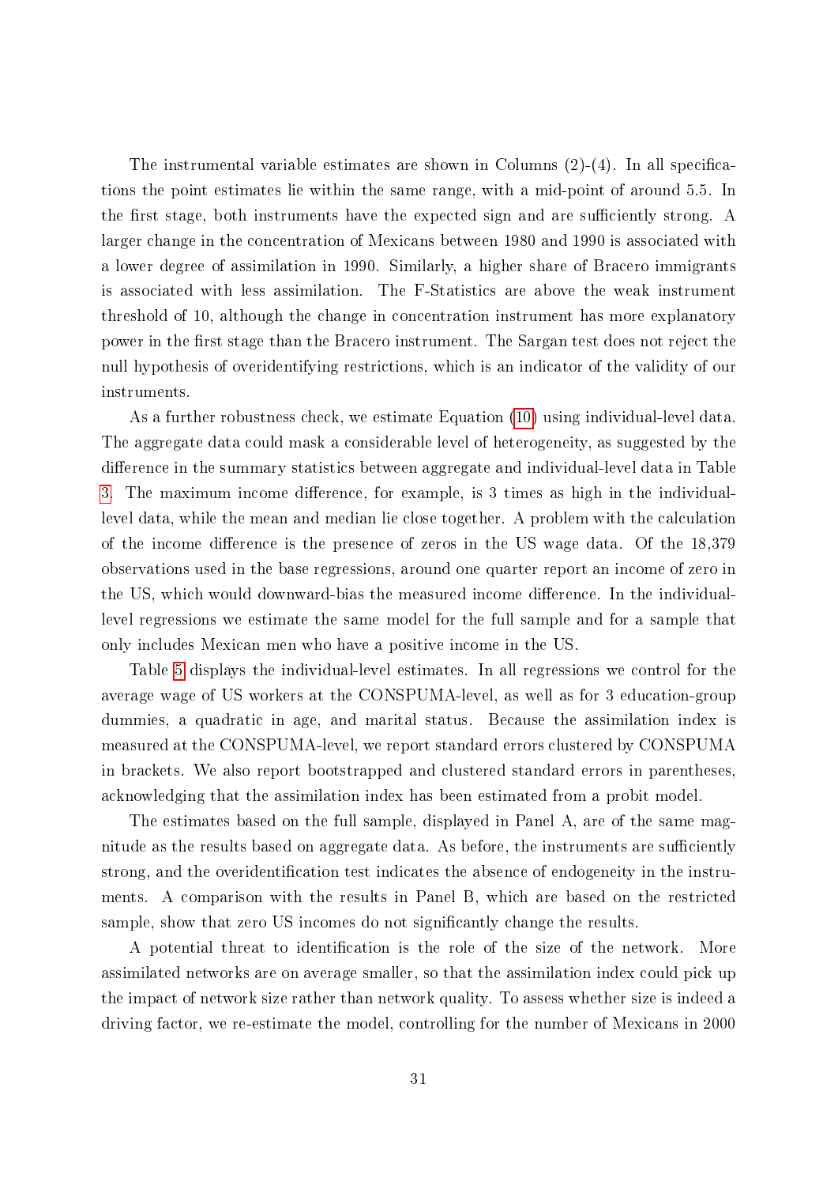The instrumental variable estimates are shown in Columns (2)-(4). In all specifications the point estimates lie within the same range, with a mid-point of around 5.5. In the first stage, both instruments have the expected sign and are sufficiently strong. A larger change in the concentration of Mexicans between 1980 and 1990 is associated with a lower degree of assimilation in 1990. Similarly, a higher share of Bracero immigrants is associated with less assimilation. The F-Statistics are above the weak instrument threshold of 10, although the change in concentration instrument has more explanatory power in the first stage than the Bracero instrument. The Sargan test does not reject the null hypothesis of overidentifying restrictions, which is an indicator of the validity of our instruments.

As a further robustness check, we estimate Equation (10) using individual-level data. The aggregate data could mask a considerable level of heterogeneity, as suggested by the difference in the summary statistics between aggregate and individual-level data in Table 3. The maximum income difference, for example, is 3 times as high in the individual-level data, while the mean and median lie close together. A problem with the calculation of the income difference is the presence of zeros in the US wage data. Of the 18,379 observations used in the base regressions, around one quarter report an income of zero in the US, which would downward-bias the measured income difference. In the individual-level regressions we estimate the same model for the full sample and for a sample that only includes Mexican men who have a positive income in the US.

Table 5 displays the individual-level estimates. In all regressions we control for the average wage of US workers at the CONSPUMA-level, as well as for 3 education-group dummies, a quadratic in age, and marital status. Because the assimilation index is measured at the CONSPUMA-level, we report standard errors clustered by CONSPUMA in brackets. We also report bootstrapped and clustered standard errors in parentheses, acknowledging that the assimilation index has been estimated from a probit model.

The estimates based on the full sample, displayed in Panel A, are of the same magnitude as the results based on aggregate data. As before, the instruments are sufficiently strong, and the overidentification test indicates the absence of endogeneity in the instruments. A comparison with the results in Panel B, which are based on the restricted sample, show that zero US incomes do not significantly change the results.

A potential threat to identification is the role of the size of the network. More assimilated networks are on average smaller, so that the assimilation index could pick up the impact of network size rather than network quality. To assess whether size is indeed a driving factor, we re-estimate the model, controlling for the number of Mexicans in 2000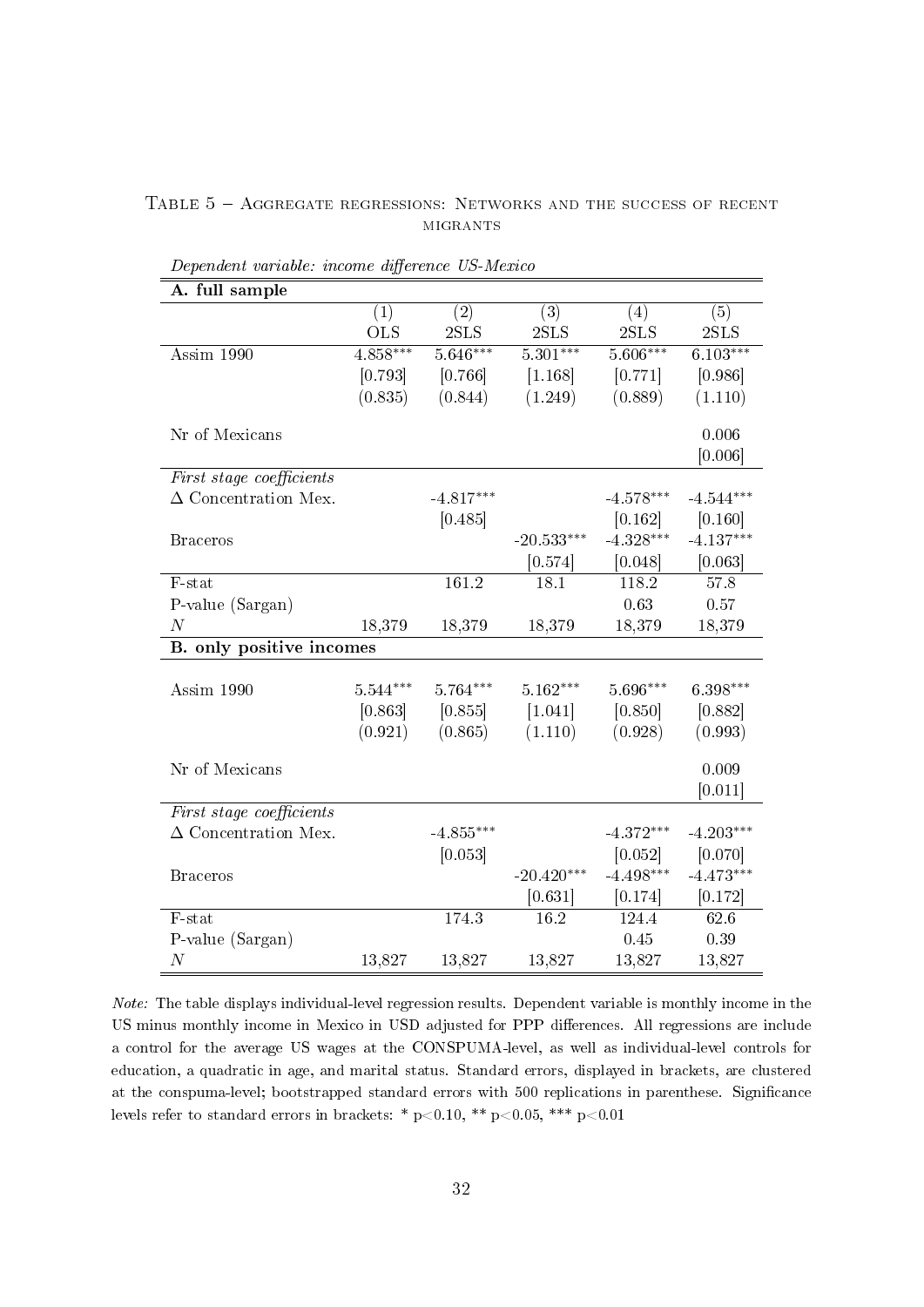Table 5 – Aggregate regressions: Networks and the success of recent migrants

*Dependent variable: income difference US-Mexico*

| **A. full sample** | | | | | |
|---|---|---|---|---|---|
| | (1) | (2) | (3) | (4) | (5) |
| | OLS | 2SLS | 2SLS | 2SLS | 2SLS |
| Assim 1990 | 4.858*** | 5.646*** | 5.301*** | 5.606*** | 6.103*** |
| | [0.793] | [0.766] | [1.168] | [0.771] | [0.986] |
| | (0.835) | (0.844) | (1.249) | (0.889) | (1.110) |
| Nr of Mexicans | | | | | 0.006 |
| | | | | | [0.006] |
| *First stage coefficients* | | | | | |
| $\Delta$ Concentration Mex. | | -4.817*** | | -4.578*** | -4.544*** |
| | | [0.485] | | [0.162] | [0.160] |
| Braceros | | | -20.533*** | -4.328*** | -4.137*** |
| | | | [0.574] | [0.048] | [0.063] |
| F-stat | | 161.2 | 18.1 | 118.2 | 57.8 |
| P-value (Sargan) | | | | 0.63 | 0.57 |
| $N$ | 18,379 | 18,379 | 18,379 | 18,379 | 18,379 |
| **B. only positive incomes** | | | | | |
| Assim 1990 | 5.544*** | 5.764*** | 5.162*** | 5.696*** | 6.398*** |
| | [0.863] | [0.855] | [1.041] | [0.850] | [0.882] |
| | (0.921) | (0.865) | (1.110) | (0.928) | (0.993) |
| Nr of Mexicans | | | | | 0.009 |
| | | | | | [0.011] |
| *First stage coefficients* | | | | | |
| $\Delta$ Concentration Mex. | | -4.855*** | | -4.372*** | -4.203*** |
| | | [0.053] | | [0.052] | [0.070] |
| Braceros | | | -20.420*** | -4.498*** | -4.473*** |
| | | | [0.631] | [0.174] | [0.172] |
| F-stat | | 174.3 | 16.2 | 124.4 | 62.6 |
| P-value (Sargan) | | | | 0.45 | 0.39 |
| $N$ | 13,827 | 13,827 | 13,827 | 13,827 | 13,827 |

*Note:* The table displays individual-level regression results. Dependent variable is monthly income in the US minus monthly income in Mexico in USD adjusted for PPP differences. All regressions are include a control for the average US wages at the CONSPUMA-level, as well as individual-level controls for education, a quadratic in age, and marital status. Standard errors, displayed in brackets, are clustered at the conspuma-level; bootstrapped standard errors with 500 replications in parenthese. Significance levels refer to standard errors in brackets: * p<0.10, ** p<0.05, *** p<0.01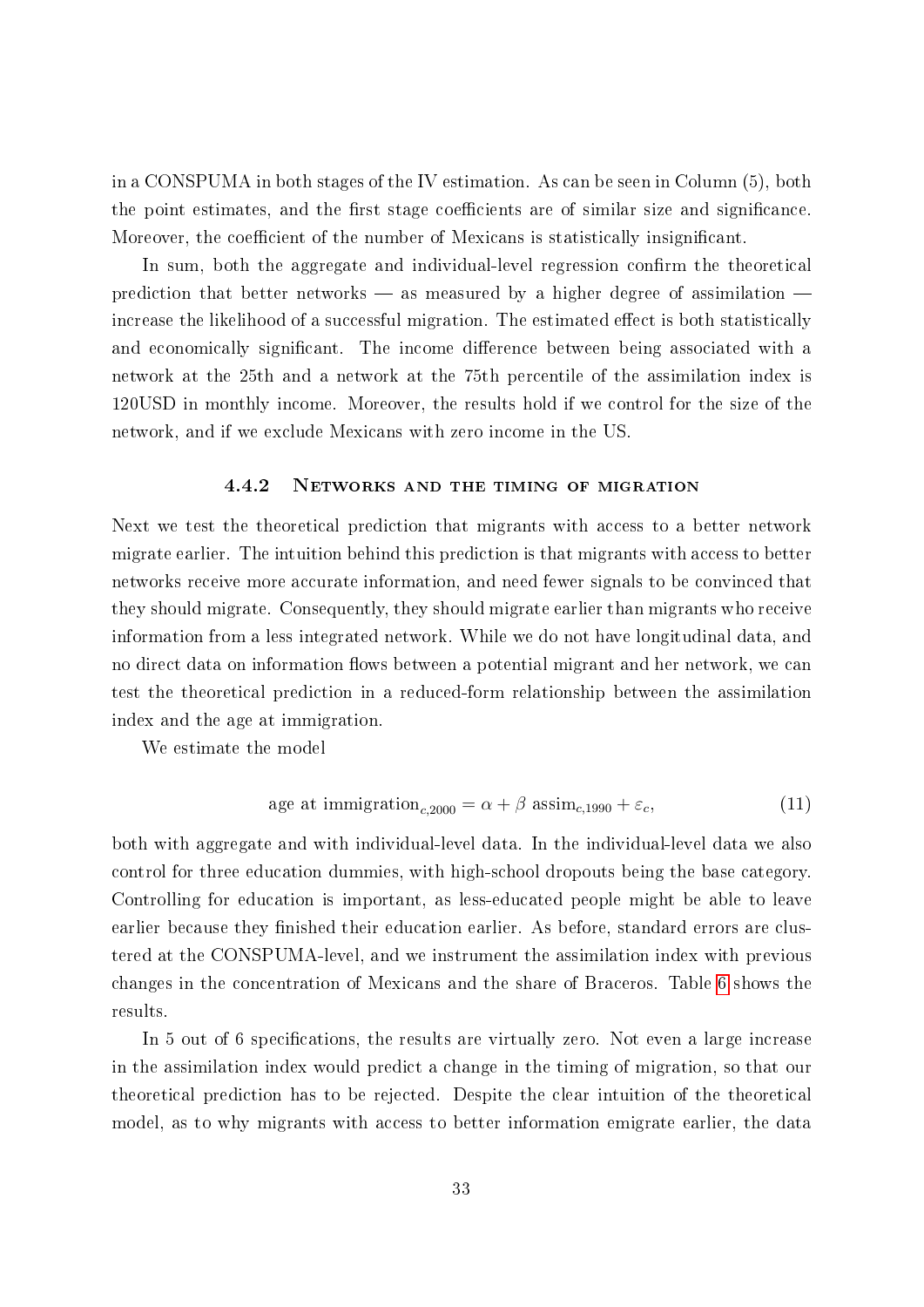in a CONSPUMA in both stages of the IV estimation. As can be seen in Column (5), both the point estimates, and the first stage coefficients are of similar size and significance. Moreover, the coefficient of the number of Mexicans is statistically insignificant.

In sum, both the aggregate and individual-level regression confirm the theoretical prediction that better networks — as measured by a higher degree of assimilation — increase the likelihood of a successful migration. The estimated effect is both statistically and economically significant. The income difference between being associated with a network at the 25th and a network at the 75th percentile of the assimilation index is 120USD in monthly income. Moreover, the results hold if we control for the size of the network, and if we exclude Mexicans with zero income in the US.

### 4.4.2 Networks and the timing of migration

Next we test the theoretical prediction that migrants with access to a better network migrate earlier. The intuition behind this prediction is that migrants with access to better networks receive more accurate information, and need fewer signals to be convinced that they should migrate. Consequently, they should migrate earlier than migrants who receive information from a less integrated network. While we do not have longitudinal data, and no direct data on information flows between a potential migrant and her network, we can test the theoretical prediction in a reduced-form relationship between the assimilation index and the age at immigration.

We estimate the model

$$\text{age at immigration}_{c,2000} = \alpha + \beta \text{ assim}_{c,1990} + \varepsilon_c, \tag{11}$$

both with aggregate and with individual-level data. In the individual-level data we also control for three education dummies, with high-school dropouts being the base category. Controlling for education is important, as less-educated people might be able to leave earlier because they finished their education earlier. As before, standard errors are clustered at the CONSPUMA-level, and we instrument the assimilation index with previous changes in the concentration of Mexicans and the share of Braceros. Table 6 shows the results.

In 5 out of 6 specifications, the results are virtually zero. Not even a large increase in the assimilation index would predict a change in the timing of migration, so that our theoretical prediction has to be rejected. Despite the clear intuition of the theoretical model, as to why migrants with access to better information emigrate earlier, the data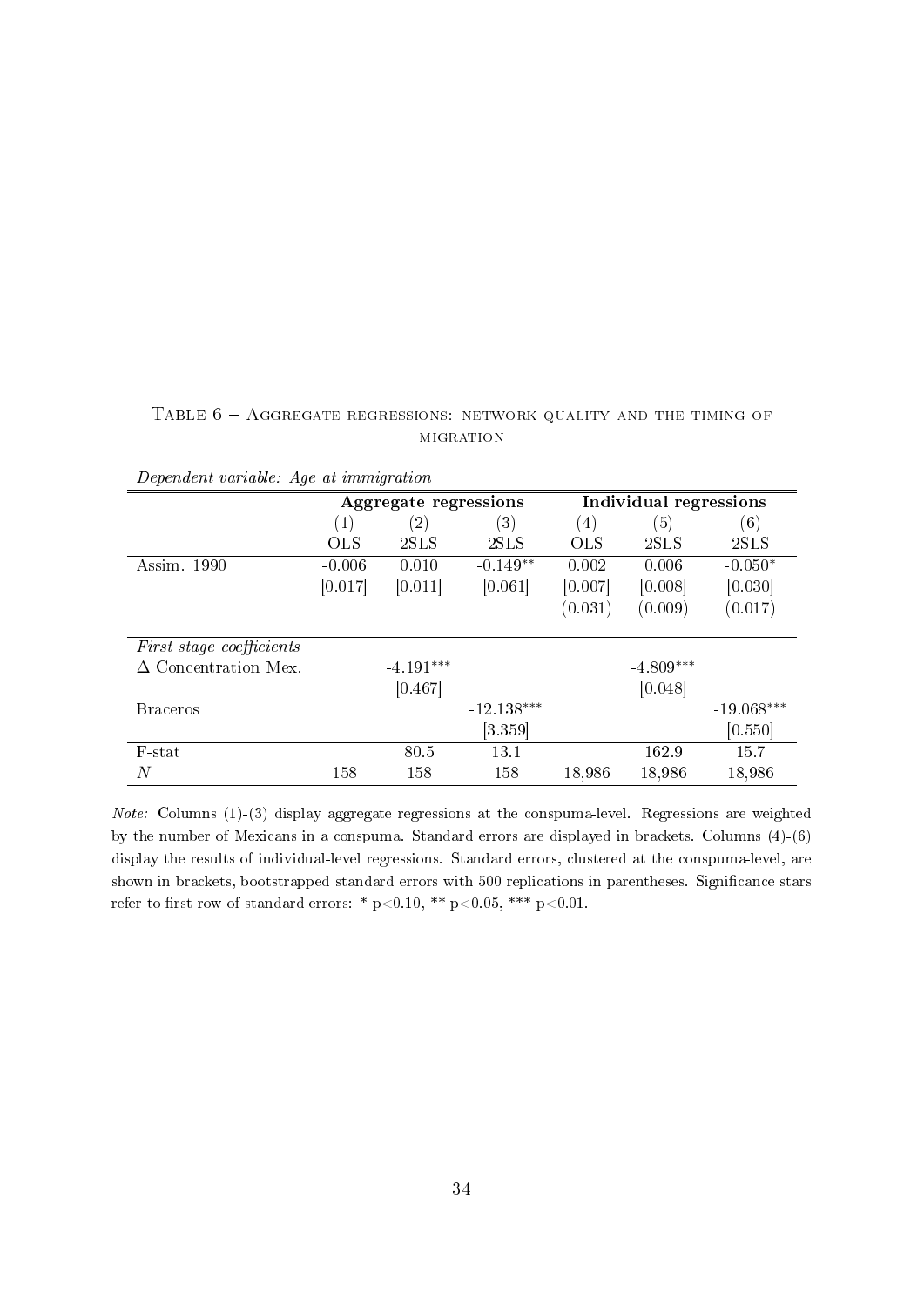Table 6 – Aggregate regressions: network quality and the timing of migration

*Dependent variable: Age at immigration*

| | Aggregate regressions | | | Individual regressions | | |
|---|---|---|---|---|---|---|
| | (1) | (2) | (3) | (4) | (5) | (6) |
| | OLS | 2SLS | 2SLS | OLS | 2SLS | 2SLS |
| Assim. 1990 | -0.006 | 0.010 | -0.149** | 0.002 | 0.006 | -0.050* |
| | [0.017] | [0.011] | [0.061] | [0.007] | [0.008] | [0.030] |
| | | | | (0.031) | (0.009) | (0.017) |
| *First stage coefficients* | | | | | | |
| $\Delta$ Concentration Mex. | | -4.191*** | | | -4.809*** | |
| | | [0.467] | | | [0.048] | |
| Braceros | | | -12.138*** | | | -19.068*** |
| | | | [3.359] | | | [0.550] |
| F-stat | | 80.5 | 13.1 | | 162.9 | 15.7 |
| $N$ | 158 | 158 | 158 | 18,986 | 18,986 | 18,986 |

*Note:* Columns (1)-(3) display aggregate regressions at the conspuma-level. Regressions are weighted by the number of Mexicans in a conspuma. Standard errors are displayed in brackets. Columns (4)-(6) display the results of individual-level regressions. Standard errors, clustered at the conspuma-level, are shown in brackets, bootstrapped standard errors with 500 replications in parentheses. Significance stars refer to first row of standard errors: * p<0.10, ** p<0.05, *** p<0.01.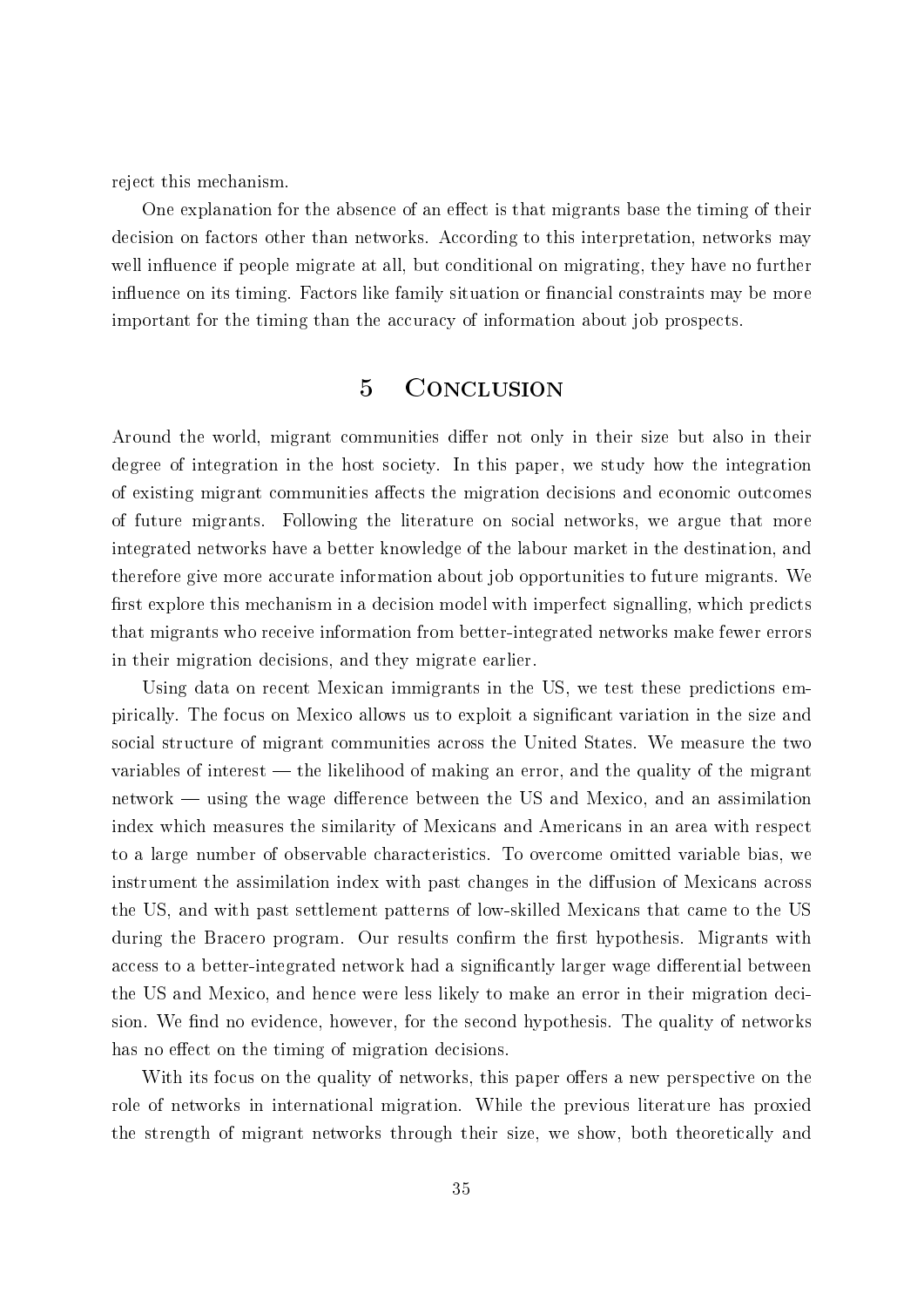reject this mechanism.

One explanation for the absence of an effect is that migrants base the timing of their decision on factors other than networks. According to this interpretation, networks may well influence if people migrate at all, but conditional on migrating, they have no further influence on its timing. Factors like family situation or financial constraints may be more important for the timing than the accuracy of information about job prospects.

# 5 Conclusion

Around the world, migrant communities differ not only in their size but also in their degree of integration in the host society. In this paper, we study how the integration of existing migrant communities affects the migration decisions and economic outcomes of future migrants. Following the literature on social networks, we argue that more integrated networks have a better knowledge of the labour market in the destination, and therefore give more accurate information about job opportunities to future migrants. We first explore this mechanism in a decision model with imperfect signalling, which predicts that migrants who receive information from better-integrated networks make fewer errors in their migration decisions, and they migrate earlier.

Using data on recent Mexican immigrants in the US, we test these predictions empirically. The focus on Mexico allows us to exploit a significant variation in the size and social structure of migrant communities across the United States. We measure the two variables of interest — the likelihood of making an error, and the quality of the migrant network — using the wage difference between the US and Mexico, and an assimilation index which measures the similarity of Mexicans and Americans in an area with respect to a large number of observable characteristics. To overcome omitted variable bias, we instrument the assimilation index with past changes in the diffusion of Mexicans across the US, and with past settlement patterns of low-skilled Mexicans that came to the US during the Bracero program. Our results confirm the first hypothesis. Migrants with access to a better-integrated network had a significantly larger wage differential between the US and Mexico, and hence were less likely to make an error in their migration decision. We find no evidence, however, for the second hypothesis. The quality of networks has no effect on the timing of migration decisions.

With its focus on the quality of networks, this paper offers a new perspective on the role of networks in international migration. While the previous literature has proxied the strength of migrant networks through their size, we show, both theoretically and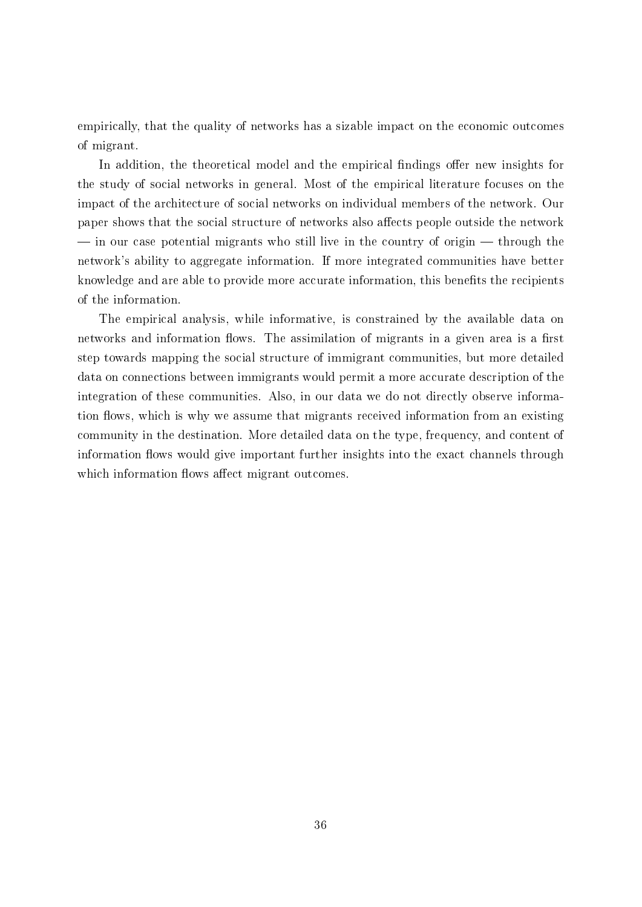empirically, that the quality of networks has a sizable impact on the economic outcomes of migrant.

In addition, the theoretical model and the empirical findings offer new insights for the study of social networks in general. Most of the empirical literature focuses on the impact of the architecture of social networks on individual members of the network. Our paper shows that the social structure of networks also affects people outside the network — in our case potential migrants who still live in the country of origin — through the network's ability to aggregate information. If more integrated communities have better knowledge and are able to provide more accurate information, this benefits the recipients of the information.

The empirical analysis, while informative, is constrained by the available data on networks and information flows. The assimilation of migrants in a given area is a first step towards mapping the social structure of immigrant communities, but more detailed data on connections between immigrants would permit a more accurate description of the integration of these communities. Also, in our data we do not directly observe information flows, which is why we assume that migrants received information from an existing community in the destination. More detailed data on the type, frequency, and content of information flows would give important further insights into the exact channels through which information flows affect migrant outcomes.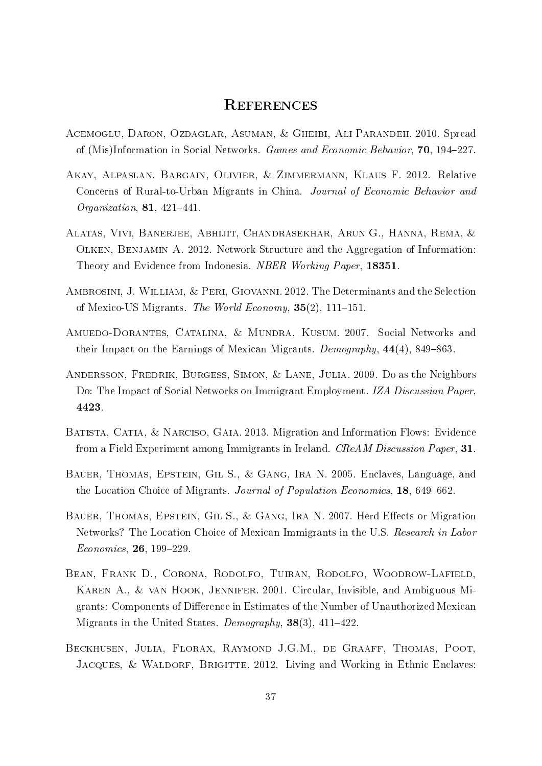# References

Acemoglu, Daron, Ozdaglar, Asuman, & Gheibi, Ali Parandeh. 2010. Spread of (Mis)Information in Social Networks. *Games and Economic Behavior*, **70**, 194–227.

Akay, Alpaslan, Bargain, Olivier, & Zimmermann, Klaus F. 2012. Relative Concerns of Rural-to-Urban Migrants in China. *Journal of Economic Behavior and Organization*, **81**, 421–441.

Alatas, Vivi, Banerjee, Abhijit, Chandrasekhar, Arun G., Hanna, Rema, & Olken, Benjamin A. 2012. Network Structure and the Aggregation of Information: Theory and Evidence from Indonesia. *NBER Working Paper*, **18351**.

Ambrosini, J. William, & Peri, Giovanni. 2012. The Determinants and the Selection of Mexico-US Migrants. *The World Economy*, **35**(2), 111–151.

Amuedo-Dorantes, Catalina, & Mundra, Kusum. 2007. Social Networks and their Impact on the Earnings of Mexican Migrants. *Demography*, **44**(4), 849–863.

Andersson, Fredrik, Burgess, Simon, & Lane, Julia. 2009. Do as the Neighbors Do: The Impact of Social Networks on Immigrant Employment. *IZA Discussion Paper*, **4423**.

Batista, Catia, & Narciso, Gaia. 2013. Migration and Information Flows: Evidence from a Field Experiment among Immigrants in Ireland. *CReAM Discussion Paper*, **31**.

Bauer, Thomas, Epstein, Gil S., & Gang, Ira N. 2005. Enclaves, Language, and the Location Choice of Migrants. *Journal of Population Economics*, **18**, 649–662.

Bauer, Thomas, Epstein, Gil S., & Gang, Ira N. 2007. Herd Effects or Migration Networks? The Location Choice of Mexican Immigrants in the U.S. *Research in Labor Economics*, **26**, 199–229.

Bean, Frank D., Corona, Rodolfo, Tuiran, Rodolfo, Woodrow-Lafield, Karen A., & van Hook, Jennifer. 2001. Circular, Invisible, and Ambiguous Migrants: Components of Difference in Estimates of the Number of Unauthorized Mexican Migrants in the United States. *Demography*, **38**(3), 411–422.

Beckhusen, Julia, Florax, Raymond J.G.M., de Graaff, Thomas, Poot, Jacques, & Waldorf, Brigitte. 2012. Living and Working in Ethnic Enclaves: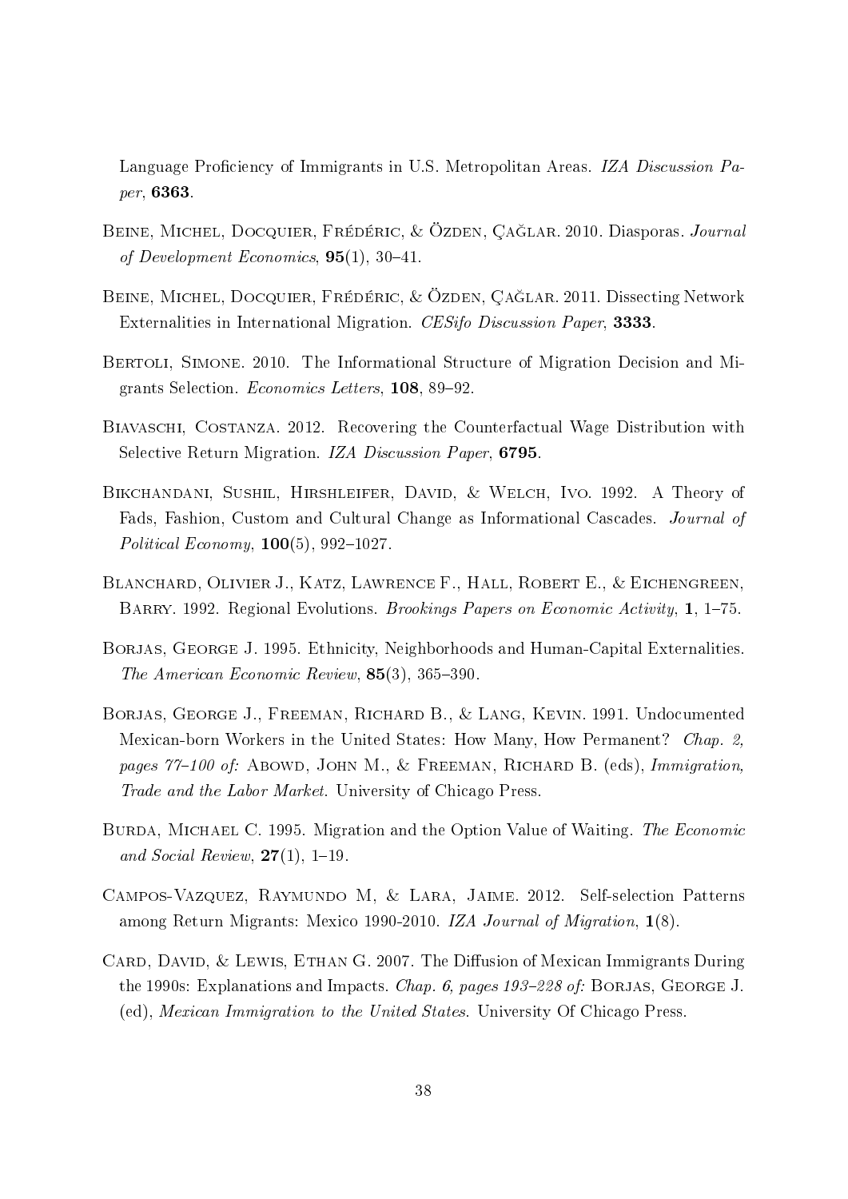Language Proficiency of Immigrants in U.S. Metropolitan Areas. *IZA Discussion Paper*, **6363**.

Beine, Michel, Docquier, Frédéric, & Özden, Çağlar. 2010. Diasporas. *Journal of Development Economics*, **95**(1), 30–41.

Beine, Michel, Docquier, Frédéric, & Özden, Çağlar. 2011. Dissecting Network Externalities in International Migration. *CESifo Discussion Paper*, **3333**.

Bertoli, Simone. 2010. The Informational Structure of Migration Decision and Migrants Selection. *Economics Letters*, **108**, 89–92.

Biavaschi, Costanza. 2012. Recovering the Counterfactual Wage Distribution with Selective Return Migration. *IZA Discussion Paper*, **6795**.

Bikchandani, Sushil, Hirshleifer, David, & Welch, Ivo. 1992. A Theory of Fads, Fashion, Custom and Cultural Change as Informational Cascades. *Journal of Political Economy*, **100**(5), 992–1027.

Blanchard, Olivier J., Katz, Lawrence F., Hall, Robert E., & Eichengreen, Barry. 1992. Regional Evolutions. *Brookings Papers on Economic Activity*, **1**, 1–75.

Borjas, George J. 1995. Ethnicity, Neighborhoods and Human-Capital Externalities. *The American Economic Review*, **85**(3), 365–390.

Borjas, George J., Freeman, Richard B., & Lang, Kevin. 1991. Undocumented Mexican-born Workers in the United States: How Many, How Permanent? *Chap. 2, pages 77–100 of:* Abowd, John M., & Freeman, Richard B. (eds), *Immigration, Trade and the Labor Market*. University of Chicago Press.

Burda, Michael C. 1995. Migration and the Option Value of Waiting. *The Economic and Social Review*, **27**(1), 1–19.

Campos-Vazquez, Raymundo M, & Lara, Jaime. 2012. Self-selection Patterns among Return Migrants: Mexico 1990-2010. *IZA Journal of Migration*, **1**(8).

Card, David, & Lewis, Ethan G. 2007. The Diffusion of Mexican Immigrants During the 1990s: Explanations and Impacts. *Chap. 6, pages 193–228 of:* Borjas, George J. (ed), *Mexican Immigration to the United States*. University Of Chicago Press.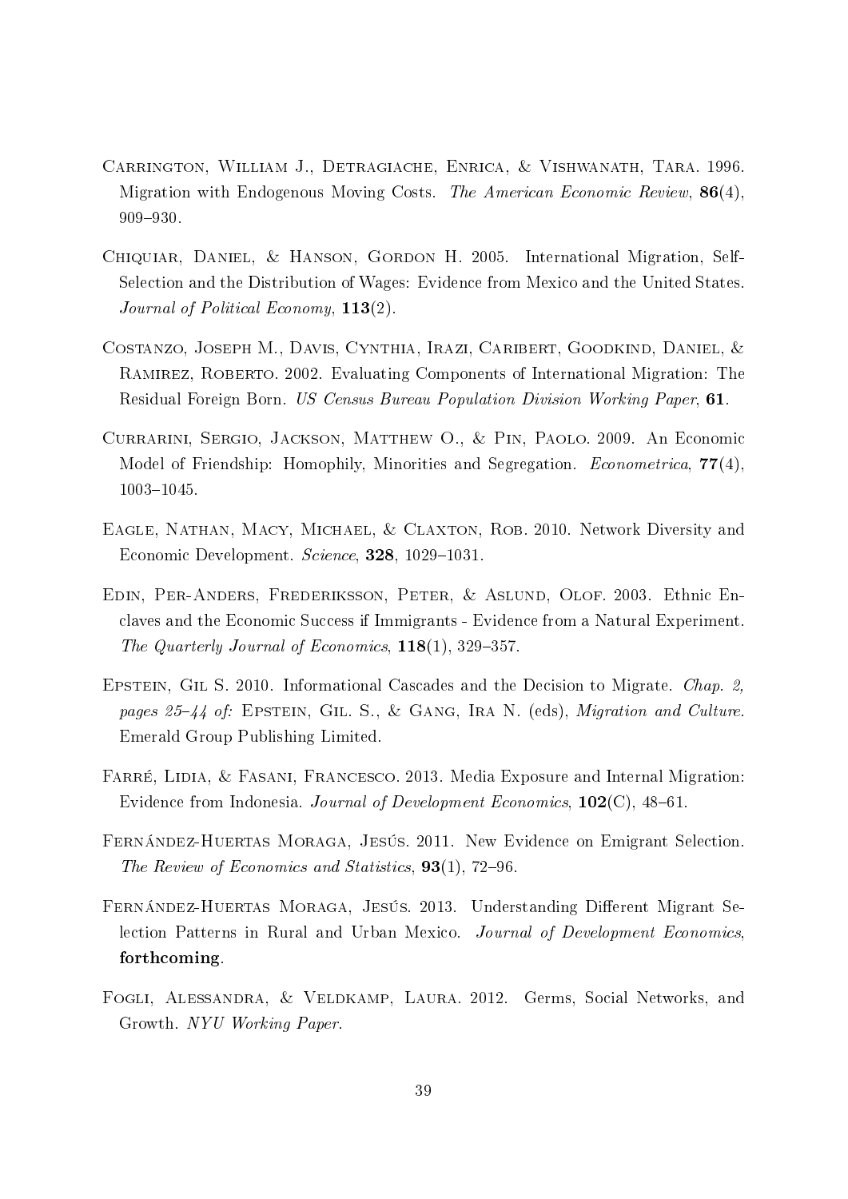Carrington, William J., Detragiache, Enrica, & Vishwanath, Tara. 1996. Migration with Endogenous Moving Costs. *The American Economic Review*, **86**(4), 909–930.

Chiquiar, Daniel, & Hanson, Gordon H. 2005. International Migration, Self-Selection and the Distribution of Wages: Evidence from Mexico and the United States. *Journal of Political Economy*, **113**(2).

Costanzo, Joseph M., Davis, Cynthia, Irazi, Caribert, Goodkind, Daniel, & Ramirez, Roberto. 2002. Evaluating Components of International Migration: The Residual Foreign Born. *US Census Bureau Population Division Working Paper*, **61**.

Currarini, Sergio, Jackson, Matthew O., & Pin, Paolo. 2009. An Economic Model of Friendship: Homophily, Minorities and Segregation. *Econometrica*, **77**(4), 1003–1045.

Eagle, Nathan, Macy, Michael, & Claxton, Rob. 2010. Network Diversity and Economic Development. *Science*, **328**, 1029–1031.

Edin, Per-Anders, Frederiksson, Peter, & Aslund, Olof. 2003. Ethnic Enclaves and the Economic Success if Immigrants - Evidence from a Natural Experiment. *The Quarterly Journal of Economics*, **118**(1), 329–357.

Epstein, Gil S. 2010. Informational Cascades and the Decision to Migrate. *Chap. 2, pages 25–44 of:* Epstein, Gil. S., & Gang, Ira N. (eds), *Migration and Culture*. Emerald Group Publishing Limited.

Farré, Lidia, & Fasani, Francesco. 2013. Media Exposure and Internal Migration: Evidence from Indonesia. *Journal of Development Economics*, **102**(C), 48–61.

Fernández-Huertas Moraga, Jesús. 2011. New Evidence on Emigrant Selection. *The Review of Economics and Statistics*, **93**(1), 72–96.

Fernández-Huertas Moraga, Jesús. 2013. Understanding Different Migrant Selection Patterns in Rural and Urban Mexico. *Journal of Development Economics*, **forthcoming**.

Fogli, Alessandra, & Veldkamp, Laura. 2012. Germs, Social Networks, and Growth. *NYU Working Paper*.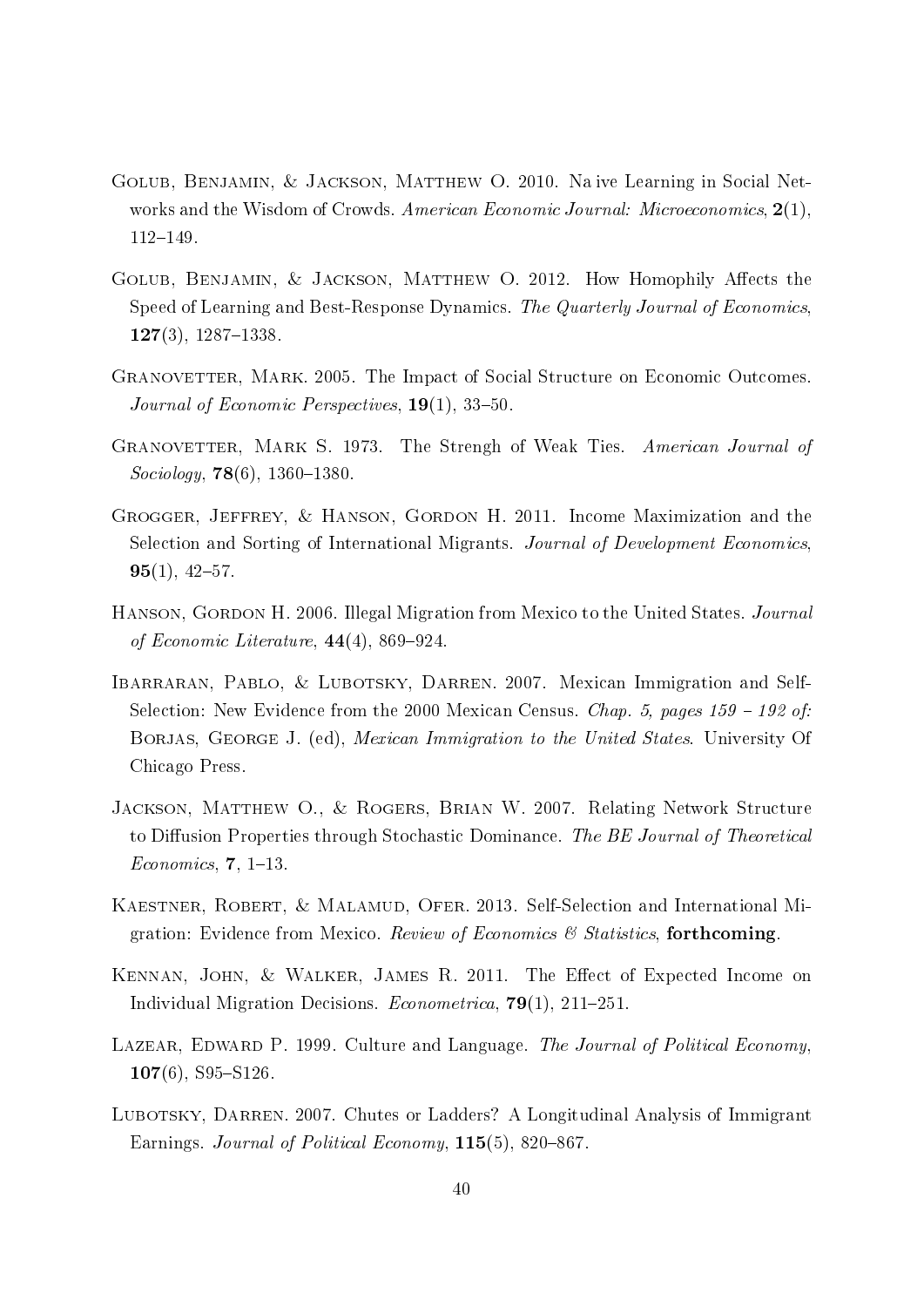Golub, Benjamin, & Jackson, Matthew O. 2010. Na ive Learning in Social Networks and the Wisdom of Crowds. *American Economic Journal: Microeconomics*, **2**(1), 112–149.

Golub, Benjamin, & Jackson, Matthew O. 2012. How Homophily Affects the Speed of Learning and Best-Response Dynamics. *The Quarterly Journal of Economics*, **127**(3), 1287–1338.

Granovetter, Mark. 2005. The Impact of Social Structure on Economic Outcomes. *Journal of Economic Perspectives*, **19**(1), 33–50.

Granovetter, Mark S. 1973. The Strengh of Weak Ties. *American Journal of Sociology*, **78**(6), 1360–1380.

Grogger, Jeffrey, & Hanson, Gordon H. 2011. Income Maximization and the Selection and Sorting of International Migrants. *Journal of Development Economics*, **95**(1), 42–57.

Hanson, Gordon H. 2006. Illegal Migration from Mexico to the United States. *Journal of Economic Literature*, **44**(4), 869–924.

Ibarraran, Pablo, & Lubotsky, Darren. 2007. Mexican Immigration and Self-Selection: New Evidence from the 2000 Mexican Census. *Chap. 5, pages 159 – 192 of:* Borjas, George J. (ed), *Mexican Immigration to the United States*. University Of Chicago Press.

Jackson, Matthew O., & Rogers, Brian W. 2007. Relating Network Structure to Diffusion Properties through Stochastic Dominance. *The BE Journal of Theoretical Economics*, **7**, 1–13.

Kaestner, Robert, & Malamud, Ofer. 2013. Self-Selection and International Migration: Evidence from Mexico. *Review of Economics & Statistics*, **forthcoming**.

Kennan, John, & Walker, James R. 2011. The Effect of Expected Income on Individual Migration Decisions. *Econometrica*, **79**(1), 211–251.

Lazear, Edward P. 1999. Culture and Language. *The Journal of Political Economy*, **107**(6), S95–S126.

Lubotsky, Darren. 2007. Chutes or Ladders? A Longitudinal Analysis of Immigrant Earnings. *Journal of Political Economy*, **115**(5), 820–867.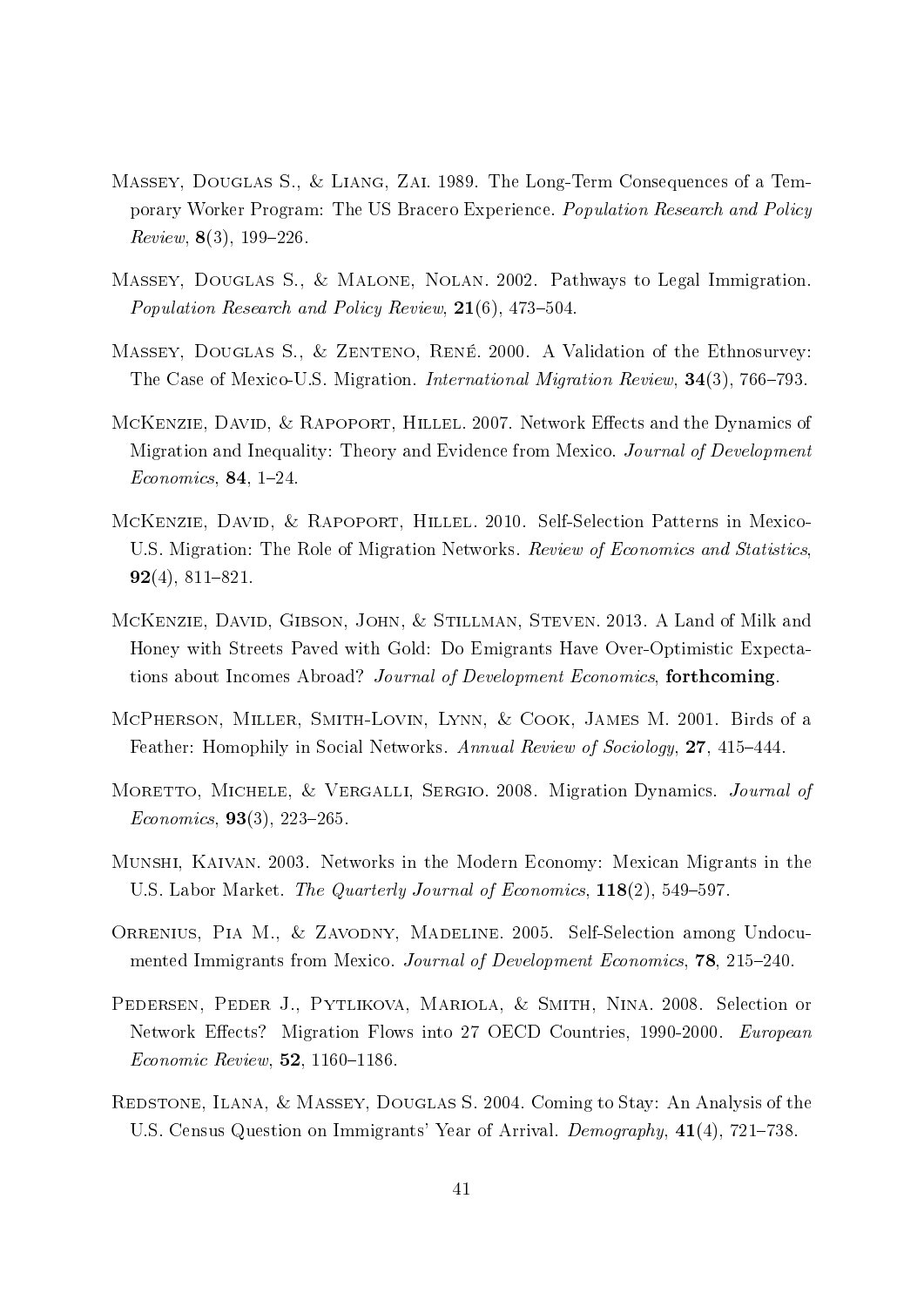Massey, Douglas S., & Liang, Zai. 1989. The Long-Term Consequences of a Temporary Worker Program: The US Bracero Experience. *Population Research and Policy Review*, **8**(3), 199–226.

Massey, Douglas S., & Malone, Nolan. 2002. Pathways to Legal Immigration. *Population Research and Policy Review*, **21**(6), 473–504.

Massey, Douglas S., & Zenteno, René. 2000. A Validation of the Ethnosurvey: The Case of Mexico-U.S. Migration. *International Migration Review*, **34**(3), 766–793.

McKenzie, David, & Rapoport, Hillel. 2007. Network Effects and the Dynamics of Migration and Inequality: Theory and Evidence from Mexico. *Journal of Development Economics*, **84**, 1–24.

McKenzie, David, & Rapoport, Hillel. 2010. Self-Selection Patterns in Mexico-U.S. Migration: The Role of Migration Networks. *Review of Economics and Statistics*, **92**(4), 811–821.

McKenzie, David, Gibson, John, & Stillman, Steven. 2013. A Land of Milk and Honey with Streets Paved with Gold: Do Emigrants Have Over-Optimistic Expectations about Incomes Abroad? *Journal of Development Economics*, **forthcoming**.

McPherson, Miller, Smith-Lovin, Lynn, & Cook, James M. 2001. Birds of a Feather: Homophily in Social Networks. *Annual Review of Sociology*, **27**, 415–444.

Moretto, Michele, & Vergalli, Sergio. 2008. Migration Dynamics. *Journal of Economics*, **93**(3), 223–265.

Munshi, Kaivan. 2003. Networks in the Modern Economy: Mexican Migrants in the U.S. Labor Market. *The Quarterly Journal of Economics*, **118**(2), 549–597.

Orrenius, Pia M., & Zavodny, Madeline. 2005. Self-Selection among Undocumented Immigrants from Mexico. *Journal of Development Economics*, **78**, 215–240.

Pedersen, Peder J., Pytlikova, Mariola, & Smith, Nina. 2008. Selection or Network Effects? Migration Flows into 27 OECD Countries, 1990-2000. *European Economic Review*, **52**, 1160–1186.

Redstone, Ilana, & Massey, Douglas S. 2004. Coming to Stay: An Analysis of the U.S. Census Question on Immigrants' Year of Arrival. *Demography*, **41**(4), 721–738.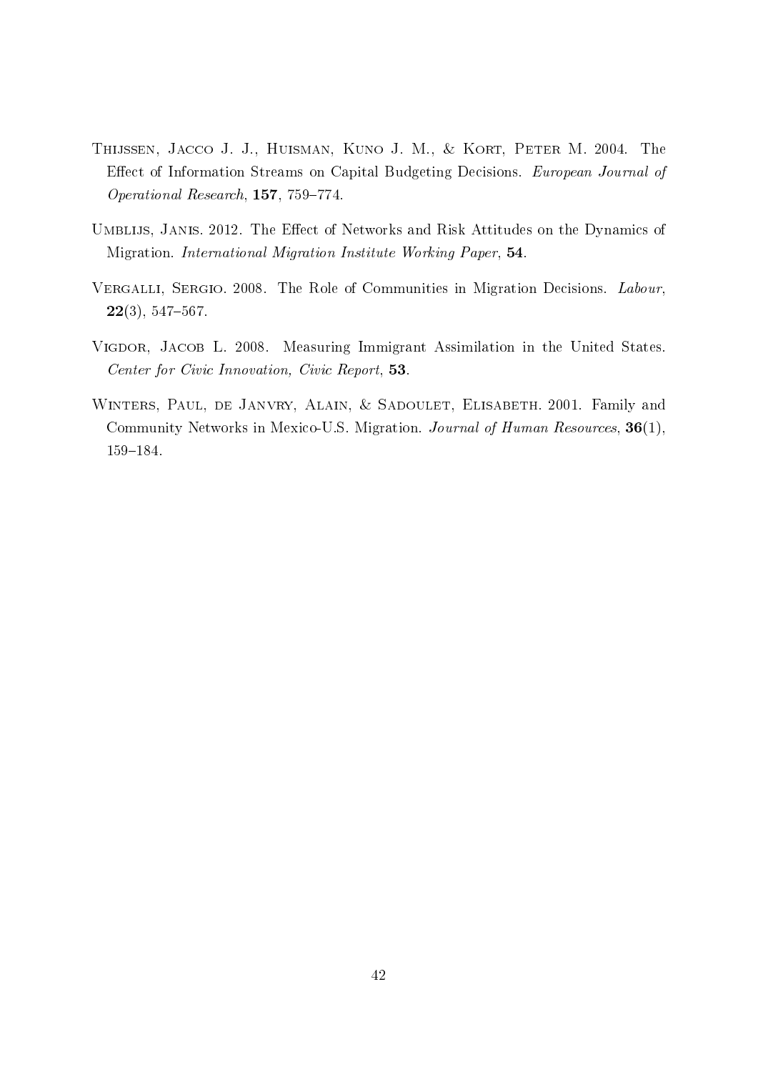Thijssen, Jacco J. J., Huisman, Kuno J. M., & Kort, Peter M. 2004. The Effect of Information Streams on Capital Budgeting Decisions. *European Journal of Operational Research*, **157**, 759–774.

Umblijs, Janis. 2012. The Effect of Networks and Risk Attitudes on the Dynamics of Migration. *International Migration Institute Working Paper*, **54**.

Vergalli, Sergio. 2008. The Role of Communities in Migration Decisions. *Labour*, **22**(3), 547–567.

Vigdor, Jacob L. 2008. Measuring Immigrant Assimilation in the United States. *Center for Civic Innovation, Civic Report*, **53**.

Winters, Paul, de Janvry, Alain, & Sadoulet, Elisabeth. 2001. Family and Community Networks in Mexico-U.S. Migration. *Journal of Human Resources*, **36**(1), 159–184.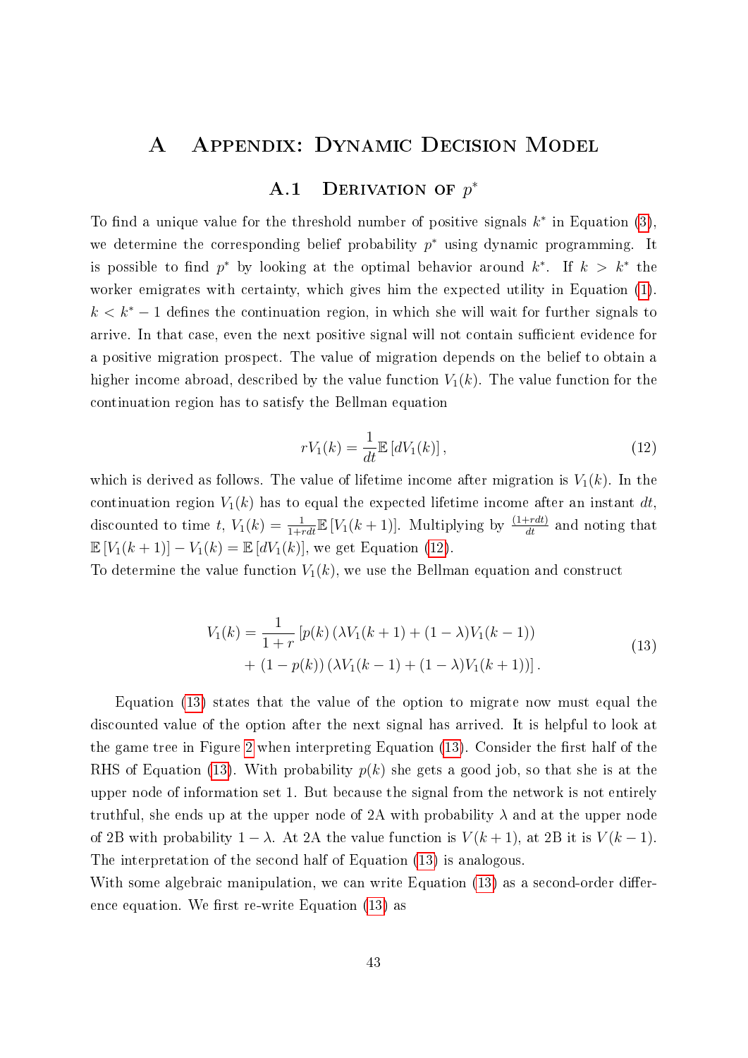# A Appendix: Dynamic Decision Model

## A.1 Derivation of $p^*$

To find a unique value for the threshold number of positive signals $k^*$ in Equation (3), we determine the corresponding belief probability $p^*$ using dynamic programming. It is possible to find $p^*$ by looking at the optimal behavior around $k^*$. If $k > k^*$ the worker emigrates with certainty, which gives him the expected utility in Equation (1). $k < k^* - 1$ defines the continuation region, in which she will wait for further signals to arrive. In that case, even the next positive signal will not contain sufficient evidence for a positive migration prospect. The value of migration depends on the belief to obtain a higher income abroad, described by the value function $V_1(k)$. The value function for the continuation region has to satisfy the Bellman equation

$$rV_1(k) = \frac{1}{dt}\mathbb{E}\left[dV_1(k)\right], \tag{12}$$

which is derived as follows. The value of lifetime income after migration is $V_1(k)$. In the continuation region $V_1(k)$ has to equal the expected lifetime income after an instant $dt$, discounted to time $t$, $V_1(k) = \frac{1}{1+rdt}\mathbb{E}\left[V_1(k+1)\right]$. Multiplying by $\frac{(1+rdt)}{dt}$ and noting that $\mathbb{E}\left[V_1(k+1)\right] - V_1(k) = \mathbb{E}\left[dV_1(k)\right]$, we get Equation (12).
To determine the value function $V_1(k)$, we use the Bellman equation and construct

$$\begin{aligned} V_1(k) = \frac{1}{1+r}&\left[p(k)\left(\lambda V_1(k+1) + (1-\lambda)V_1(k-1)\right)\right. \\ &\left.+ (1-p(k))\left(\lambda V_1(k-1) + (1-\lambda)V_1(k+1)\right)\right]. \end{aligned} \tag{13}$$

Equation (13) states that the value of the option to migrate now must equal the discounted value of the option after the next signal has arrived. It is helpful to look at the game tree in Figure 2 when interpreting Equation (13). Consider the first half of the RHS of Equation (13). With probability $p(k)$ she gets a good job, so that she is at the upper node of information set 1. But because the signal from the network is not entirely truthful, she ends up at the upper node of 2A with probability $\lambda$ and at the upper node of 2B with probability $1-\lambda$. At 2A the value function is $V(k+1)$, at 2B it is $V(k-1)$. The interpretation of the second half of Equation (13) is analogous.
With some algebraic manipulation, we can write Equation (13) as a second-order difference equation. We first re-write Equation (13) as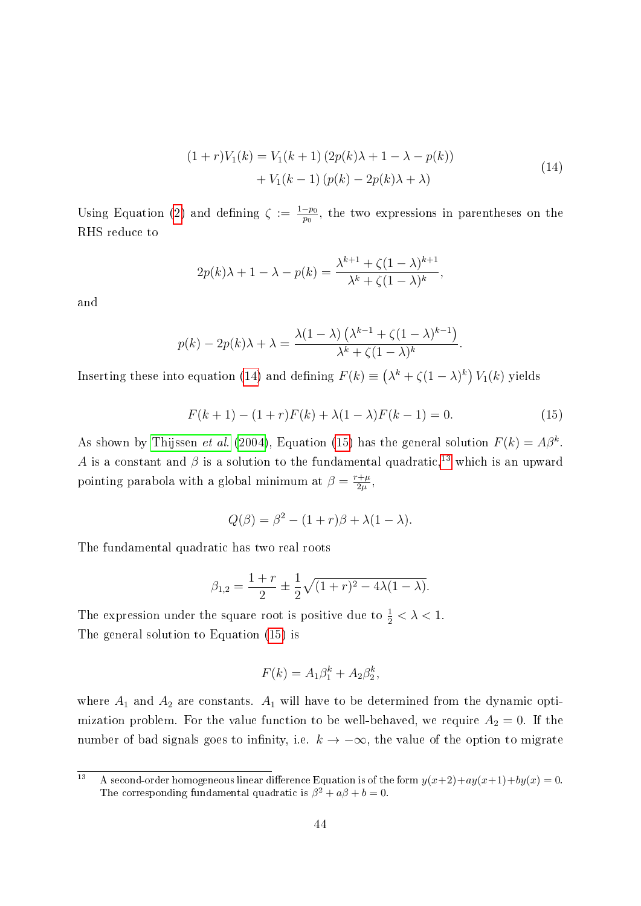$$
\begin{aligned}
(1+r)V_1(k) = & V_1(k+1)\left(2p(k)\lambda + 1 - \lambda - p(k)\right) \\
& + V_1(k-1)\left(p(k) - 2p(k)\lambda + \lambda\right)
\end{aligned}
\tag{14}
$$

Using Equation (2) and defining $\zeta := \frac{1-p_0}{p_0}$, the two expressions in parentheses on the RHS reduce to

$$
2p(k)\lambda + 1 - \lambda - p(k) = \frac{\lambda^{k+1} + \zeta(1-\lambda)^{k+1}}{\lambda^k + \zeta(1-\lambda)^k},
$$

and

$$
p(k) - 2p(k)\lambda + \lambda = \frac{\lambda(1-\lambda)\left(\lambda^{k-1} + \zeta(1-\lambda)^{k-1}\right)}{\lambda^k + \zeta(1-\lambda)^k}.
$$

Inserting these into equation (14) and defining $F(k) \equiv \left(\lambda^k + \zeta(1-\lambda)^k\right) V_1(k)$ yields

$$
F(k+1) - (1+r)F(k) + \lambda(1-\lambda)F(k-1) = 0. \tag{15}
$$

As shown by Thijssen *et al.* (2004), Equation (15) has the general solution $F(k) = A\beta^k$. $A$ is a constant and $\beta$ is a solution to the fundamental quadratic,[13] which is an upward pointing parabola with a global minimum at $\beta = \frac{r+\mu}{2\mu}$,

$$
Q(\beta) = \beta^2 - (1+r)\beta + \lambda(1-\lambda).
$$

The fundamental quadratic has two real roots

$$
\beta_{1,2} = \frac{1+r}{2} \pm \frac{1}{2}\sqrt{(1+r)^2 - 4\lambda(1-\lambda)}.
$$

The expression under the square root is positive due to $\frac{1}{2} < \lambda < 1$.
The general solution to Equation (15) is

$$
F(k) = A_1\beta_1^k + A_2\beta_2^k,
$$

where $A_1$ and $A_2$ are constants. $A_1$ will have to be determined from the dynamic optimization problem. For the value function to be well-behaved, we require $A_2 = 0$. If the number of bad signals goes to infinity, i.e. $k \to -\infty$, the value of the option to migrate

[13] A second-order homogeneous linear difference Equation is of the form $y(x+2)+ay(x+1)+by(x) = 0$. The corresponding fundamental quadratic is $\beta^2 + a\beta + b = 0$.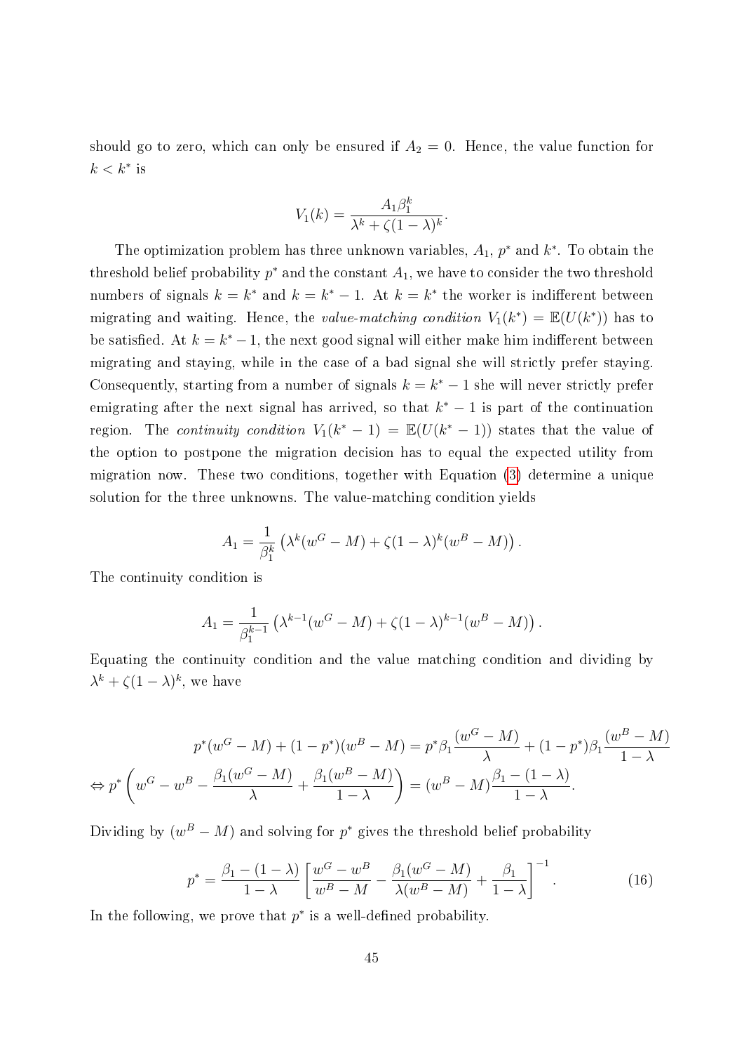should go to zero, which can only be ensured if $A_2 = 0$. Hence, the value function for $k < k^*$ is

$$V_1(k) = \frac{A_1 \beta_1^k}{\lambda^k + \zeta(1-\lambda)^k}.$$

The optimization problem has three unknown variables, $A_1$, $p^*$ and $k^*$. To obtain the threshold belief probability $p^*$ and the constant $A_1$, we have to consider the two threshold numbers of signals $k = k^*$ and $k = k^* - 1$. At $k = k^*$ the worker is indifferent between migrating and waiting. Hence, the *value-matching condition* $V_1(k^*) = \mathbb{E}(U(k^*))$ has to be satisfied. At $k = k^* - 1$, the next good signal will either make him indifferent between migrating and staying, while in the case of a bad signal she will strictly prefer staying. Consequently, starting from a number of signals $k = k^* - 1$ she will never strictly prefer emigrating after the next signal has arrived, so that $k^* - 1$ is part of the continuation region. The *continuity condition* $V_1(k^* - 1) = \mathbb{E}(U(k^* - 1))$ states that the value of the option to postpone the migration decision has to equal the expected utility from migration now. These two conditions, together with Equation (3) determine a unique solution for the three unknowns. The value-matching condition yields

$$A_1 = \frac{1}{\beta_1^k}\left(\lambda^k(w^G - M) + \zeta(1-\lambda)^k(w^B - M)\right).$$

The continuity condition is

$$A_1 = \frac{1}{\beta_1^{k-1}}\left(\lambda^{k-1}(w^G - M) + \zeta(1-\lambda)^{k-1}(w^B - M)\right).$$

Equating the continuity condition and the value matching condition and dividing by $\lambda^k + \zeta(1-\lambda)^k$, we have

$$\begin{aligned}
p^*(w^G - M) + (1-p^*)(w^B - M) &= p^*\beta_1\frac{(w^G - M)}{\lambda} + (1-p^*)\beta_1\frac{(w^B - M)}{1-\lambda} \\
\Leftrightarrow p^*\left(w^G - w^B - \frac{\beta_1(w^G - M)}{\lambda} + \frac{\beta_1(w^B - M)}{1-\lambda}\right) &= (w^B - M)\frac{\beta_1 - (1-\lambda)}{1-\lambda}.
\end{aligned}$$

Dividing by $(w^B - M)$ and solving for $p^*$ gives the threshold belief probability

$$p^* = \frac{\beta_1 - (1-\lambda)}{1-\lambda}\left[\frac{w^G - w^B}{w^B - M} - \frac{\beta_1(w^G - M)}{\lambda(w^B - M)} + \frac{\beta_1}{1-\lambda}\right]^{-1}. \tag{16}$$

In the following, we prove that $p^*$ is a well-defined probability.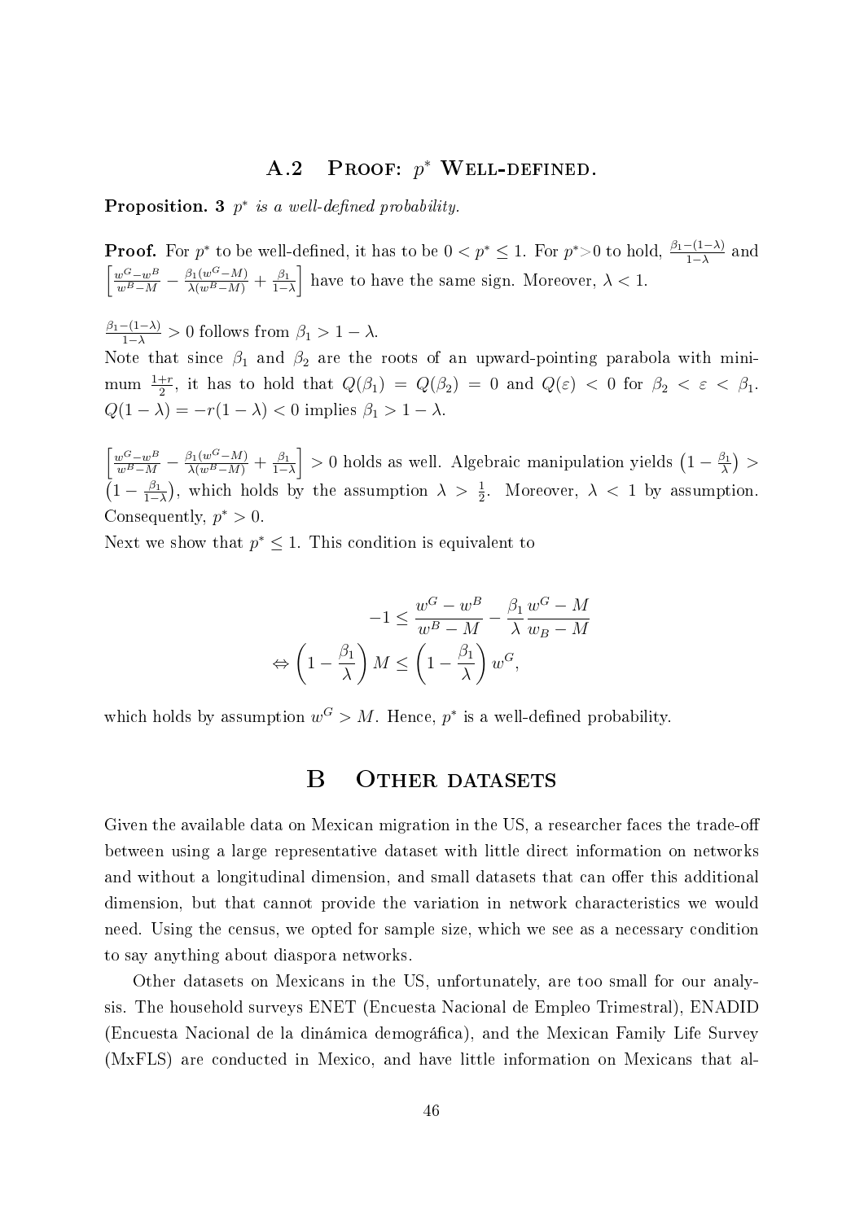## A.2 Proof: $p^*$ Well-defined.

**Proposition. 3** *$p^*$ is a well-defined probability.*

**Proof.** For $p^*$ to be well-defined, it has to be $0 < p^* \leq 1$. For $p^*{>}0$ to hold, $\frac{\beta_1-(1-\lambda)}{1-\lambda}$ and $\left[\frac{w^G-w^B}{w^B-M} - \frac{\beta_1(w^G-M)}{\lambda(w^B-M)} + \frac{\beta_1}{1-\lambda}\right]$ have to have the same sign. Moreover, $\lambda < 1$.

$\frac{\beta_1-(1-\lambda)}{1-\lambda} > 0$ follows from $\beta_1 > 1 - \lambda$.
Note that since $\beta_1$ and $\beta_2$ are the roots of an upward-pointing parabola with minimum $\frac{1+r}{2}$, it has to hold that $Q(\beta_1) = Q(\beta_2) = 0$ and $Q(\varepsilon) < 0$ for $\beta_2 < \varepsilon < \beta_1$. $Q(1-\lambda) = -r(1-\lambda) < 0$ implies $\beta_1 > 1 - \lambda$.

$\left[\frac{w^G-w^B}{w^B-M} - \frac{\beta_1(w^G-M)}{\lambda(w^B-M)} + \frac{\beta_1}{1-\lambda}\right] > 0$ holds as well. Algebraic manipulation yields $\left(1 - \frac{\beta_1}{\lambda}\right) > \left(1 - \frac{\beta_1}{1-\lambda}\right)$, which holds by the assumption $\lambda > \frac{1}{2}$. Moreover, $\lambda < 1$ by assumption. Consequently, $p^* > 0$.
Next we show that $p^* \leq 1$. This condition is equivalent to

$$
\begin{aligned}
-1 &\leq \frac{w^G - w^B}{w^B - M} - \frac{\beta_1}{\lambda}\frac{w^G - M}{w_B - M} \\
\Leftrightarrow \left(1 - \frac{\beta_1}{\lambda}\right) M &\leq \left(1 - \frac{\beta_1}{\lambda}\right) w^G,
\end{aligned}
$$

which holds by assumption $w^G > M$. Hence, $p^*$ is a well-defined probability.

# B Other datasets

Given the available data on Mexican migration in the US, a researcher faces the trade-off between using a large representative dataset with little direct information on networks and without a longitudinal dimension, and small datasets that can offer this additional dimension, but that cannot provide the variation in network characteristics we would need. Using the census, we opted for sample size, which we see as a necessary condition to say anything about diaspora networks.

Other datasets on Mexicans in the US, unfortunately, are too small for our analysis. The household surveys ENET (Encuesta Nacional de Empleo Trimestral), ENADID (Encuesta Nacional de la dinámica demográfica), and the Mexican Family Life Survey (MxFLS) are conducted in Mexico, and have little information on Mexicans that al-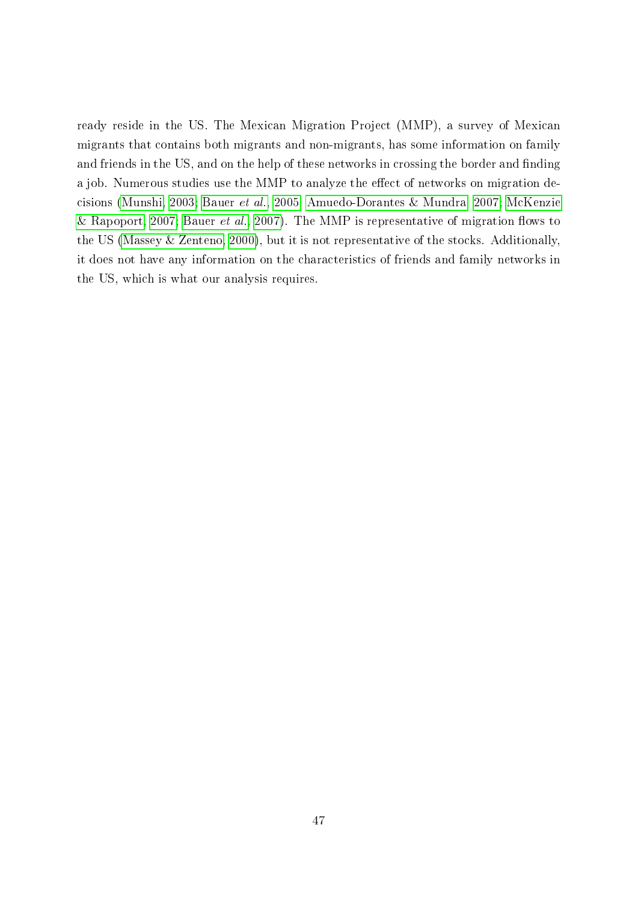ready reside in the US. The Mexican Migration Project (MMP), a survey of Mexican migrants that contains both migrants and non-migrants, has some information on family and friends in the US, and on the help of these networks in crossing the border and finding a job. Numerous studies use the MMP to analyze the effect of networks on migration decisions (Munshi, 2003; Bauer *et al.*, 2005; Amuedo-Dorantes & Mundra, 2007; McKenzie & Rapoport, 2007; Bauer *et al.*, 2007). The MMP is representative of migration flows to the US (Massey & Zenteno, 2000), but it is not representative of the stocks. Additionally, it does not have any information on the characteristics of friends and family networks in the US, which is what our analysis requires.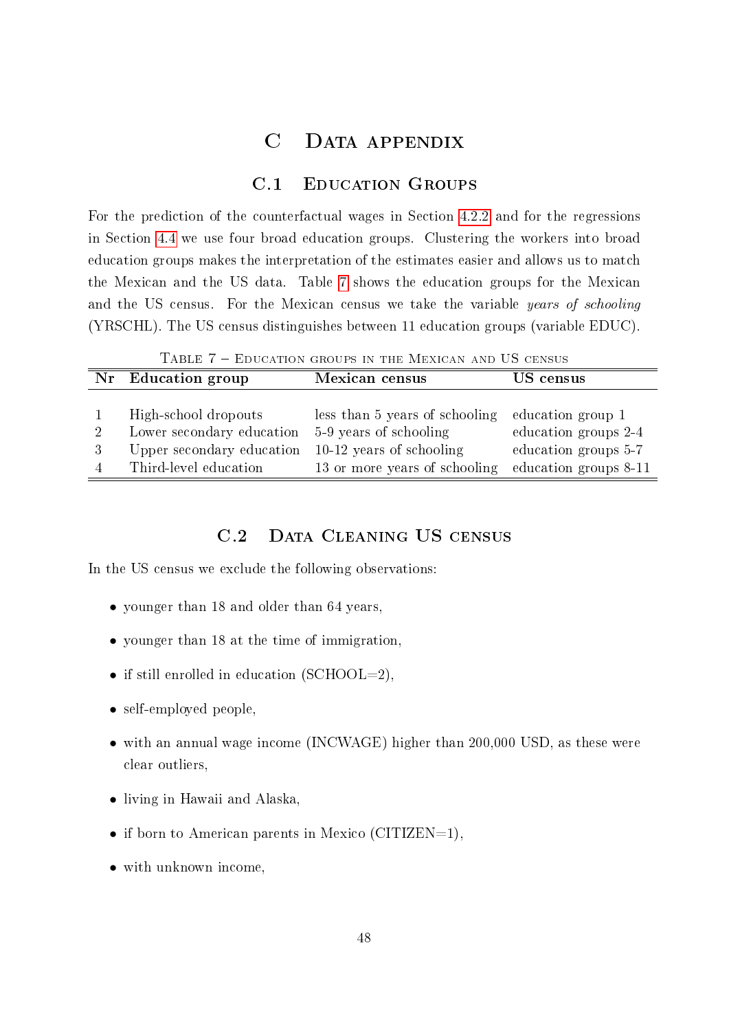# C Data appendix

## C.1 Education Groups

For the prediction of the counterfactual wages in Section 4.2.2 and for the regressions in Section 4.4 we use four broad education groups. Clustering the workers into broad education groups makes the interpretation of the estimates easier and allows us to match the Mexican and the US data. Table 7 shows the education groups for the Mexican and the US census. For the Mexican census we take the variable *years of schooling* (YRSCHL). The US census distinguishes between 11 education groups (variable EDUC).

Table 7 – Education groups in the Mexican and US census

| Nr | Education group | Mexican census | US census |
|---|---|---|---|
| 1 | High-school dropouts | less than 5 years of schooling | education group 1 |
| 2 | Lower secondary education | 5-9 years of schooling | education groups 2-4 |
| 3 | Upper secondary education | 10-12 years of schooling | education groups 5-7 |
| 4 | Third-level education | 13 or more years of schooling | education groups 8-11 |

## C.2 Data Cleaning US census

In the US census we exclude the following observations:

- younger than 18 and older than 64 years,
- younger than 18 at the time of immigration,
- if still enrolled in education (SCHOOL=2),
- self-employed people,
- with an annual wage income (INCWAGE) higher than 200,000 USD, as these were clear outliers,
- living in Hawaii and Alaska,
- if born to American parents in Mexico (CITIZEN=1),
- with unknown income,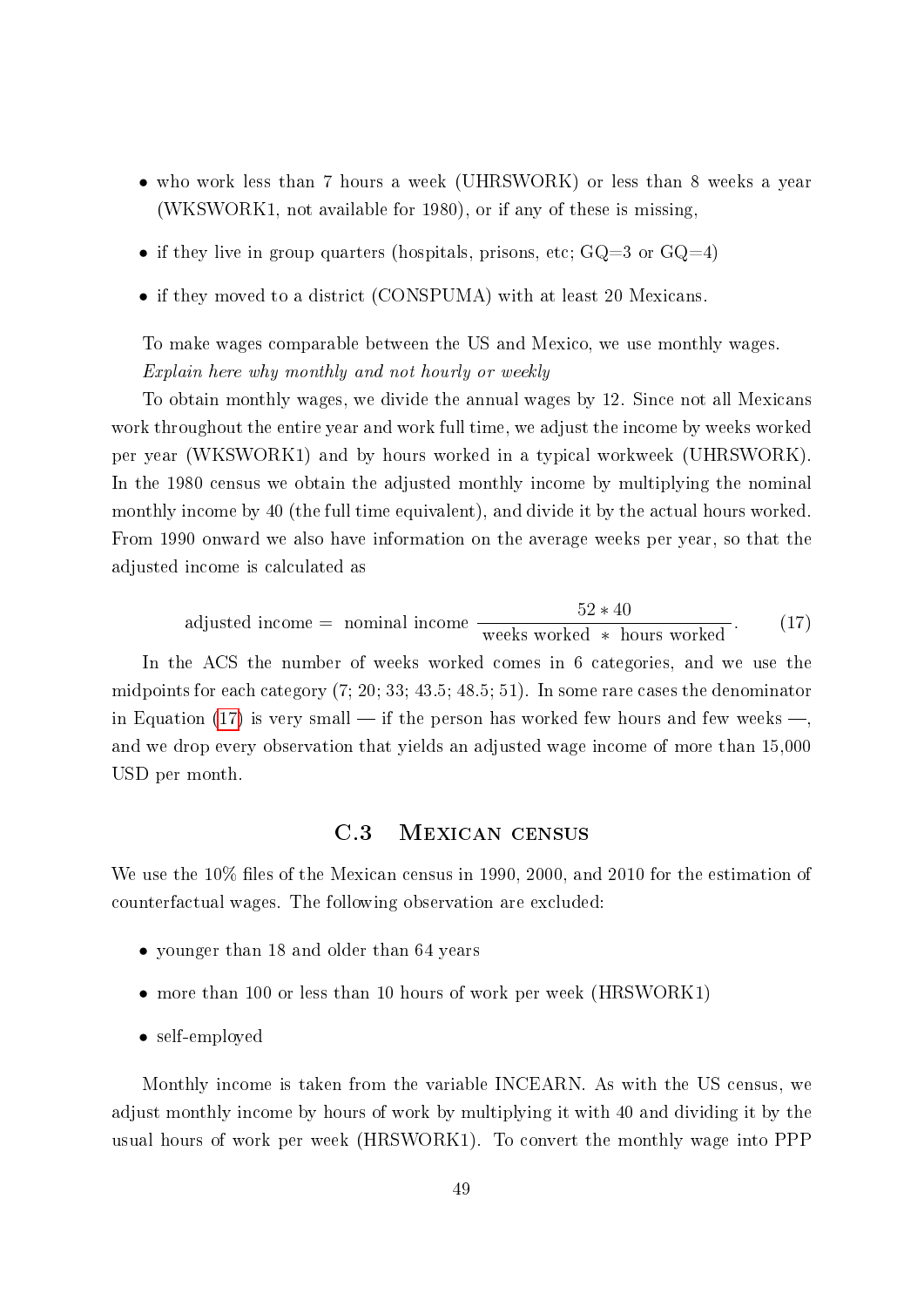- who work less than 7 hours a week (UHRSWORK) or less than 8 weeks a year (WKSWORK1, not available for 1980), or if any of these is missing,
- if they live in group quarters (hospitals, prisons, etc; GQ=3 or GQ=4)
- if they moved to a district (CONSPUMA) with at least 20 Mexicans.

To make wages comparable between the US and Mexico, we use monthly wages. *Explain here why monthly and not hourly or weekly*

To obtain monthly wages, we divide the annual wages by 12. Since not all Mexicans work throughout the entire year and work full time, we adjust the income by weeks worked per year (WKSWORK1) and by hours worked in a typical workweek (UHRSWORK). In the 1980 census we obtain the adjusted monthly income by multiplying the nominal monthly income by 40 (the full time equivalent), and divide it by the actual hours worked. From 1990 onward we also have information on the average weeks per year, so that the adjusted income is calculated as

$$\text{adjusted income} = \text{ nominal income } \frac{52 * 40}{\text{weeks worked } * \text{ hours worked}}. \tag{17}$$

In the ACS the number of weeks worked comes in 6 categories, and we use the midpoints for each category (7; 20; 33; 43.5; 48.5; 51). In some rare cases the denominator in Equation (17) is very small — if the person has worked few hours and few weeks —, and we drop every observation that yields an adjusted wage income of more than 15,000 USD per month.

### C.3 Mexican census

We use the 10% files of the Mexican census in 1990, 2000, and 2010 for the estimation of counterfactual wages. The following observation are excluded:

- younger than 18 and older than 64 years
- more than 100 or less than 10 hours of work per week (HRSWORK1)
- self-employed

Monthly income is taken from the variable INCEARN. As with the US census, we adjust monthly income by hours of work by multiplying it with 40 and dividing it by the usual hours of work per week (HRSWORK1). To convert the monthly wage into PPP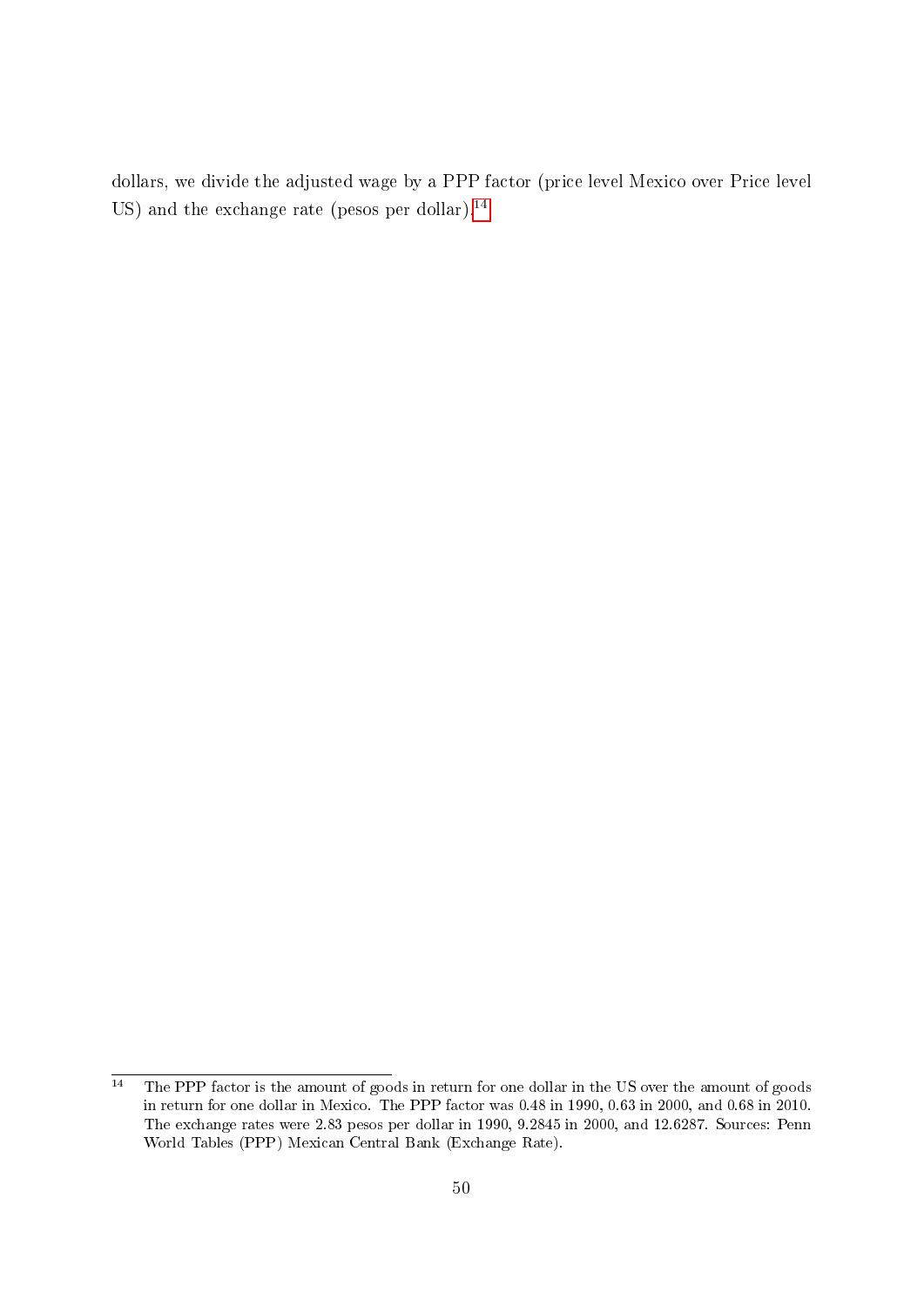dollars, we divide the adjusted wage by a PPP factor (price level Mexico over Price level US) and the exchange rate (pesos per dollar).[14]

---

[14] The PPP factor is the amount of goods in return for one dollar in the US over the amount of goods in return for one dollar in Mexico. The PPP factor was 0.48 in 1990, 0.63 in 2000, and 0.68 in 2010. The exchange rates were 2.83 pesos per dollar in 1990, 9.2845 in 2000, and 12.6287. Sources: Penn World Tables (PPP) Mexican Central Bank (Exchange Rate).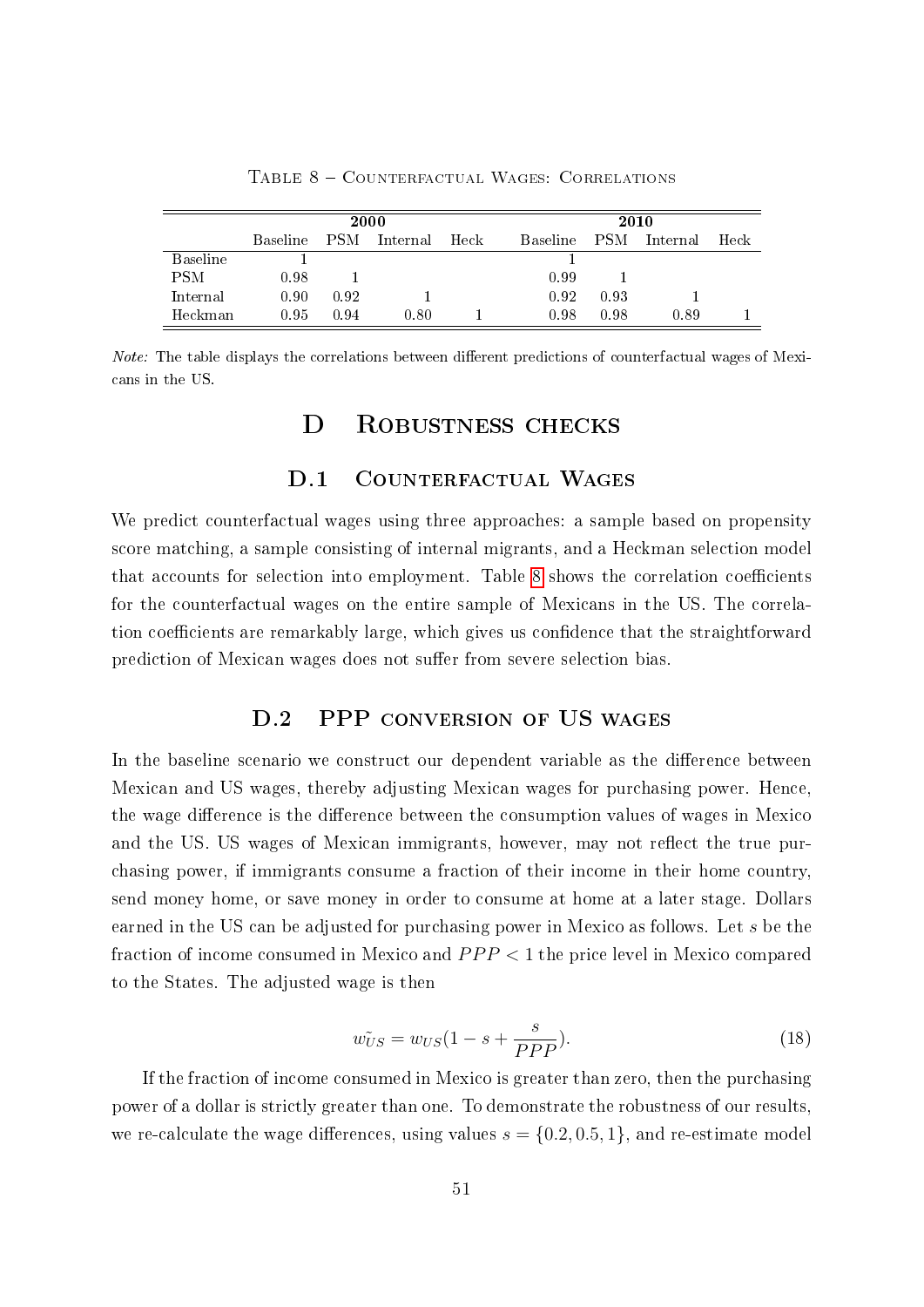Table 8 – Counterfactual Wages: Correlations

| | 2000 | | | | 2010 | | | |
|---|---|---|---|---|---|---|---|---|
| | Baseline | PSM | Internal | Heck | Baseline | PSM | Internal | Heck |
| Baseline | 1 | | | | 1 | | | |
| PSM | 0.98 | 1 | | | 0.99 | 1 | | |
| Internal | 0.90 | 0.92 | 1 | | 0.92 | 0.93 | 1 | |
| Heckman | 0.95 | 0.94 | 0.80 | 1 | 0.98 | 0.98 | 0.89 | 1 |

*Note:* The table displays the correlations between different predictions of counterfactual wages of Mexicans in the US.

# D Robustness checks

## D.1 Counterfactual Wages

We predict counterfactual wages using three approaches: a sample based on propensity score matching, a sample consisting of internal migrants, and a Heckman selection model that accounts for selection into employment. Table 8 shows the correlation coefficients for the counterfactual wages on the entire sample of Mexicans in the US. The correlation coefficients are remarkably large, which gives us confidence that the straightforward prediction of Mexican wages does not suffer from severe selection bias.

## D.2 PPP conversion of US wages

In the baseline scenario we construct our dependent variable as the difference between Mexican and US wages, thereby adjusting Mexican wages for purchasing power. Hence, the wage difference is the difference between the consumption values of wages in Mexico and the US. US wages of Mexican immigrants, however, may not reflect the true purchasing power, if immigrants consume a fraction of their income in their home country, send money home, or save money in order to consume at home at a later stage. Dollars earned in the US can be adjusted for purchasing power in Mexico as follows. Let $s$ be the fraction of income consumed in Mexico and $PPP < 1$ the price level in Mexico compared to the States. The adjusted wage is then

$$\tilde{w_{US}} = w_{US}(1 - s + \frac{s}{PPP}). \tag{18}$$

If the fraction of income consumed in Mexico is greater than zero, then the purchasing power of a dollar is strictly greater than one. To demonstrate the robustness of our results, we re-calculate the wage differences, using values $s = \{0.2, 0.5, 1\}$, and re-estimate model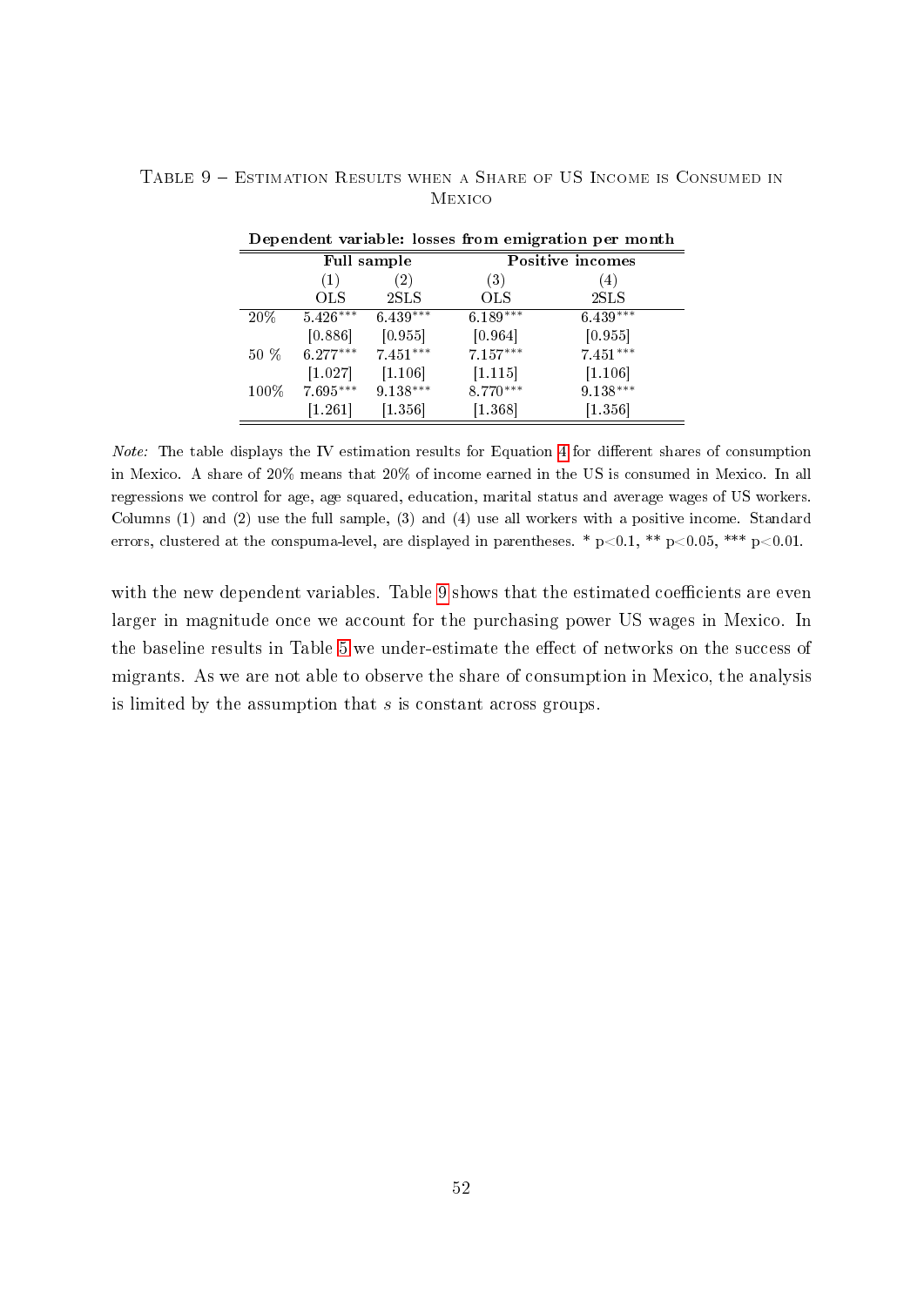Table 9 – Estimation Results when a Share of US Income is Consumed in Mexico

| Dependent variable: losses from emigration per month | | | | |
|---|---|---|---|---|
| | Full sample | | Positive incomes | |
| | (1) | (2) | (3) | (4) |
| | OLS | 2SLS | OLS | 2SLS |
| 20% | 5.426*** | 6.439*** | 6.189*** | 6.439*** |
| | [0.886] | [0.955] | [0.964] | [0.955] |
| 50 % | 6.277*** | 7.451*** | 7.157*** | 7.451*** |
| | [1.027] | [1.106] | [1.115] | [1.106] |
| 100% | 7.695*** | 9.138*** | 8.770*** | 9.138*** |
| | [1.261] | [1.356] | [1.368] | [1.356] |

*Note:* The table displays the IV estimation results for Equation 4 for different shares of consumption in Mexico. A share of 20% means that 20% of income earned in the US is consumed in Mexico. In all regressions we control for age, age squared, education, marital status and average wages of US workers. Columns (1) and (2) use the full sample, (3) and (4) use all workers with a positive income. Standard errors, clustered at the conspuma-level, are displayed in parentheses. * p<0.1, ** p<0.05, *** p<0.01.

with the new dependent variables. Table 9 shows that the estimated coefficients are even larger in magnitude once we account for the purchasing power US wages in Mexico. In the baseline results in Table 5 we under-estimate the effect of networks on the success of migrants. As we are not able to observe the share of consumption in Mexico, the analysis is limited by the assumption that $s$ is constant across groups.